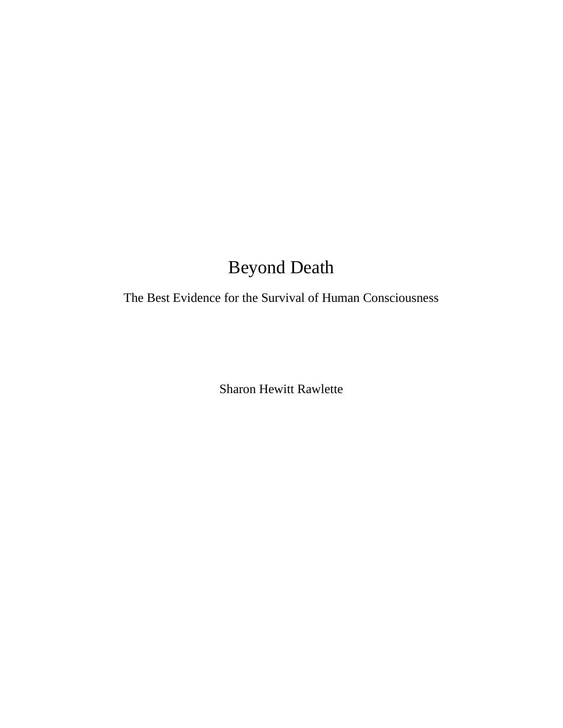# Beyond Death

The Best Evidence for the Survival of Human Consciousness

Sharon Hewitt Rawlette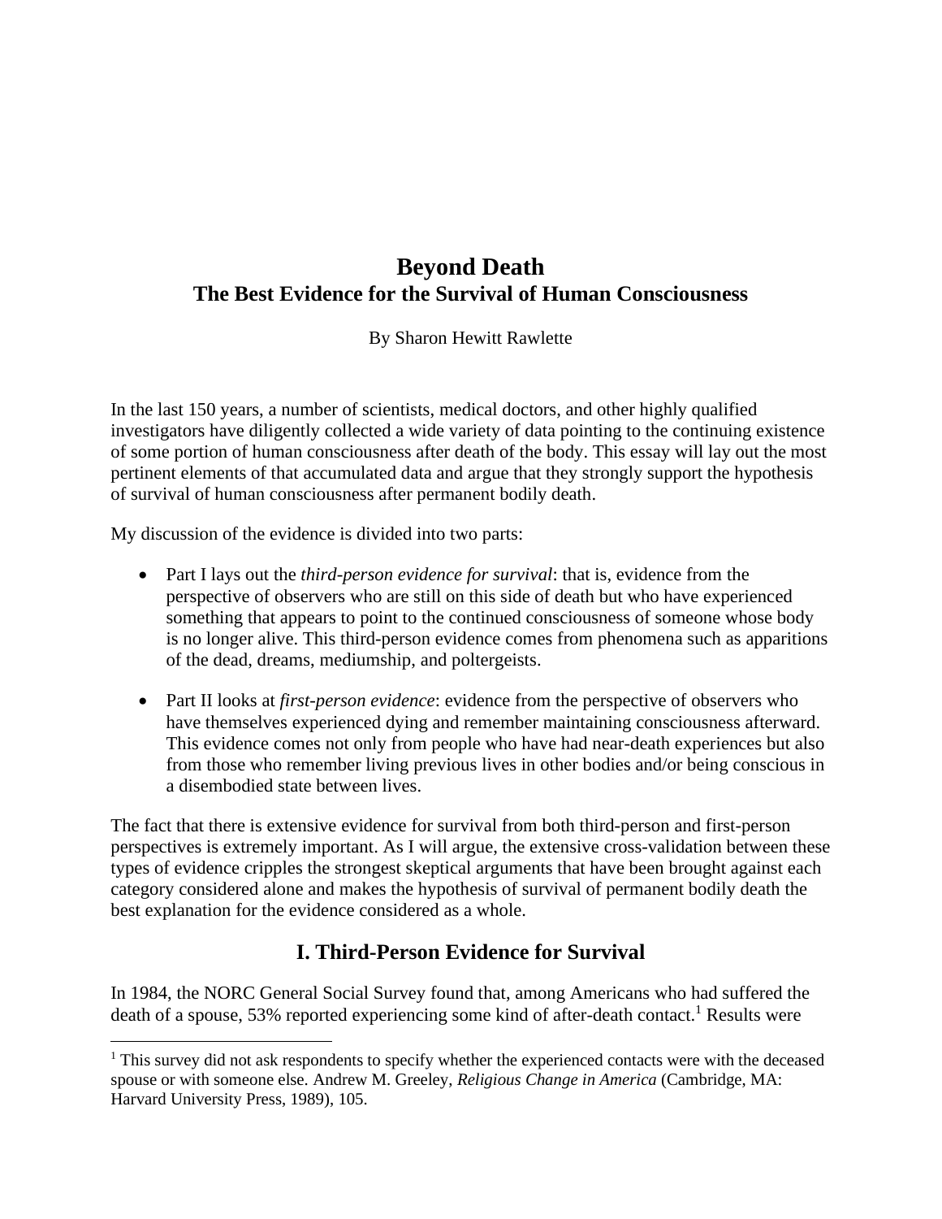# Beyond Death
## The Best Evidence for the Survival of Human Consciousness

By Sharon Hewitt Rawlette

In the last 150 years, a number of scientists, medical doctors, and other highly qualified investigators have diligently collected a wide variety of data pointing to the continuing existence of some portion of human consciousness after death of the body. This essay will lay out the most pertinent elements of that accumulated data and argue that they strongly support the hypothesis of survival of human consciousness after permanent bodily death.

My discussion of the evidence is divided into two parts:

- Part I lays out the *third-person evidence for survival*: that is, evidence from the perspective of observers who are still on this side of death but who have experienced something that appears to point to the continued consciousness of someone whose body is no longer alive. This third-person evidence comes from phenomena such as apparitions of the dead, dreams, mediumship, and poltergeists.
- Part II looks at *first-person evidence*: evidence from the perspective of observers who have themselves experienced dying and remember maintaining consciousness afterward. This evidence comes not only from people who have had near-death experiences but also from those who remember living previous lives in other bodies and/or being conscious in a disembodied state between lives.

The fact that there is extensive evidence for survival from both third-person and first-person perspectives is extremely important. As I will argue, the extensive cross-validation between these types of evidence cripples the strongest skeptical arguments that have been brought against each category considered alone and makes the hypothesis of survival of permanent bodily death the best explanation for the evidence considered as a whole.

## I. Third-Person Evidence for Survival

In 1984, the NORC General Social Survey found that, among Americans who had suffered the death of a spouse, 53% reported experiencing some kind of after-death contact.[1] Results were

[1] This survey did not ask respondents to specify whether the experienced contacts were with the deceased spouse or with someone else. Andrew M. Greeley, *Religious Change in America* (Cambridge, MA: Harvard University Press, 1989), 105.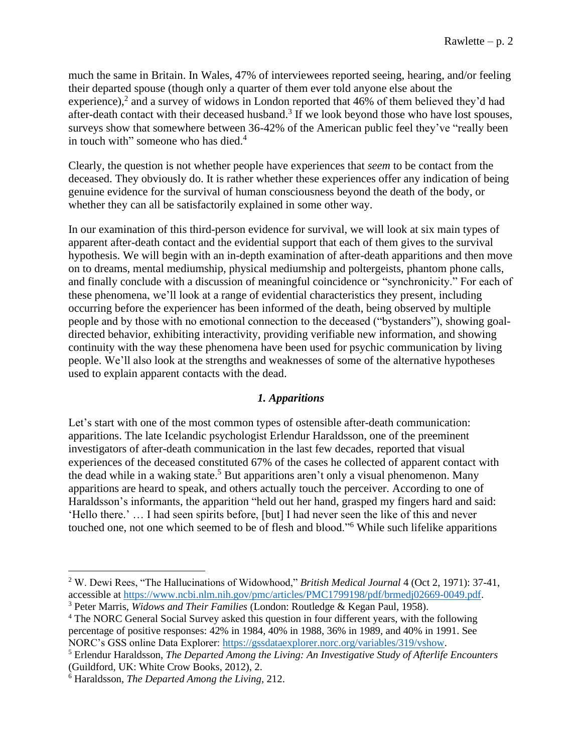much the same in Britain. In Wales, 47% of interviewees reported seeing, hearing, and/or feeling their departed spouse (though only a quarter of them ever told anyone else about the experience),[2] and a survey of widows in London reported that 46% of them believed they'd had after-death contact with their deceased husband.[3] If we look beyond those who have lost spouses, surveys show that somewhere between 36-42% of the American public feel they've "really been in touch with" someone who has died.[4]

Clearly, the question is not whether people have experiences that *seem* to be contact from the deceased. They obviously do. It is rather whether these experiences offer any indication of being genuine evidence for the survival of human consciousness beyond the death of the body, or whether they can all be satisfactorily explained in some other way.

In our examination of this third-person evidence for survival, we will look at six main types of apparent after-death contact and the evidential support that each of them gives to the survival hypothesis. We will begin with an in-depth examination of after-death apparitions and then move on to dreams, mental mediumship, physical mediumship and poltergeists, phantom phone calls, and finally conclude with a discussion of meaningful coincidence or "synchronicity." For each of these phenomena, we'll look at a range of evidential characteristics they present, including occurring before the experiencer has been informed of the death, being observed by multiple people and by those with no emotional connection to the deceased ("bystanders"), showing goal-directed behavior, exhibiting interactivity, providing verifiable new information, and showing continuity with the way these phenomena have been used for psychic communication by living people. We'll also look at the strengths and weaknesses of some of the alternative hypotheses used to explain apparent contacts with the dead.

## *1. Apparitions*

Let's start with one of the most common types of ostensible after-death communication: apparitions. The late Icelandic psychologist Erlendur Haraldsson, one of the preeminent investigators of after-death communication in the last few decades, reported that visual experiences of the deceased constituted 67% of the cases he collected of apparent contact with the dead while in a waking state.[5] But apparitions aren't only a visual phenomenon. Many apparitions are heard to speak, and others actually touch the perceiver. According to one of Haraldsson's informants, the apparition "held out her hand, grasped my fingers hard and said: 'Hello there.' … I had seen spirits before, [but] I had never seen the like of this and never touched one, not one which seemed to be of flesh and blood."[6] While such lifelike apparitions

---

[2] W. Dewi Rees, "The Hallucinations of Widowhood," *British Medical Journal* 4 (Oct 2, 1971): 37-41, accessible at https://www.ncbi.nlm.nih.gov/pmc/articles/PMC1799198/pdf/brmedj02669-0049.pdf.

[3] Peter Marris, *Widows and Their Families* (London: Routledge & Kegan Paul, 1958).

[4] The NORC General Social Survey asked this question in four different years, with the following percentage of positive responses: 42% in 1984, 40% in 1988, 36% in 1989, and 40% in 1991. See NORC's GSS online Data Explorer: https://gssdataexplorer.norc.org/variables/319/vshow.

[5] Erlendur Haraldsson, *The Departed Among the Living: An Investigative Study of Afterlife Encounters* (Guildford, UK: White Crow Books, 2012), 2.

[6] Haraldsson, *The Departed Among the Living*, 212.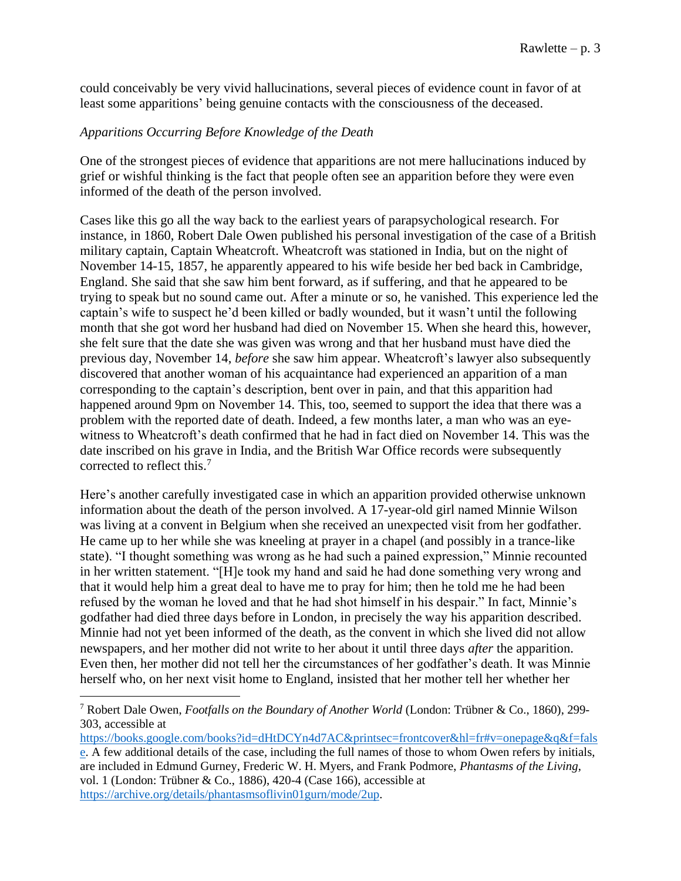could conceivably be very vivid hallucinations, several pieces of evidence count in favor of at least some apparitions' being genuine contacts with the consciousness of the deceased.

*Apparitions Occurring Before Knowledge of the Death*

One of the strongest pieces of evidence that apparitions are not mere hallucinations induced by grief or wishful thinking is the fact that people often see an apparition before they were even informed of the death of the person involved.

Cases like this go all the way back to the earliest years of parapsychological research. For instance, in 1860, Robert Dale Owen published his personal investigation of the case of a British military captain, Captain Wheatcroft. Wheatcroft was stationed in India, but on the night of November 14-15, 1857, he apparently appeared to his wife beside her bed back in Cambridge, England. She said that she saw him bent forward, as if suffering, and that he appeared to be trying to speak but no sound came out. After a minute or so, he vanished. This experience led the captain's wife to suspect he'd been killed or badly wounded, but it wasn't until the following month that she got word her husband had died on November 15. When she heard this, however, she felt sure that the date she was given was wrong and that her husband must have died the previous day, November 14, *before* she saw him appear. Wheatcroft's lawyer also subsequently discovered that another woman of his acquaintance had experienced an apparition of a man corresponding to the captain's description, bent over in pain, and that this apparition had happened around 9pm on November 14. This, too, seemed to support the idea that there was a problem with the reported date of death. Indeed, a few months later, a man who was an eye-witness to Wheatcroft's death confirmed that he had in fact died on November 14. This was the date inscribed on his grave in India, and the British War Office records were subsequently corrected to reflect this.[7]

Here's another carefully investigated case in which an apparition provided otherwise unknown information about the death of the person involved. A 17-year-old girl named Minnie Wilson was living at a convent in Belgium when she received an unexpected visit from her godfather. He came up to her while she was kneeling at prayer in a chapel (and possibly in a trance-like state). "I thought something was wrong as he had such a pained expression," Minnie recounted in her written statement. "[H]e took my hand and said he had done something very wrong and that it would help him a great deal to have me to pray for him; then he told me he had been refused by the woman he loved and that he had shot himself in his despair." In fact, Minnie's godfather had died three days before in London, in precisely the way his apparition described. Minnie had not yet been informed of the death, as the convent in which she lived did not allow newspapers, and her mother did not write to her about it until three days *after* the apparition. Even then, her mother did not tell her the circumstances of her godfather's death. It was Minnie herself who, on her next visit home to England, insisted that her mother tell her whether her

---

[7] Robert Dale Owen, *Footfalls on the Boundary of Another World* (London: Trübner & Co., 1860), 299-303, accessible at https://books.google.com/books?id=dHtDCYn4d7AC&printsec=frontcover&hl=fr#v=onepage&q&f=false. A few additional details of the case, including the full names of those to whom Owen refers by initials, are included in Edmund Gurney, Frederic W. H. Myers, and Frank Podmore, *Phantasms of the Living*, vol. 1 (London: Trübner & Co., 1886), 420-4 (Case 166), accessible at https://archive.org/details/phantasmsoflivin01gurn/mode/2up.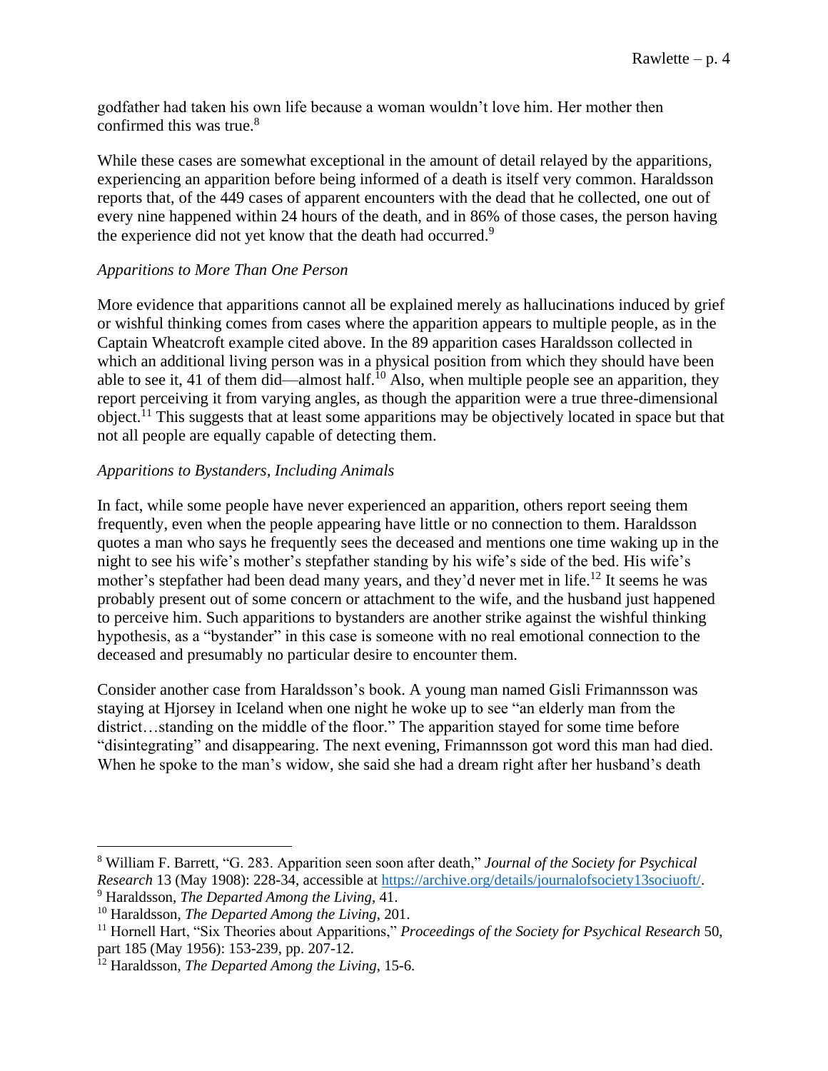godfather had taken his own life because a woman wouldn't love him. Her mother then confirmed this was true.[8]

While these cases are somewhat exceptional in the amount of detail relayed by the apparitions, experiencing an apparition before being informed of a death is itself very common. Haraldsson reports that, of the 449 cases of apparent encounters with the dead that he collected, one out of every nine happened within 24 hours of the death, and in 86% of those cases, the person having the experience did not yet know that the death had occurred.[9]

### *Apparitions to More Than One Person*

More evidence that apparitions cannot all be explained merely as hallucinations induced by grief or wishful thinking comes from cases where the apparition appears to multiple people, as in the Captain Wheatcroft example cited above. In the 89 apparition cases Haraldsson collected in which an additional living person was in a physical position from which they should have been able to see it, 41 of them did—almost half.[10] Also, when multiple people see an apparition, they report perceiving it from varying angles, as though the apparition were a true three-dimensional object.[11] This suggests that at least some apparitions may be objectively located in space but that not all people are equally capable of detecting them.

### *Apparitions to Bystanders, Including Animals*

In fact, while some people have never experienced an apparition, others report seeing them frequently, even when the people appearing have little or no connection to them. Haraldsson quotes a man who says he frequently sees the deceased and mentions one time waking up in the night to see his wife's mother's stepfather standing by his wife's side of the bed. His wife's mother's stepfather had been dead many years, and they'd never met in life.[12] It seems he was probably present out of some concern or attachment to the wife, and the husband just happened to perceive him. Such apparitions to bystanders are another strike against the wishful thinking hypothesis, as a "bystander" in this case is someone with no real emotional connection to the deceased and presumably no particular desire to encounter them.

Consider another case from Haraldsson's book. A young man named Gisli Frimannsson was staying at Hjorsey in Iceland when one night he woke up to see "an elderly man from the district…standing on the middle of the floor." The apparition stayed for some time before "disintegrating" and disappearing. The next evening, Frimannsson got word this man had died. When he spoke to the man's widow, she said she had a dream right after her husband's death

---

[8] William F. Barrett, "G. 283. Apparition seen soon after death," *Journal of the Society for Psychical Research* 13 (May 1908): 228-34, accessible at https://archive.org/details/journalofsociety13sociuoft/.

[9] Haraldsson, *The Departed Among the Living*, 41.

[10] Haraldsson, *The Departed Among the Living*, 201.

[11] Hornell Hart, "Six Theories about Apparitions," *Proceedings of the Society for Psychical Research* 50, part 185 (May 1956): 153-239, pp. 207-12.

[12] Haraldsson, *The Departed Among the Living*, 15-6.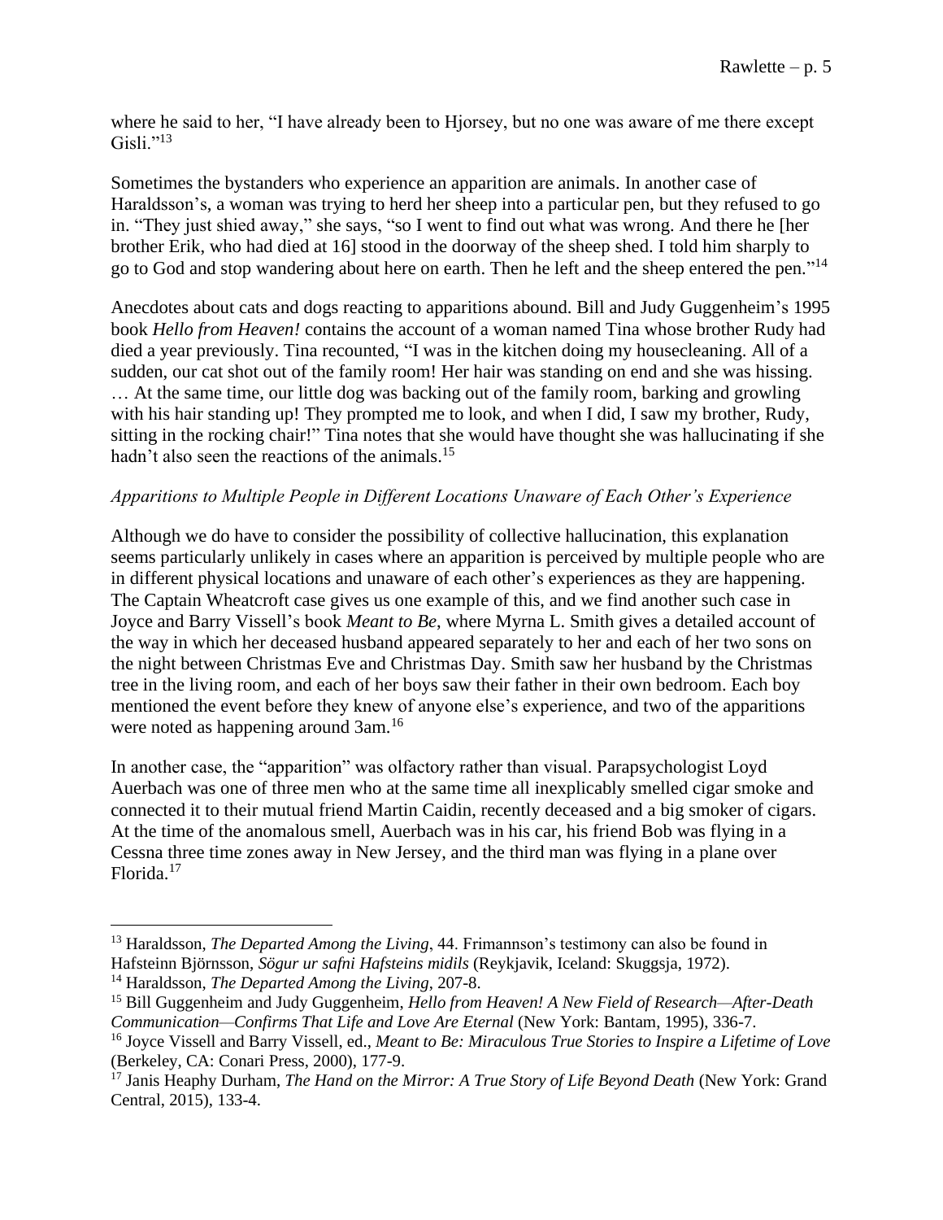where he said to her, "I have already been to Hjorsey, but no one was aware of me there except Gisli."[13]

Sometimes the bystanders who experience an apparition are animals. In another case of Haraldsson's, a woman was trying to herd her sheep into a particular pen, but they refused to go in. "They just shied away," she says, "so I went to find out what was wrong. And there he [her brother Erik, who had died at 16] stood in the doorway of the sheep shed. I told him sharply to go to God and stop wandering about here on earth. Then he left and the sheep entered the pen."[14]

Anecdotes about cats and dogs reacting to apparitions abound. Bill and Judy Guggenheim's 1995 book *Hello from Heaven!* contains the account of a woman named Tina whose brother Rudy had died a year previously. Tina recounted, "I was in the kitchen doing my housecleaning. All of a sudden, our cat shot out of the family room! Her hair was standing on end and she was hissing. … At the same time, our little dog was backing out of the family room, barking and growling with his hair standing up! They prompted me to look, and when I did, I saw my brother, Rudy, sitting in the rocking chair!" Tina notes that she would have thought she was hallucinating if she hadn't also seen the reactions of the animals.[15]

*Apparitions to Multiple People in Different Locations Unaware of Each Other's Experience*

Although we do have to consider the possibility of collective hallucination, this explanation seems particularly unlikely in cases where an apparition is perceived by multiple people who are in different physical locations and unaware of each other's experiences as they are happening. The Captain Wheatcroft case gives us one example of this, and we find another such case in Joyce and Barry Vissell's book *Meant to Be*, where Myrna L. Smith gives a detailed account of the way in which her deceased husband appeared separately to her and each of her two sons on the night between Christmas Eve and Christmas Day. Smith saw her husband by the Christmas tree in the living room, and each of her boys saw their father in their own bedroom. Each boy mentioned the event before they knew of anyone else's experience, and two of the apparitions were noted as happening around 3am.[16]

In another case, the "apparition" was olfactory rather than visual. Parapsychologist Loyd Auerbach was one of three men who at the same time all inexplicably smelled cigar smoke and connected it to their mutual friend Martin Caidin, recently deceased and a big smoker of cigars. At the time of the anomalous smell, Auerbach was in his car, his friend Bob was flying in a Cessna three time zones away in New Jersey, and the third man was flying in a plane over Florida.[17]

---

[13] Haraldsson, *The Departed Among the Living*, 44. Frimannson's testimony can also be found in Hafsteinn Björnsson, *Sögur ur safni Hafsteins midils* (Reykjavik, Iceland: Skuggsja, 1972).

[14] Haraldsson, *The Departed Among the Living*, 207-8.

[15] Bill Guggenheim and Judy Guggenheim, *Hello from Heaven! A New Field of Research—After-Death Communication—Confirms That Life and Love Are Eternal* (New York: Bantam, 1995), 336-7.

[16] Joyce Vissell and Barry Vissell, ed., *Meant to Be: Miraculous True Stories to Inspire a Lifetime of Love* (Berkeley, CA: Conari Press, 2000), 177-9.

[17] Janis Heaphy Durham, *The Hand on the Mirror: A True Story of Life Beyond Death* (New York: Grand Central, 2015), 133-4.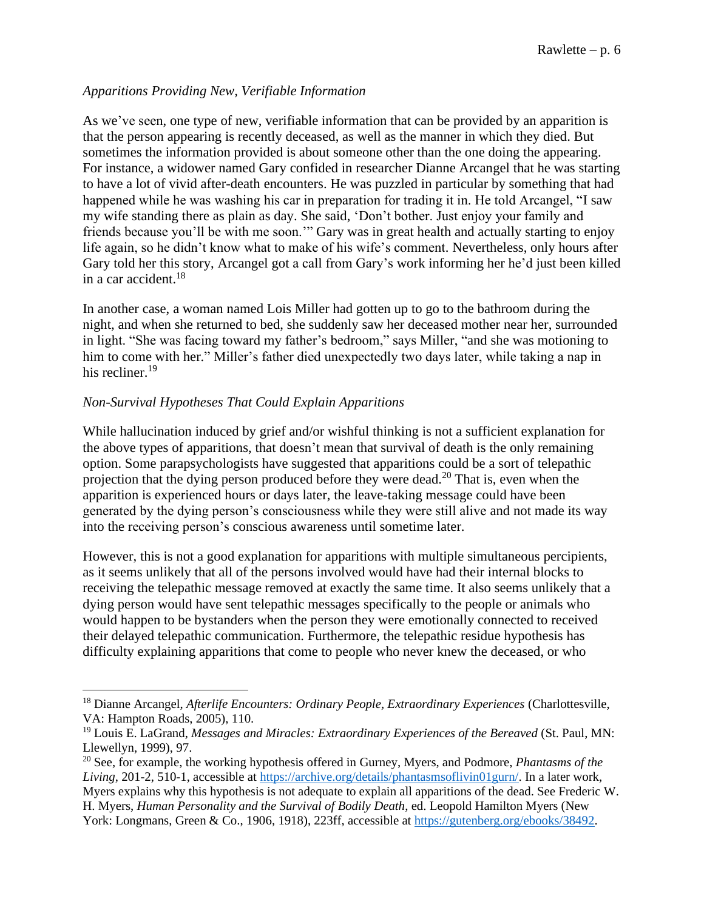### *Apparitions Providing New, Verifiable Information*

As we've seen, one type of new, verifiable information that can be provided by an apparition is that the person appearing is recently deceased, as well as the manner in which they died. But sometimes the information provided is about someone other than the one doing the appearing. For instance, a widower named Gary confided in researcher Dianne Arcangel that he was starting to have a lot of vivid after-death encounters. He was puzzled in particular by something that had happened while he was washing his car in preparation for trading it in. He told Arcangel, "I saw my wife standing there as plain as day. She said, 'Don't bother. Just enjoy your family and friends because you'll be with me soon.'" Gary was in great health and actually starting to enjoy life again, so he didn't know what to make of his wife's comment. Nevertheless, only hours after Gary told her this story, Arcangel got a call from Gary's work informing her he'd just been killed in a car accident.[18]

In another case, a woman named Lois Miller had gotten up to go to the bathroom during the night, and when she returned to bed, she suddenly saw her deceased mother near her, surrounded in light. "She was facing toward my father's bedroom," says Miller, "and she was motioning to him to come with her." Miller's father died unexpectedly two days later, while taking a nap in his recliner.[19]

### *Non-Survival Hypotheses That Could Explain Apparitions*

While hallucination induced by grief and/or wishful thinking is not a sufficient explanation for the above types of apparitions, that doesn't mean that survival of death is the only remaining option. Some parapsychologists have suggested that apparitions could be a sort of telepathic projection that the dying person produced before they were dead.[20] That is, even when the apparition is experienced hours or days later, the leave-taking message could have been generated by the dying person's consciousness while they were still alive and not made its way into the receiving person's conscious awareness until sometime later.

However, this is not a good explanation for apparitions with multiple simultaneous percipients, as it seems unlikely that all of the persons involved would have had their internal blocks to receiving the telepathic message removed at exactly the same time. It also seems unlikely that a dying person would have sent telepathic messages specifically to the people or animals who would happen to be bystanders when the person they were emotionally connected to received their delayed telepathic communication. Furthermore, the telepathic residue hypothesis has difficulty explaining apparitions that come to people who never knew the deceased, or who

---

[18] Dianne Arcangel, *Afterlife Encounters: Ordinary People, Extraordinary Experiences* (Charlottesville, VA: Hampton Roads, 2005), 110.

[19] Louis E. LaGrand, *Messages and Miracles: Extraordinary Experiences of the Bereaved* (St. Paul, MN: Llewellyn, 1999), 97.

[20] See, for example, the working hypothesis offered in Gurney, Myers, and Podmore, *Phantasms of the Living*, 201-2, 510-1, accessible at https://archive.org/details/phantasmsoflivin01gurn/. In a later work, Myers explains why this hypothesis is not adequate to explain all apparitions of the dead. See Frederic W. H. Myers, *Human Personality and the Survival of Bodily Death*, ed. Leopold Hamilton Myers (New York: Longmans, Green & Co., 1906, 1918), 223ff, accessible at https://gutenberg.org/ebooks/38492.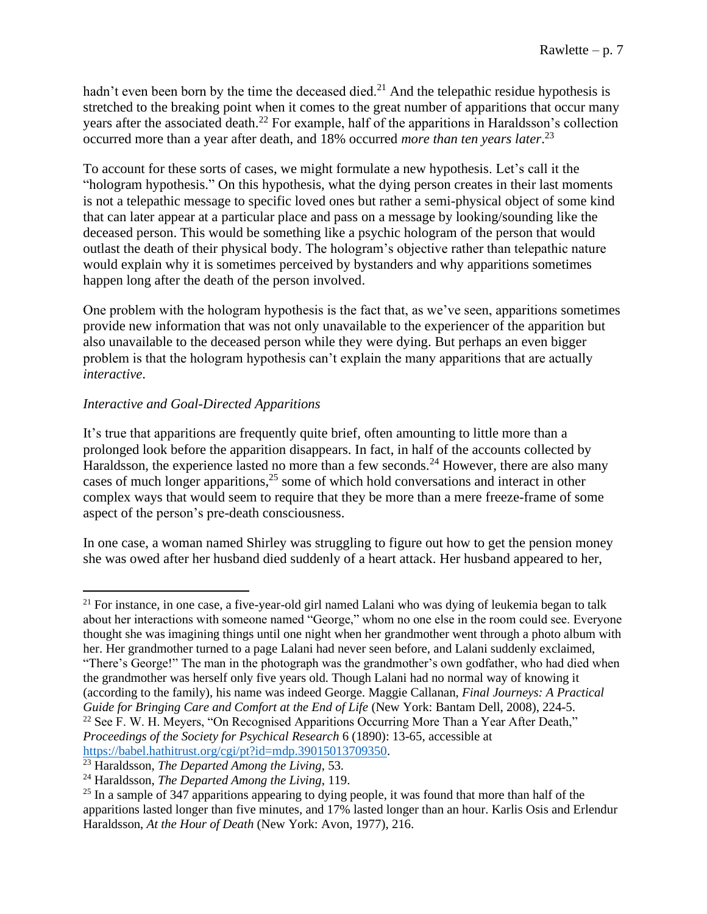hadn't even been born by the time the deceased died.[21] And the telepathic residue hypothesis is stretched to the breaking point when it comes to the great number of apparitions that occur many years after the associated death.[22] For example, half of the apparitions in Haraldsson's collection occurred more than a year after death, and 18% occurred *more than ten years later*.[23]

To account for these sorts of cases, we might formulate a new hypothesis. Let's call it the "hologram hypothesis." On this hypothesis, what the dying person creates in their last moments is not a telepathic message to specific loved ones but rather a semi-physical object of some kind that can later appear at a particular place and pass on a message by looking/sounding like the deceased person. This would be something like a psychic hologram of the person that would outlast the death of their physical body. The hologram's objective rather than telepathic nature would explain why it is sometimes perceived by bystanders and why apparitions sometimes happen long after the death of the person involved.

One problem with the hologram hypothesis is the fact that, as we've seen, apparitions sometimes provide new information that was not only unavailable to the experiencer of the apparition but also unavailable to the deceased person while they were dying. But perhaps an even bigger problem is that the hologram hypothesis can't explain the many apparitions that are actually *interactive*.

### *Interactive and Goal-Directed Apparitions*

It's true that apparitions are frequently quite brief, often amounting to little more than a prolonged look before the apparition disappears. In fact, in half of the accounts collected by Haraldsson, the experience lasted no more than a few seconds.[24] However, there are also many cases of much longer apparitions,[25] some of which hold conversations and interact in other complex ways that would seem to require that they be more than a mere freeze-frame of some aspect of the person's pre-death consciousness.

In one case, a woman named Shirley was struggling to figure out how to get the pension money she was owed after her husband died suddenly of a heart attack. Her husband appeared to her,

---

[21] For instance, in one case, a five-year-old girl named Lalani who was dying of leukemia began to talk about her interactions with someone named "George," whom no one else in the room could see. Everyone thought she was imagining things until one night when her grandmother went through a photo album with her. Her grandmother turned to a page Lalani had never seen before, and Lalani suddenly exclaimed, "There's George!" The man in the photograph was the grandmother's own godfather, who had died when the grandmother was herself only five years old. Though Lalani had no normal way of knowing it (according to the family), his name was indeed George. Maggie Callanan, *Final Journeys: A Practical Guide for Bringing Care and Comfort at the End of Life* (New York: Bantam Dell, 2008), 224-5.

[22] See F. W. H. Meyers, "On Recognised Apparitions Occurring More Than a Year After Death," *Proceedings of the Society for Psychical Research* 6 (1890): 13-65, accessible at https://babel.hathitrust.org/cgi/pt?id=mdp.39015013709350.

[23] Haraldsson, *The Departed Among the Living*, 53.

[24] Haraldsson, *The Departed Among the Living*, 119.

[25] In a sample of 347 apparitions appearing to dying people, it was found that more than half of the apparitions lasted longer than five minutes, and 17% lasted longer than an hour. Karlis Osis and Erlendur Haraldsson, *At the Hour of Death* (New York: Avon, 1977), 216.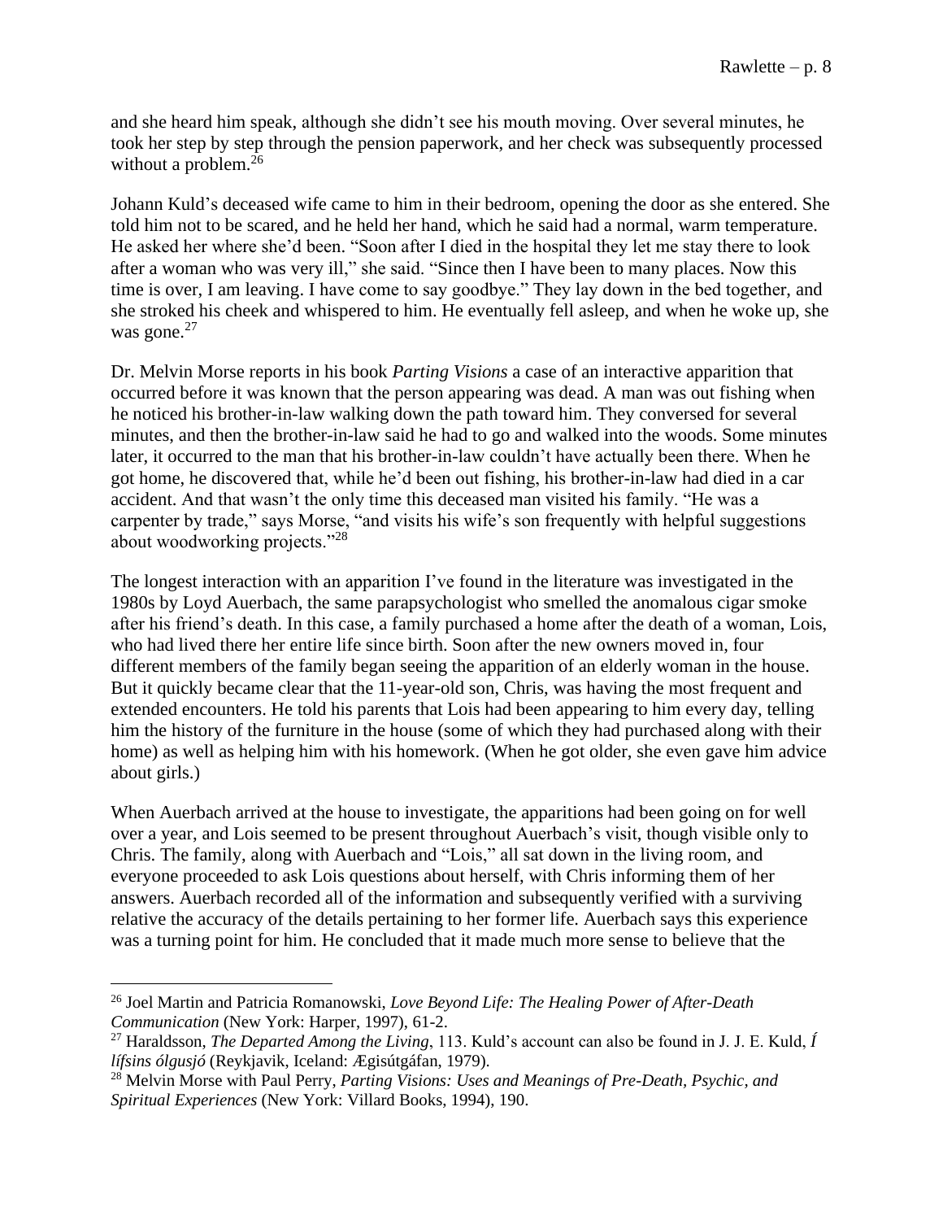and she heard him speak, although she didn't see his mouth moving. Over several minutes, he took her step by step through the pension paperwork, and her check was subsequently processed without a problem.[26]

Johann Kuld's deceased wife came to him in their bedroom, opening the door as she entered. She told him not to be scared, and he held her hand, which he said had a normal, warm temperature. He asked her where she'd been. "Soon after I died in the hospital they let me stay there to look after a woman who was very ill," she said. "Since then I have been to many places. Now this time is over, I am leaving. I have come to say goodbye." They lay down in the bed together, and she stroked his cheek and whispered to him. He eventually fell asleep, and when he woke up, she was gone.[27]

Dr. Melvin Morse reports in his book *Parting Visions* a case of an interactive apparition that occurred before it was known that the person appearing was dead. A man was out fishing when he noticed his brother-in-law walking down the path toward him. They conversed for several minutes, and then the brother-in-law said he had to go and walked into the woods. Some minutes later, it occurred to the man that his brother-in-law couldn't have actually been there. When he got home, he discovered that, while he'd been out fishing, his brother-in-law had died in a car accident. And that wasn't the only time this deceased man visited his family. "He was a carpenter by trade," says Morse, "and visits his wife's son frequently with helpful suggestions about woodworking projects."[28]

The longest interaction with an apparition I've found in the literature was investigated in the 1980s by Loyd Auerbach, the same parapsychologist who smelled the anomalous cigar smoke after his friend's death. In this case, a family purchased a home after the death of a woman, Lois, who had lived there her entire life since birth. Soon after the new owners moved in, four different members of the family began seeing the apparition of an elderly woman in the house. But it quickly became clear that the 11-year-old son, Chris, was having the most frequent and extended encounters. He told his parents that Lois had been appearing to him every day, telling him the history of the furniture in the house (some of which they had purchased along with their home) as well as helping him with his homework. (When he got older, she even gave him advice about girls.)

When Auerbach arrived at the house to investigate, the apparitions had been going on for well over a year, and Lois seemed to be present throughout Auerbach's visit, though visible only to Chris. The family, along with Auerbach and "Lois," all sat down in the living room, and everyone proceeded to ask Lois questions about herself, with Chris informing them of her answers. Auerbach recorded all of the information and subsequently verified with a surviving relative the accuracy of the details pertaining to her former life. Auerbach says this experience was a turning point for him. He concluded that it made much more sense to believe that the

---

[26] Joel Martin and Patricia Romanowski, *Love Beyond Life: The Healing Power of After-Death Communication* (New York: Harper, 1997), 61-2.

[27] Haraldsson, *The Departed Among the Living*, 113. Kuld's account can also be found in J. J. E. Kuld, *Í lífsins ólgusjó* (Reykjavik, Iceland: Ægisútgáfan, 1979).

[28] Melvin Morse with Paul Perry, *Parting Visions: Uses and Meanings of Pre-Death, Psychic, and Spiritual Experiences* (New York: Villard Books, 1994), 190.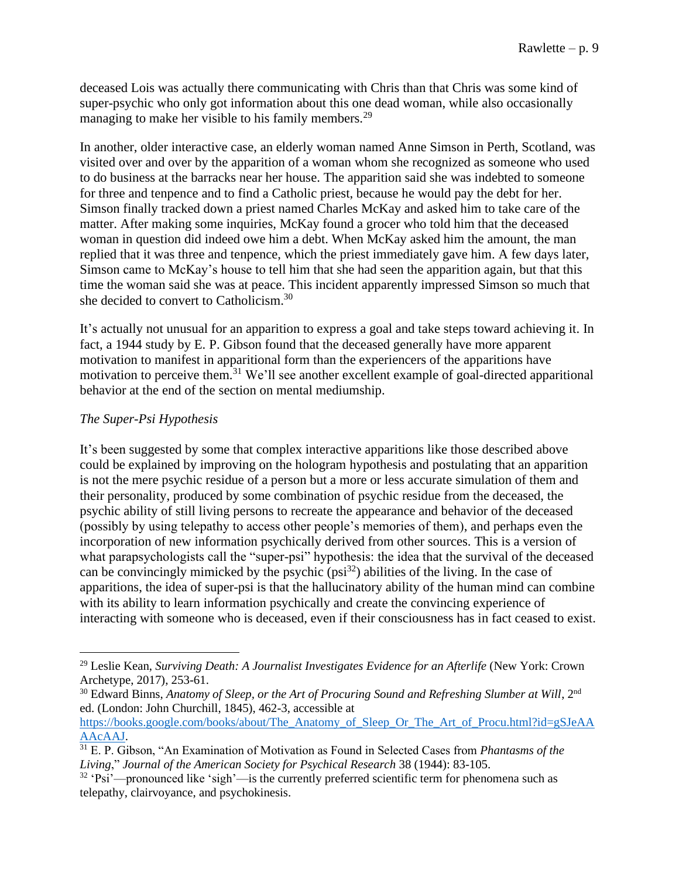deceased Lois was actually there communicating with Chris than that Chris was some kind of super-psychic who only got information about this one dead woman, while also occasionally managing to make her visible to his family members.[29]

In another, older interactive case, an elderly woman named Anne Simson in Perth, Scotland, was visited over and over by the apparition of a woman whom she recognized as someone who used to do business at the barracks near her house. The apparition said she was indebted to someone for three and tenpence and to find a Catholic priest, because he would pay the debt for her. Simson finally tracked down a priest named Charles McKay and asked him to take care of the matter. After making some inquiries, McKay found a grocer who told him that the deceased woman in question did indeed owe him a debt. When McKay asked him the amount, the man replied that it was three and tenpence, which the priest immediately gave him. A few days later, Simson came to McKay's house to tell him that she had seen the apparition again, but that this time the woman said she was at peace. This incident apparently impressed Simson so much that she decided to convert to Catholicism.[30]

It's actually not unusual for an apparition to express a goal and take steps toward achieving it. In fact, a 1944 study by E. P. Gibson found that the deceased generally have more apparent motivation to manifest in apparitional form than the experiencers of the apparitions have motivation to perceive them.[31] We'll see another excellent example of goal-directed apparitional behavior at the end of the section on mental mediumship.

*The Super-Psi Hypothesis*

It's been suggested by some that complex interactive apparitions like those described above could be explained by improving on the hologram hypothesis and postulating that an apparition is not the mere psychic residue of a person but a more or less accurate simulation of them and their personality, produced by some combination of psychic residue from the deceased, the psychic ability of still living persons to recreate the appearance and behavior of the deceased (possibly by using telepathy to access other people's memories of them), and perhaps even the incorporation of new information psychically derived from other sources. This is a version of what parapsychologists call the "super-psi" hypothesis: the idea that the survival of the deceased can be convincingly mimicked by the psychic (psi[32]) abilities of the living. In the case of apparitions, the idea of super-psi is that the hallucinatory ability of the human mind can combine with its ability to learn information psychically and create the convincing experience of interacting with someone who is deceased, even if their consciousness has in fact ceased to exist.

---

[29] Leslie Kean, *Surviving Death: A Journalist Investigates Evidence for an Afterlife* (New York: Crown Archetype, 2017), 253-61.

[30] Edward Binns, *Anatomy of Sleep, or the Art of Procuring Sound and Refreshing Slumber at Will*, 2nd ed. (London: John Churchill, 1845), 462-3, accessible at https://books.google.com/books/about/The_Anatomy_of_Sleep_Or_The_Art_of_Procu.html?id=gSJeAAAAcAAJ.

[31] E. P. Gibson, "An Examination of Motivation as Found in Selected Cases from *Phantasms of the Living*," *Journal of the American Society for Psychical Research* 38 (1944): 83-105.

[32] 'Psi'—pronounced like 'sigh'—is the currently preferred scientific term for phenomena such as telepathy, clairvoyance, and psychokinesis.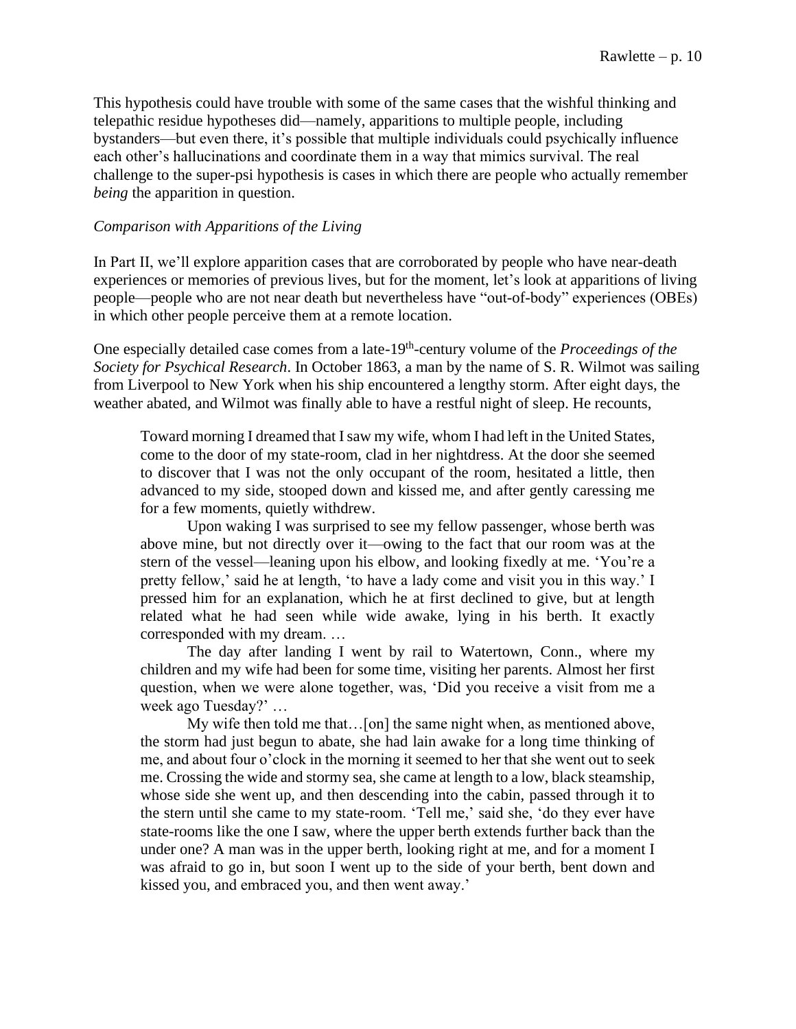This hypothesis could have trouble with some of the same cases that the wishful thinking and telepathic residue hypotheses did—namely, apparitions to multiple people, including bystanders—but even there, it's possible that multiple individuals could psychically influence each other's hallucinations and coordinate them in a way that mimics survival. The real challenge to the super-psi hypothesis is cases in which there are people who actually remember *being* the apparition in question.

*Comparison with Apparitions of the Living*

In Part II, we'll explore apparition cases that are corroborated by people who have near-death experiences or memories of previous lives, but for the moment, let's look at apparitions of living people—people who are not near death but nevertheless have "out-of-body" experiences (OBEs) in which other people perceive them at a remote location.

One especially detailed case comes from a late-19th-century volume of the *Proceedings of the Society for Psychical Research*. In October 1863, a man by the name of S. R. Wilmot was sailing from Liverpool to New York when his ship encountered a lengthy storm. After eight days, the weather abated, and Wilmot was finally able to have a restful night of sleep. He recounts,

> Toward morning I dreamed that I saw my wife, whom I had left in the United States, come to the door of my state-room, clad in her nightdress. At the door she seemed to discover that I was not the only occupant of the room, hesitated a little, then advanced to my side, stooped down and kissed me, and after gently caressing me for a few moments, quietly withdrew.
>
> Upon waking I was surprised to see my fellow passenger, whose berth was above mine, but not directly over it—owing to the fact that our room was at the stern of the vessel—leaning upon his elbow, and looking fixedly at me. 'You're a pretty fellow,' said he at length, 'to have a lady come and visit you in this way.' I pressed him for an explanation, which he at first declined to give, but at length related what he had seen while wide awake, lying in his berth. It exactly corresponded with my dream. …
>
> The day after landing I went by rail to Watertown, Conn., where my children and my wife had been for some time, visiting her parents. Almost her first question, when we were alone together, was, 'Did you receive a visit from me a week ago Tuesday?' …
>
> My wife then told me that…[on] the same night when, as mentioned above, the storm had just begun to abate, she had lain awake for a long time thinking of me, and about four o'clock in the morning it seemed to her that she went out to seek me. Crossing the wide and stormy sea, she came at length to a low, black steamship, whose side she went up, and then descending into the cabin, passed through it to the stern until she came to my state-room. 'Tell me,' said she, 'do they ever have state-rooms like the one I saw, where the upper berth extends further back than the under one? A man was in the upper berth, looking right at me, and for a moment I was afraid to go in, but soon I went up to the side of your berth, bent down and kissed you, and embraced you, and then went away.'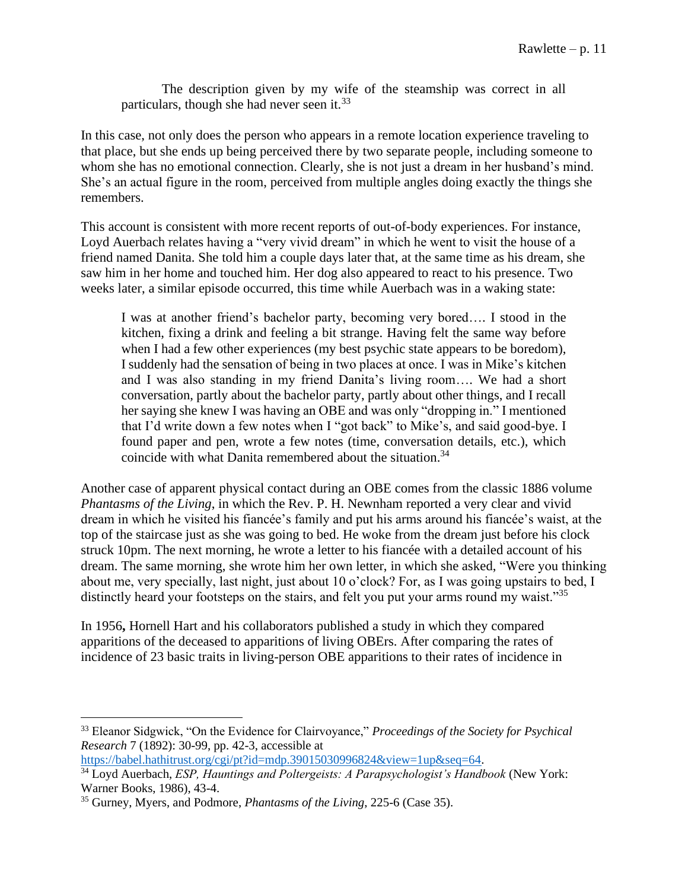> The description given by my wife of the steamship was correct in all particulars, though she had never seen it.[33]

In this case, not only does the person who appears in a remote location experience traveling to that place, but she ends up being perceived there by two separate people, including someone to whom she has no emotional connection. Clearly, she is not just a dream in her husband's mind. She's an actual figure in the room, perceived from multiple angles doing exactly the things she remembers.

This account is consistent with more recent reports of out-of-body experiences. For instance, Loyd Auerbach relates having a "very vivid dream" in which he went to visit the house of a friend named Danita. She told him a couple days later that, at the same time as his dream, she saw him in her home and touched him. Her dog also appeared to react to his presence. Two weeks later, a similar episode occurred, this time while Auerbach was in a waking state:

> I was at another friend's bachelor party, becoming very bored…. I stood in the kitchen, fixing a drink and feeling a bit strange. Having felt the same way before when I had a few other experiences (my best psychic state appears to be boredom), I suddenly had the sensation of being in two places at once. I was in Mike's kitchen and I was also standing in my friend Danita's living room…. We had a short conversation, partly about the bachelor party, partly about other things, and I recall her saying she knew I was having an OBE and was only "dropping in." I mentioned that I'd write down a few notes when I "got back" to Mike's, and said good-bye. I found paper and pen, wrote a few notes (time, conversation details, etc.), which coincide with what Danita remembered about the situation.[34]

Another case of apparent physical contact during an OBE comes from the classic 1886 volume *Phantasms of the Living*, in which the Rev. P. H. Newnham reported a very clear and vivid dream in which he visited his fiancée's family and put his arms around his fiancée's waist, at the top of the staircase just as she was going to bed. He woke from the dream just before his clock struck 10pm. The next morning, he wrote a letter to his fiancée with a detailed account of his dream. The same morning, she wrote him her own letter, in which she asked, "Were you thinking about me, very specially, last night, just about 10 o'clock? For, as I was going upstairs to bed, I distinctly heard your footsteps on the stairs, and felt you put your arms round my waist."[35]

In 1956**,** Hornell Hart and his collaborators published a study in which they compared apparitions of the deceased to apparitions of living OBErs. After comparing the rates of incidence of 23 basic traits in living-person OBE apparitions to their rates of incidence in

---

[33] Eleanor Sidgwick, "On the Evidence for Clairvoyance," *Proceedings of the Society for Psychical Research* 7 (1892): 30-99, pp. 42-3, accessible at https://babel.hathitrust.org/cgi/pt?id=mdp.39015030996824&view=1up&seq=64.

[34] Loyd Auerbach, *ESP, Hauntings and Poltergeists: A Parapsychologist's Handbook* (New York: Warner Books, 1986), 43-4.

[35] Gurney, Myers, and Podmore, *Phantasms of the Living*, 225-6 (Case 35).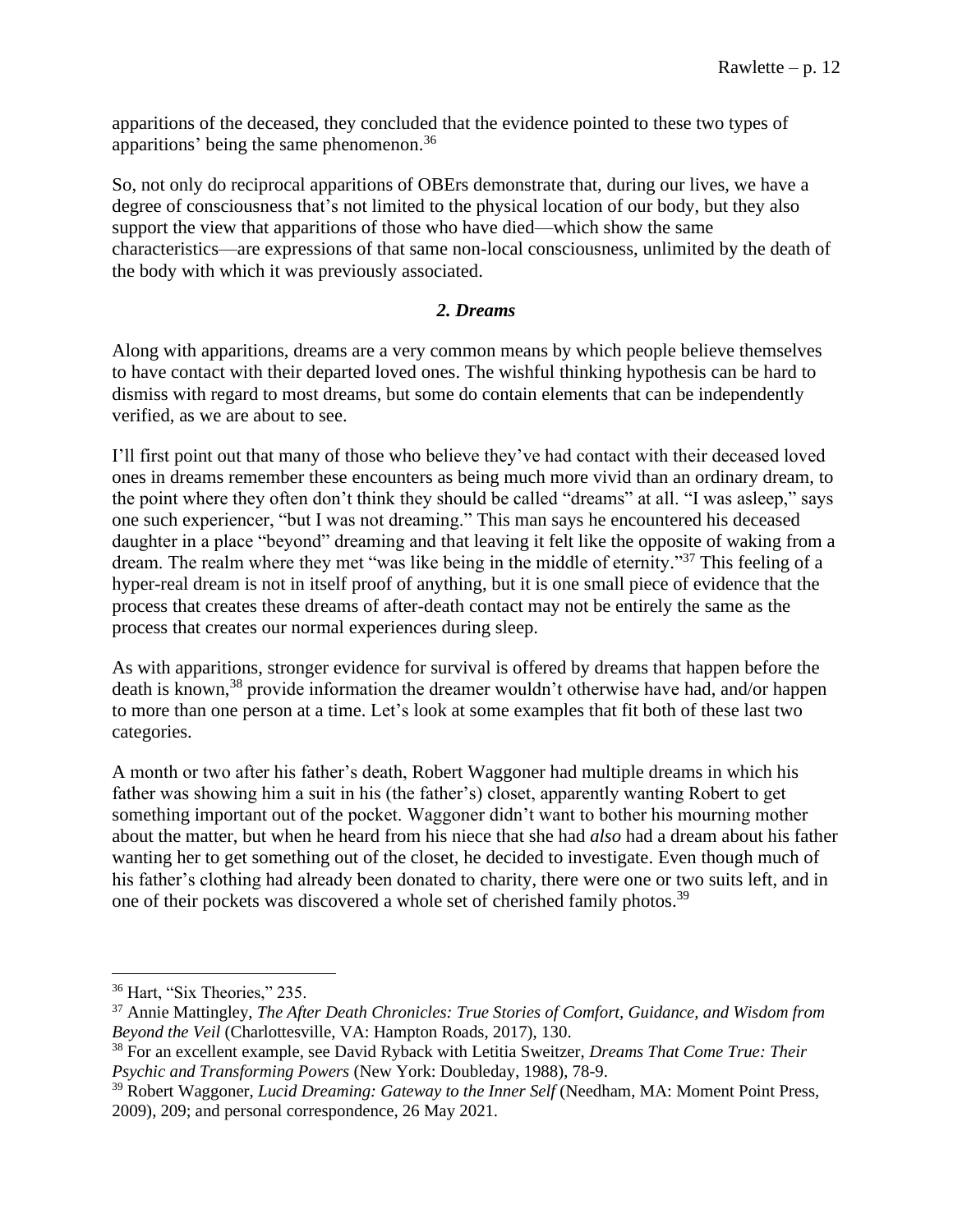apparitions of the deceased, they concluded that the evidence pointed to these two types of apparitions' being the same phenomenon.[36]

So, not only do reciprocal apparitions of OBErs demonstrate that, during our lives, we have a degree of consciousness that's not limited to the physical location of our body, but they also support the view that apparitions of those who have died—which show the same characteristics—are expressions of that same non-local consciousness, unlimited by the death of the body with which it was previously associated.

### *2. Dreams*

Along with apparitions, dreams are a very common means by which people believe themselves to have contact with their departed loved ones. The wishful thinking hypothesis can be hard to dismiss with regard to most dreams, but some do contain elements that can be independently verified, as we are about to see.

I'll first point out that many of those who believe they've had contact with their deceased loved ones in dreams remember these encounters as being much more vivid than an ordinary dream, to the point where they often don't think they should be called "dreams" at all. "I was asleep," says one such experiencer, "but I was not dreaming." This man says he encountered his deceased daughter in a place "beyond" dreaming and that leaving it felt like the opposite of waking from a dream. The realm where they met "was like being in the middle of eternity."[37] This feeling of a hyper-real dream is not in itself proof of anything, but it is one small piece of evidence that the process that creates these dreams of after-death contact may not be entirely the same as the process that creates our normal experiences during sleep.

As with apparitions, stronger evidence for survival is offered by dreams that happen before the death is known,[38] provide information the dreamer wouldn't otherwise have had, and/or happen to more than one person at a time. Let's look at some examples that fit both of these last two categories.

A month or two after his father's death, Robert Waggoner had multiple dreams in which his father was showing him a suit in his (the father's) closet, apparently wanting Robert to get something important out of the pocket. Waggoner didn't want to bother his mourning mother about the matter, but when he heard from his niece that she had *also* had a dream about his father wanting her to get something out of the closet, he decided to investigate. Even though much of his father's clothing had already been donated to charity, there were one or two suits left, and in one of their pockets was discovered a whole set of cherished family photos.[39]

---

[36] Hart, "Six Theories," 235.

[37] Annie Mattingley, *The After Death Chronicles: True Stories of Comfort, Guidance, and Wisdom from Beyond the Veil* (Charlottesville, VA: Hampton Roads, 2017), 130.

[38] For an excellent example, see David Ryback with Letitia Sweitzer, *Dreams That Come True: Their Psychic and Transforming Powers* (New York: Doubleday, 1988), 78-9.

[39] Robert Waggoner, *Lucid Dreaming: Gateway to the Inner Self* (Needham, MA: Moment Point Press, 2009), 209; and personal correspondence, 26 May 2021.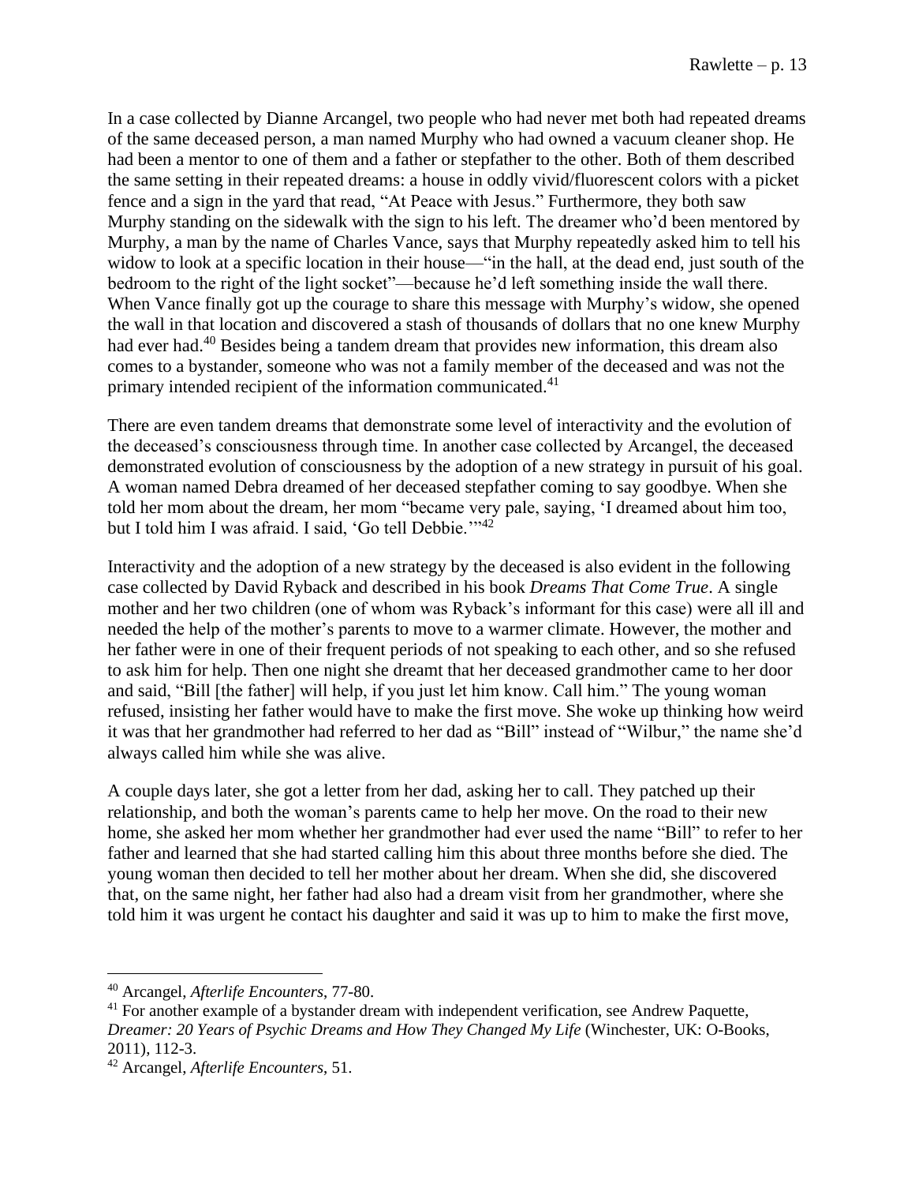In a case collected by Dianne Arcangel, two people who had never met both had repeated dreams of the same deceased person, a man named Murphy who had owned a vacuum cleaner shop. He had been a mentor to one of them and a father or stepfather to the other. Both of them described the same setting in their repeated dreams: a house in oddly vivid/fluorescent colors with a picket fence and a sign in the yard that read, "At Peace with Jesus." Furthermore, they both saw Murphy standing on the sidewalk with the sign to his left. The dreamer who'd been mentored by Murphy, a man by the name of Charles Vance, says that Murphy repeatedly asked him to tell his widow to look at a specific location in their house—"in the hall, at the dead end, just south of the bedroom to the right of the light socket"—because he'd left something inside the wall there. When Vance finally got up the courage to share this message with Murphy's widow, she opened the wall in that location and discovered a stash of thousands of dollars that no one knew Murphy had ever had.[40] Besides being a tandem dream that provides new information, this dream also comes to a bystander, someone who was not a family member of the deceased and was not the primary intended recipient of the information communicated.[41]

There are even tandem dreams that demonstrate some level of interactivity and the evolution of the deceased's consciousness through time. In another case collected by Arcangel, the deceased demonstrated evolution of consciousness by the adoption of a new strategy in pursuit of his goal. A woman named Debra dreamed of her deceased stepfather coming to say goodbye. When she told her mom about the dream, her mom "became very pale, saying, 'I dreamed about him too, but I told him I was afraid. I said, 'Go tell Debbie.'"[42]

Interactivity and the adoption of a new strategy by the deceased is also evident in the following case collected by David Ryback and described in his book *Dreams That Come True*. A single mother and her two children (one of whom was Ryback's informant for this case) were all ill and needed the help of the mother's parents to move to a warmer climate. However, the mother and her father were in one of their frequent periods of not speaking to each other, and so she refused to ask him for help. Then one night she dreamt that her deceased grandmother came to her door and said, "Bill [the father] will help, if you just let him know. Call him." The young woman refused, insisting her father would have to make the first move. She woke up thinking how weird it was that her grandmother had referred to her dad as "Bill" instead of "Wilbur," the name she'd always called him while she was alive.

A couple days later, she got a letter from her dad, asking her to call. They patched up their relationship, and both the woman's parents came to help her move. On the road to their new home, she asked her mom whether her grandmother had ever used the name "Bill" to refer to her father and learned that she had started calling him this about three months before she died. The young woman then decided to tell her mother about her dream. When she did, she discovered that, on the same night, her father had also had a dream visit from her grandmother, where she told him it was urgent he contact his daughter and said it was up to him to make the first move,

---

[40] Arcangel, *Afterlife Encounters*, 77-80.

[41] For another example of a bystander dream with independent verification, see Andrew Paquette, *Dreamer: 20 Years of Psychic Dreams and How They Changed My Life* (Winchester, UK: O-Books, 2011), 112-3.

[42] Arcangel, *Afterlife Encounters*, 51.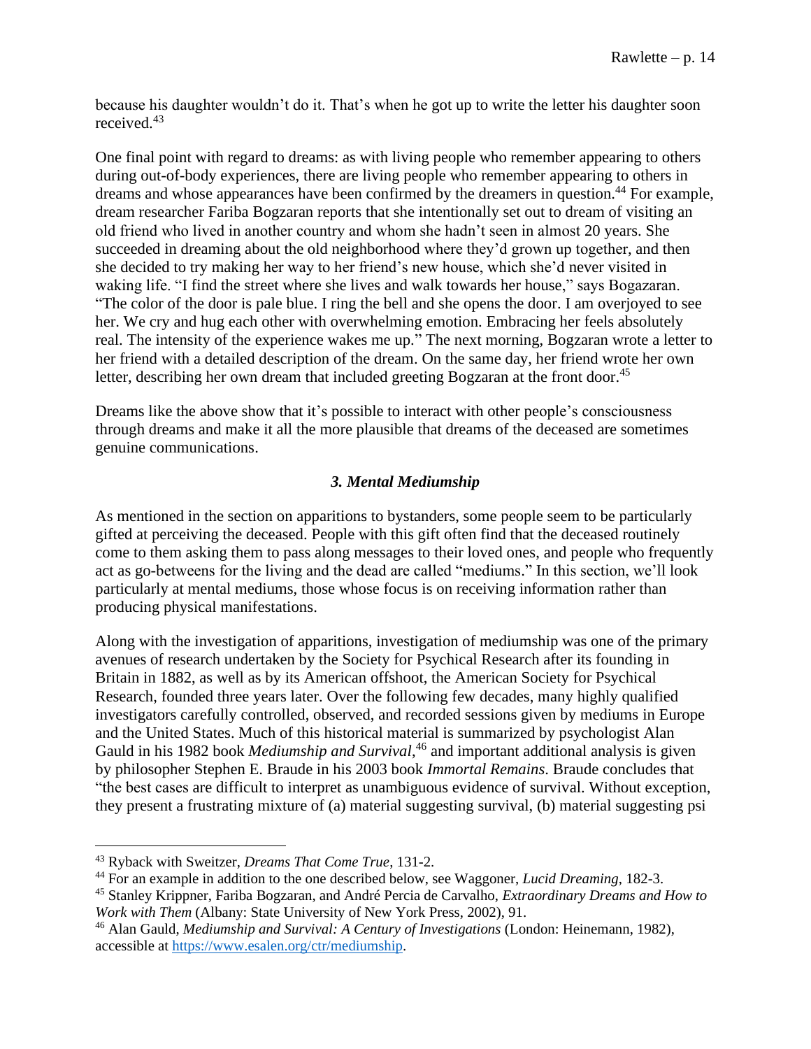because his daughter wouldn't do it. That's when he got up to write the letter his daughter soon received.[43]

One final point with regard to dreams: as with living people who remember appearing to others during out-of-body experiences, there are living people who remember appearing to others in dreams and whose appearances have been confirmed by the dreamers in question.[44] For example, dream researcher Fariba Bogzaran reports that she intentionally set out to dream of visiting an old friend who lived in another country and whom she hadn't seen in almost 20 years. She succeeded in dreaming about the old neighborhood where they'd grown up together, and then she decided to try making her way to her friend's new house, which she'd never visited in waking life. "I find the street where she lives and walk towards her house," says Bogazaran. "The color of the door is pale blue. I ring the bell and she opens the door. I am overjoyed to see her. We cry and hug each other with overwhelming emotion. Embracing her feels absolutely real. The intensity of the experience wakes me up." The next morning, Bogzaran wrote a letter to her friend with a detailed description of the dream. On the same day, her friend wrote her own letter, describing her own dream that included greeting Bogzaran at the front door.[45]

Dreams like the above show that it's possible to interact with other people's consciousness through dreams and make it all the more plausible that dreams of the deceased are sometimes genuine communications.

### *3. Mental Mediumship*

As mentioned in the section on apparitions to bystanders, some people seem to be particularly gifted at perceiving the deceased. People with this gift often find that the deceased routinely come to them asking them to pass along messages to their loved ones, and people who frequently act as go-betweens for the living and the dead are called "mediums." In this section, we'll look particularly at mental mediums, those whose focus is on receiving information rather than producing physical manifestations.

Along with the investigation of apparitions, investigation of mediumship was one of the primary avenues of research undertaken by the Society for Psychical Research after its founding in Britain in 1882, as well as by its American offshoot, the American Society for Psychical Research, founded three years later. Over the following few decades, many highly qualified investigators carefully controlled, observed, and recorded sessions given by mediums in Europe and the United States. Much of this historical material is summarized by psychologist Alan Gauld in his 1982 book *Mediumship and Survival*,[46] and important additional analysis is given by philosopher Stephen E. Braude in his 2003 book *Immortal Remains*. Braude concludes that "the best cases are difficult to interpret as unambiguous evidence of survival. Without exception, they present a frustrating mixture of (a) material suggesting survival, (b) material suggesting psi

---

[43] Ryback with Sweitzer, *Dreams That Come True*, 131-2.

[44] For an example in addition to the one described below, see Waggoner, *Lucid Dreaming*, 182-3.

[45] Stanley Krippner, Fariba Bogzaran, and André Percia de Carvalho, *Extraordinary Dreams and How to Work with Them* (Albany: State University of New York Press, 2002), 91.

[46] Alan Gauld, *Mediumship and Survival: A Century of Investigations* (London: Heinemann, 1982), accessible at https://www.esalen.org/ctr/mediumship.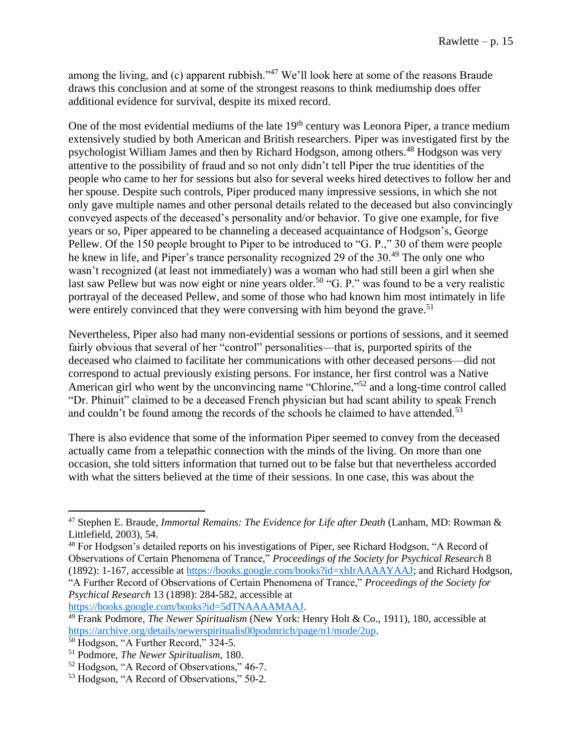among the living, and (c) apparent rubbish."[47] We'll look here at some of the reasons Braude draws this conclusion and at some of the strongest reasons to think mediumship does offer additional evidence for survival, despite its mixed record.

One of the most evidential mediums of the late 19th century was Leonora Piper, a trance medium extensively studied by both American and British researchers. Piper was investigated first by the psychologist William James and then by Richard Hodgson, among others.[48] Hodgson was very attentive to the possibility of fraud and so not only didn't tell Piper the true identities of the people who came to her for sessions but also for several weeks hired detectives to follow her and her spouse. Despite such controls, Piper produced many impressive sessions, in which she not only gave multiple names and other personal details related to the deceased but also convincingly conveyed aspects of the deceased's personality and/or behavior. To give one example, for five years or so, Piper appeared to be channeling a deceased acquaintance of Hodgson's, George Pellew. Of the 150 people brought to Piper to be introduced to "G. P.," 30 of them were people he knew in life, and Piper's trance personality recognized 29 of the 30.[49] The only one who wasn't recognized (at least not immediately) was a woman who had still been a girl when she last saw Pellew but was now eight or nine years older.[50] "G. P." was found to be a very realistic portrayal of the deceased Pellew, and some of those who had known him most intimately in life were entirely convinced that they were conversing with him beyond the grave.[51]

Nevertheless, Piper also had many non-evidential sessions or portions of sessions, and it seemed fairly obvious that several of her "control" personalities—that is, purported spirits of the deceased who claimed to facilitate her communications with other deceased persons—did not correspond to actual previously existing persons. For instance, her first control was a Native American girl who went by the unconvincing name "Chlorine,"[52] and a long-time control called "Dr. Phinuit" claimed to be a deceased French physician but had scant ability to speak French and couldn't be found among the records of the schools he claimed to have attended.[53]

There is also evidence that some of the information Piper seemed to convey from the deceased actually came from a telepathic connection with the minds of the living. On more than one occasion, she told sitters information that turned out to be false but that nevertheless accorded with what the sitters believed at the time of their sessions. In one case, this was about the

---

[47] Stephen E. Braude, *Immortal Remains: The Evidence for Life after Death* (Lanham, MD: Rowman & Littlefield, 2003), 54.

[48] For Hodgson's detailed reports on his investigations of Piper, see Richard Hodgson, "A Record of Observations of Certain Phenomena of Trance," *Proceedings of the Society for Psychical Research* 8 (1892): 1-167, accessible at https://books.google.com/books?id=xhIrAAAAYAAJ; and Richard Hodgson, "A Further Record of Observations of Certain Phenomena of Trance," *Proceedings of the Society for Psychical Research* 13 (1898): 284-582, accessible at https://books.google.com/books?id=5dTNAAAAMAAJ.

[49] Frank Podmore, *The Newer Spiritualism* (New York: Henry Holt & Co., 1911), 180, accessible at https://archive.org/details/newerspiritualis00podmrich/page/n1/mode/2up.

[50] Hodgson, "A Further Record," 324-5.

[51] Podmore, *The Newer Spiritualism*, 180.

[52] Hodgson, "A Record of Observations," 46-7.

[53] Hodgson, "A Record of Observations," 50-2.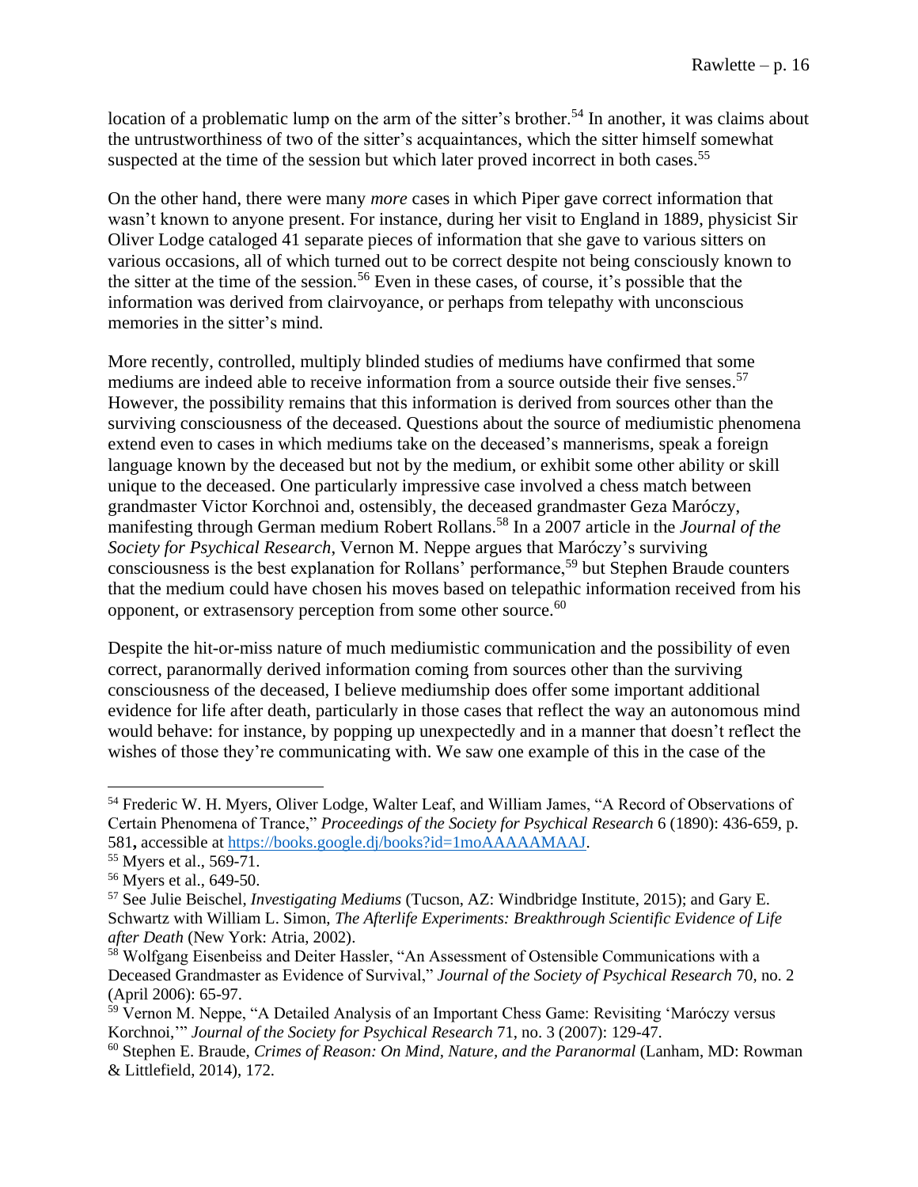location of a problematic lump on the arm of the sitter's brother.[54] In another, it was claims about the untrustworthiness of two of the sitter's acquaintances, which the sitter himself somewhat suspected at the time of the session but which later proved incorrect in both cases.[55]

On the other hand, there were many *more* cases in which Piper gave correct information that wasn't known to anyone present. For instance, during her visit to England in 1889, physicist Sir Oliver Lodge cataloged 41 separate pieces of information that she gave to various sitters on various occasions, all of which turned out to be correct despite not being consciously known to the sitter at the time of the session.[56] Even in these cases, of course, it's possible that the information was derived from clairvoyance, or perhaps from telepathy with unconscious memories in the sitter's mind.

More recently, controlled, multiply blinded studies of mediums have confirmed that some mediums are indeed able to receive information from a source outside their five senses.[57] However, the possibility remains that this information is derived from sources other than the surviving consciousness of the deceased. Questions about the source of mediumistic phenomena extend even to cases in which mediums take on the deceased's mannerisms, speak a foreign language known by the deceased but not by the medium, or exhibit some other ability or skill unique to the deceased. One particularly impressive case involved a chess match between grandmaster Victor Korchnoi and, ostensibly, the deceased grandmaster Geza Maróczy, manifesting through German medium Robert Rollans.[58] In a 2007 article in the *Journal of the Society for Psychical Research*, Vernon M. Neppe argues that Maróczy's surviving consciousness is the best explanation for Rollans' performance,[59] but Stephen Braude counters that the medium could have chosen his moves based on telepathic information received from his opponent, or extrasensory perception from some other source.[60]

Despite the hit-or-miss nature of much mediumistic communication and the possibility of even correct, paranormally derived information coming from sources other than the surviving consciousness of the deceased, I believe mediumship does offer some important additional evidence for life after death, particularly in those cases that reflect the way an autonomous mind would behave: for instance, by popping up unexpectedly and in a manner that doesn't reflect the wishes of those they're communicating with. We saw one example of this in the case of the

---

[54] Frederic W. H. Myers, Oliver Lodge, Walter Leaf, and William James, "A Record of Observations of Certain Phenomena of Trance," *Proceedings of the Society for Psychical Research* 6 (1890): 436-659, p. 581**,** accessible at https://books.google.dj/books?id=1moAAAAAMAAJ.

[55] Myers et al., 569-71.

[56] Myers et al., 649-50.

[57] See Julie Beischel, *Investigating Mediums* (Tucson, AZ: Windbridge Institute, 2015); and Gary E. Schwartz with William L. Simon, *The Afterlife Experiments: Breakthrough Scientific Evidence of Life after Death* (New York: Atria, 2002).

[58] Wolfgang Eisenbeiss and Deiter Hassler, "An Assessment of Ostensible Communications with a Deceased Grandmaster as Evidence of Survival," *Journal of the Society of Psychical Research* 70, no. 2 (April 2006): 65-97.

[59] Vernon M. Neppe, "A Detailed Analysis of an Important Chess Game: Revisiting 'Maróczy versus Korchnoi,'" *Journal of the Society for Psychical Research* 71, no. 3 (2007): 129-47.

[60] Stephen E. Braude, *Crimes of Reason: On Mind, Nature, and the Paranormal* (Lanham, MD: Rowman & Littlefield, 2014), 172.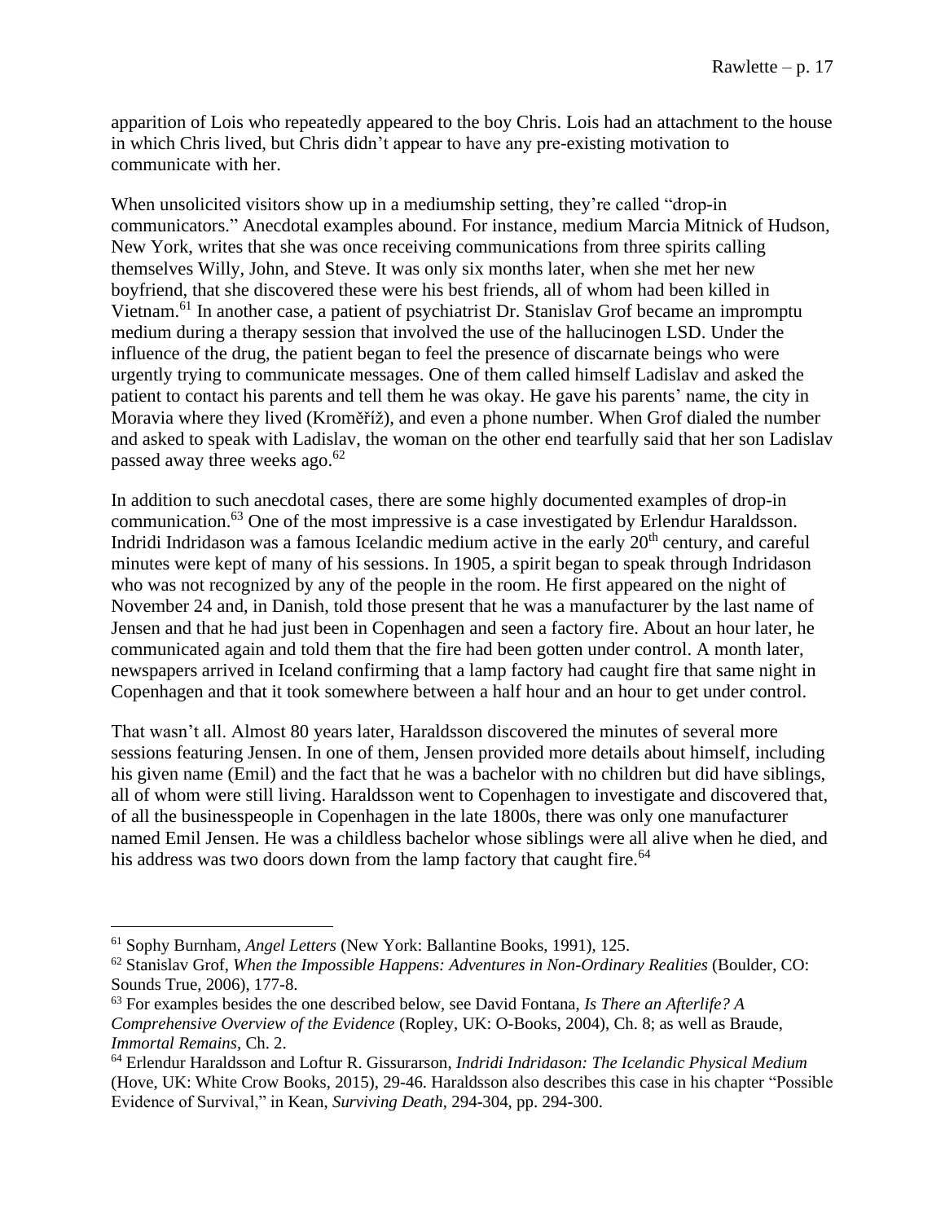apparition of Lois who repeatedly appeared to the boy Chris. Lois had an attachment to the house in which Chris lived, but Chris didn't appear to have any pre-existing motivation to communicate with her.

When unsolicited visitors show up in a mediumship setting, they're called "drop-in communicators." Anecdotal examples abound. For instance, medium Marcia Mitnick of Hudson, New York, writes that she was once receiving communications from three spirits calling themselves Willy, John, and Steve. It was only six months later, when she met her new boyfriend, that she discovered these were his best friends, all of whom had been killed in Vietnam.[61] In another case, a patient of psychiatrist Dr. Stanislav Grof became an impromptu medium during a therapy session that involved the use of the hallucinogen LSD. Under the influence of the drug, the patient began to feel the presence of discarnate beings who were urgently trying to communicate messages. One of them called himself Ladislav and asked the patient to contact his parents and tell them he was okay. He gave his parents' name, the city in Moravia where they lived (Kroměříž), and even a phone number. When Grof dialed the number and asked to speak with Ladislav, the woman on the other end tearfully said that her son Ladislav passed away three weeks ago.[62]

In addition to such anecdotal cases, there are some highly documented examples of drop-in communication.[63] One of the most impressive is a case investigated by Erlendur Haraldsson. Indridi Indridason was a famous Icelandic medium active in the early 20th century, and careful minutes were kept of many of his sessions. In 1905, a spirit began to speak through Indridason who was not recognized by any of the people in the room. He first appeared on the night of November 24 and, in Danish, told those present that he was a manufacturer by the last name of Jensen and that he had just been in Copenhagen and seen a factory fire. About an hour later, he communicated again and told them that the fire had been gotten under control. A month later, newspapers arrived in Iceland confirming that a lamp factory had caught fire that same night in Copenhagen and that it took somewhere between a half hour and an hour to get under control.

That wasn't all. Almost 80 years later, Haraldsson discovered the minutes of several more sessions featuring Jensen. In one of them, Jensen provided more details about himself, including his given name (Emil) and the fact that he was a bachelor with no children but did have siblings, all of whom were still living. Haraldsson went to Copenhagen to investigate and discovered that, of all the businesspeople in Copenhagen in the late 1800s, there was only one manufacturer named Emil Jensen. He was a childless bachelor whose siblings were all alive when he died, and his address was two doors down from the lamp factory that caught fire.[64]

---

[61] Sophy Burnham, *Angel Letters* (New York: Ballantine Books, 1991), 125.

[62] Stanislav Grof, *When the Impossible Happens: Adventures in Non-Ordinary Realities* (Boulder, CO: Sounds True, 2006), 177-8.

[63] For examples besides the one described below, see David Fontana, *Is There an Afterlife? A Comprehensive Overview of the Evidence* (Ropley, UK: O-Books, 2004), Ch. 8; as well as Braude, *Immortal Remains*, Ch. 2.

[64] Erlendur Haraldsson and Loftur R. Gissurarson, *Indridi Indridason: The Icelandic Physical Medium* (Hove, UK: White Crow Books, 2015), 29-46. Haraldsson also describes this case in his chapter "Possible Evidence of Survival," in Kean, *Surviving Death*, 294-304, pp. 294-300.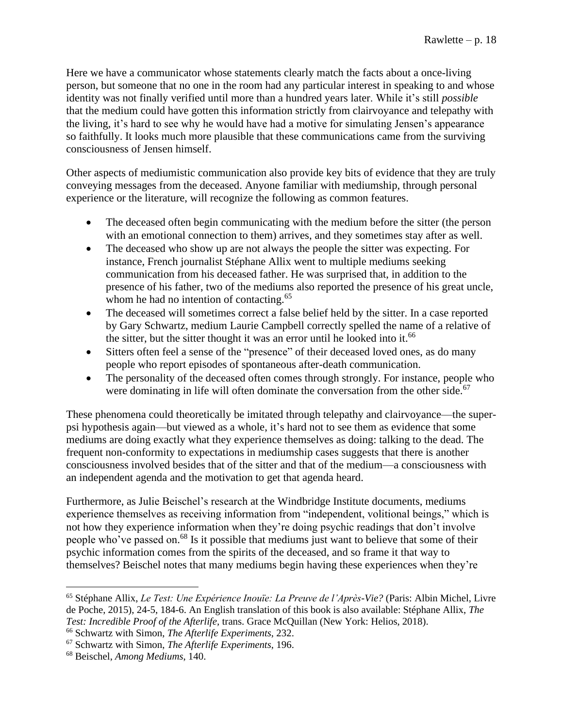Here we have a communicator whose statements clearly match the facts about a once-living person, but someone that no one in the room had any particular interest in speaking to and whose identity was not finally verified until more than a hundred years later. While it's still *possible* that the medium could have gotten this information strictly from clairvoyance and telepathy with the living, it's hard to see why he would have had a motive for simulating Jensen's appearance so faithfully. It looks much more plausible that these communications came from the surviving consciousness of Jensen himself.

Other aspects of mediumistic communication also provide key bits of evidence that they are truly conveying messages from the deceased. Anyone familiar with mediumship, through personal experience or the literature, will recognize the following as common features.

- The deceased often begin communicating with the medium before the sitter (the person with an emotional connection to them) arrives, and they sometimes stay after as well.
- The deceased who show up are not always the people the sitter was expecting. For instance, French journalist Stéphane Allix went to multiple mediums seeking communication from his deceased father. He was surprised that, in addition to the presence of his father, two of the mediums also reported the presence of his great uncle, whom he had no intention of contacting.[65]
- The deceased will sometimes correct a false belief held by the sitter. In a case reported by Gary Schwartz, medium Laurie Campbell correctly spelled the name of a relative of the sitter, but the sitter thought it was an error until he looked into it.[66]
- Sitters often feel a sense of the "presence" of their deceased loved ones, as do many people who report episodes of spontaneous after-death communication.
- The personality of the deceased often comes through strongly. For instance, people who were dominating in life will often dominate the conversation from the other side.[67]

These phenomena could theoretically be imitated through telepathy and clairvoyance—the super-psi hypothesis again—but viewed as a whole, it's hard not to see them as evidence that some mediums are doing exactly what they experience themselves as doing: talking to the dead. The frequent non-conformity to expectations in mediumship cases suggests that there is another consciousness involved besides that of the sitter and that of the medium—a consciousness with an independent agenda and the motivation to get that agenda heard.

Furthermore, as Julie Beischel's research at the Windbridge Institute documents, mediums experience themselves as receiving information from "independent, volitional beings," which is not how they experience information when they're doing psychic readings that don't involve people who've passed on.[68] Is it possible that mediums just want to believe that some of their psychic information comes from the spirits of the deceased, and so frame it that way to themselves? Beischel notes that many mediums begin having these experiences when they're

---

[65] Stéphane Allix, *Le Test: Une Expérience Inouïe: La Preuve de l'Après-Vie?* (Paris: Albin Michel, Livre de Poche, 2015), 24-5, 184-6. An English translation of this book is also available: Stéphane Allix, *The Test: Incredible Proof of the Afterlife*, trans. Grace McQuillan (New York: Helios, 2018).

[66] Schwartz with Simon, *The Afterlife Experiments*, 232.

[67] Schwartz with Simon, *The Afterlife Experiments*, 196.

[68] Beischel, *Among Mediums*, 140.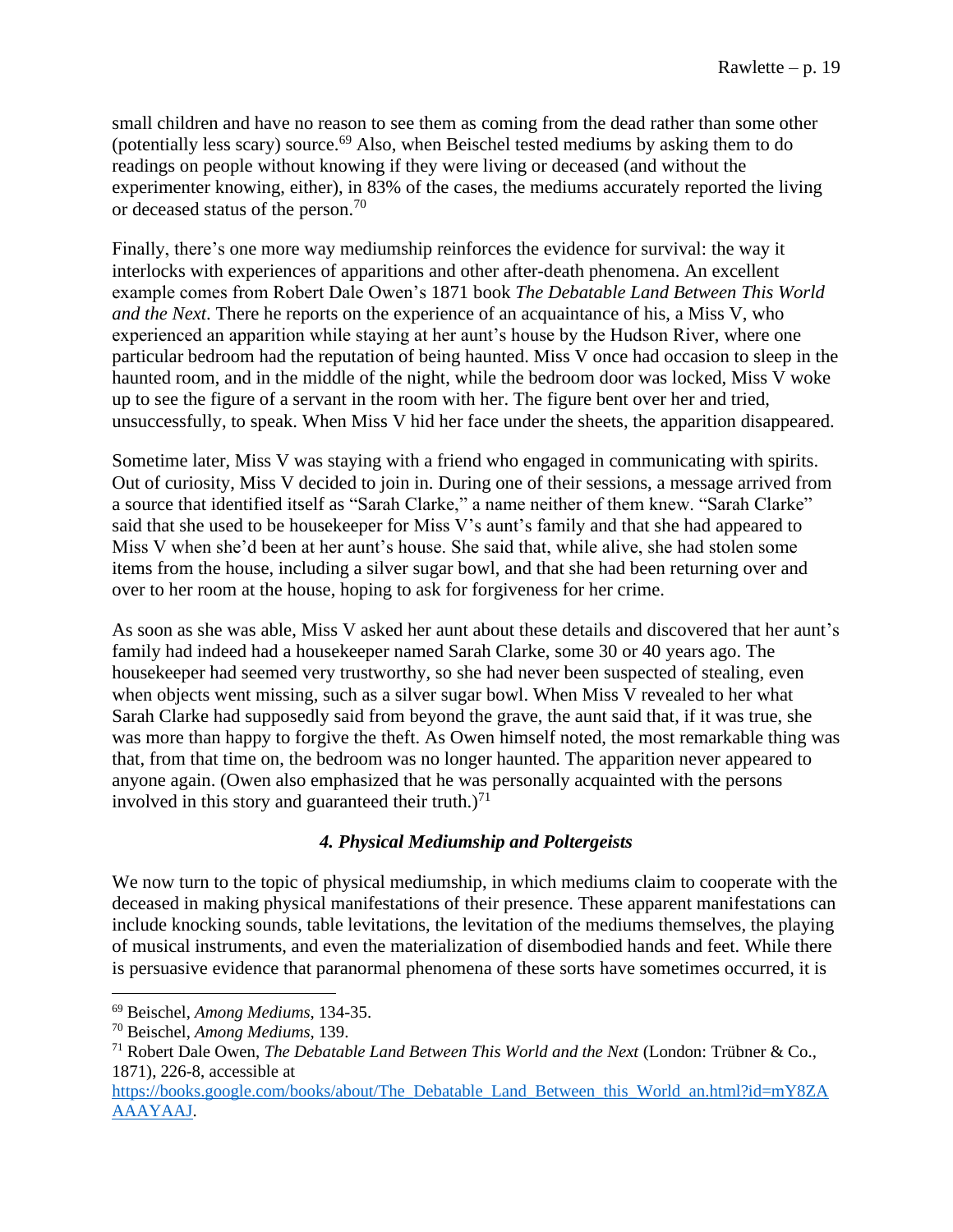small children and have no reason to see them as coming from the dead rather than some other (potentially less scary) source.[69] Also, when Beischel tested mediums by asking them to do readings on people without knowing if they were living or deceased (and without the experimenter knowing, either), in 83% of the cases, the mediums accurately reported the living or deceased status of the person.[70]

Finally, there's one more way mediumship reinforces the evidence for survival: the way it interlocks with experiences of apparitions and other after-death phenomena. An excellent example comes from Robert Dale Owen's 1871 book *The Debatable Land Between This World and the Next*. There he reports on the experience of an acquaintance of his, a Miss V, who experienced an apparition while staying at her aunt's house by the Hudson River, where one particular bedroom had the reputation of being haunted. Miss V once had occasion to sleep in the haunted room, and in the middle of the night, while the bedroom door was locked, Miss V woke up to see the figure of a servant in the room with her. The figure bent over her and tried, unsuccessfully, to speak. When Miss V hid her face under the sheets, the apparition disappeared.

Sometime later, Miss V was staying with a friend who engaged in communicating with spirits. Out of curiosity, Miss V decided to join in. During one of their sessions, a message arrived from a source that identified itself as "Sarah Clarke," a name neither of them knew. "Sarah Clarke" said that she used to be housekeeper for Miss V's aunt's family and that she had appeared to Miss V when she'd been at her aunt's house. She said that, while alive, she had stolen some items from the house, including a silver sugar bowl, and that she had been returning over and over to her room at the house, hoping to ask for forgiveness for her crime.

As soon as she was able, Miss V asked her aunt about these details and discovered that her aunt's family had indeed had a housekeeper named Sarah Clarke, some 30 or 40 years ago. The housekeeper had seemed very trustworthy, so she had never been suspected of stealing, even when objects went missing, such as a silver sugar bowl. When Miss V revealed to her what Sarah Clarke had supposedly said from beyond the grave, the aunt said that, if it was true, she was more than happy to forgive the theft. As Owen himself noted, the most remarkable thing was that, from that time on, the bedroom was no longer haunted. The apparition never appeared to anyone again. (Owen also emphasized that he was personally acquainted with the persons involved in this story and guaranteed their truth.)[71]

### *4. Physical Mediumship and Poltergeists*

We now turn to the topic of physical mediumship, in which mediums claim to cooperate with the deceased in making physical manifestations of their presence. These apparent manifestations can include knocking sounds, table levitations, the levitation of the mediums themselves, the playing of musical instruments, and even the materialization of disembodied hands and feet. While there is persuasive evidence that paranormal phenomena of these sorts have sometimes occurred, it is

---

[69] Beischel, *Among Mediums*, 134-35.

[70] Beischel, *Among Mediums*, 139.

[71] Robert Dale Owen, *The Debatable Land Between This World and the Next* (London: Trübner & Co., 1871), 226-8, accessible at https://books.google.com/books/about/The_Debatable_Land_Between_this_World_an.html?id=mY8ZAAAAYAAJ.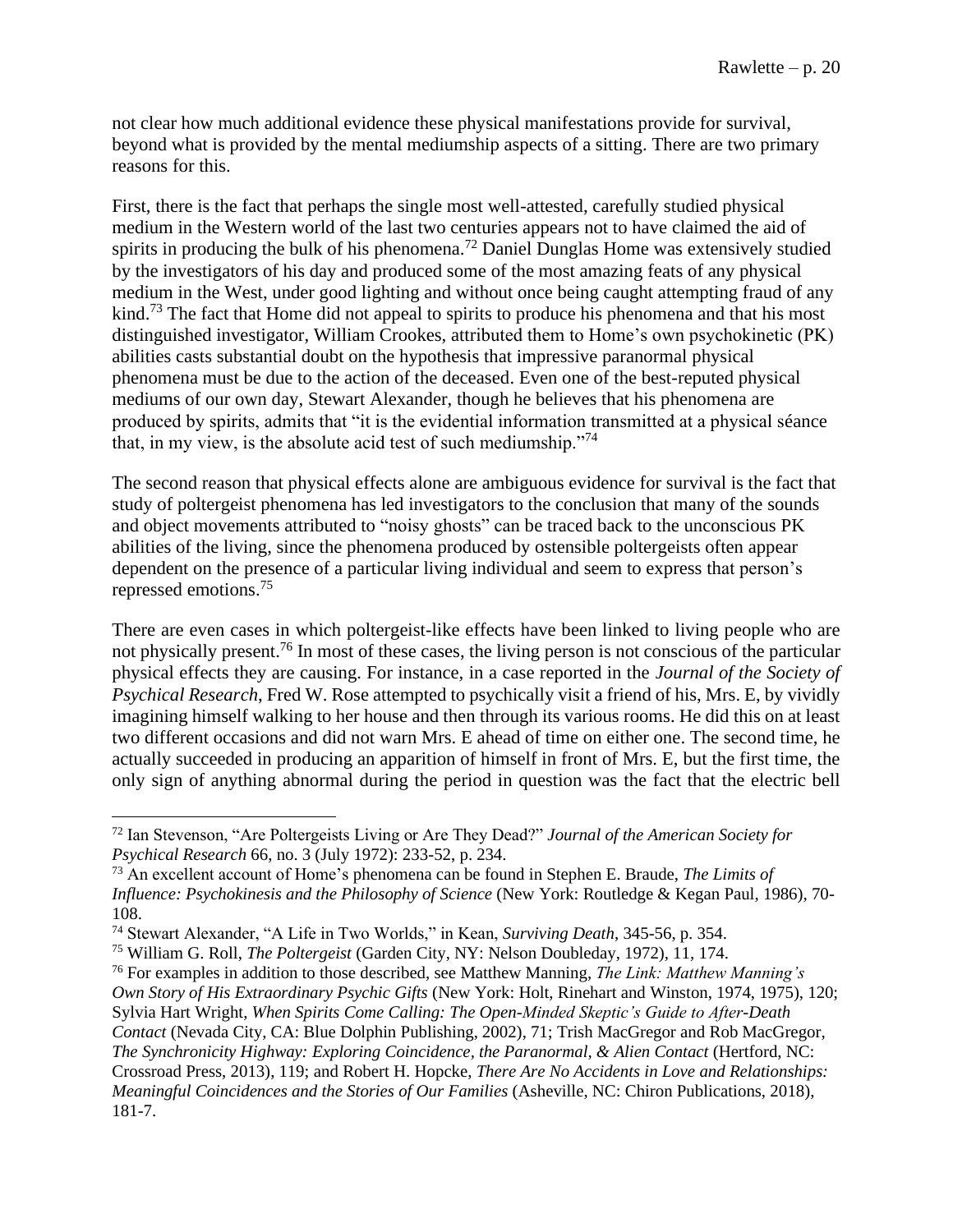not clear how much additional evidence these physical manifestations provide for survival, beyond what is provided by the mental mediumship aspects of a sitting. There are two primary reasons for this.

First, there is the fact that perhaps the single most well-attested, carefully studied physical medium in the Western world of the last two centuries appears not to have claimed the aid of spirits in producing the bulk of his phenomena.[72] Daniel Dunglas Home was extensively studied by the investigators of his day and produced some of the most amazing feats of any physical medium in the West, under good lighting and without once being caught attempting fraud of any kind.[73] The fact that Home did not appeal to spirits to produce his phenomena and that his most distinguished investigator, William Crookes, attributed them to Home's own psychokinetic (PK) abilities casts substantial doubt on the hypothesis that impressive paranormal physical phenomena must be due to the action of the deceased. Even one of the best-reputed physical mediums of our own day, Stewart Alexander, though he believes that his phenomena are produced by spirits, admits that "it is the evidential information transmitted at a physical séance that, in my view, is the absolute acid test of such mediumship."[74]

The second reason that physical effects alone are ambiguous evidence for survival is the fact that study of poltergeist phenomena has led investigators to the conclusion that many of the sounds and object movements attributed to "noisy ghosts" can be traced back to the unconscious PK abilities of the living, since the phenomena produced by ostensible poltergeists often appear dependent on the presence of a particular living individual and seem to express that person's repressed emotions.[75]

There are even cases in which poltergeist-like effects have been linked to living people who are not physically present.[76] In most of these cases, the living person is not conscious of the particular physical effects they are causing. For instance, in a case reported in the *Journal of the Society of Psychical Research*, Fred W. Rose attempted to psychically visit a friend of his, Mrs. E, by vividly imagining himself walking to her house and then through its various rooms. He did this on at least two different occasions and did not warn Mrs. E ahead of time on either one. The second time, he actually succeeded in producing an apparition of himself in front of Mrs. E, but the first time, the only sign of anything abnormal during the period in question was the fact that the electric bell

---

[72] Ian Stevenson, "Are Poltergeists Living or Are They Dead?" *Journal of the American Society for Psychical Research* 66, no. 3 (July 1972): 233-52, p. 234.

[73] An excellent account of Home's phenomena can be found in Stephen E. Braude, *The Limits of Influence: Psychokinesis and the Philosophy of Science* (New York: Routledge & Kegan Paul, 1986), 70-108.

[74] Stewart Alexander, "A Life in Two Worlds," in Kean, *Surviving Death*, 345-56, p. 354.

[75] William G. Roll, *The Poltergeist* (Garden City, NY: Nelson Doubleday, 1972), 11, 174.

[76] For examples in addition to those described, see Matthew Manning, *The Link: Matthew Manning's Own Story of His Extraordinary Psychic Gifts* (New York: Holt, Rinehart and Winston, 1974, 1975), 120; Sylvia Hart Wright, *When Spirits Come Calling: The Open-Minded Skeptic's Guide to After-Death Contact* (Nevada City, CA: Blue Dolphin Publishing, 2002), 71; Trish MacGregor and Rob MacGregor, *The Synchronicity Highway: Exploring Coincidence, the Paranormal, & Alien Contact* (Hertford, NC: Crossroad Press, 2013), 119; and Robert H. Hopcke, *There Are No Accidents in Love and Relationships: Meaningful Coincidences and the Stories of Our Families* (Asheville, NC: Chiron Publications, 2018), 181-7.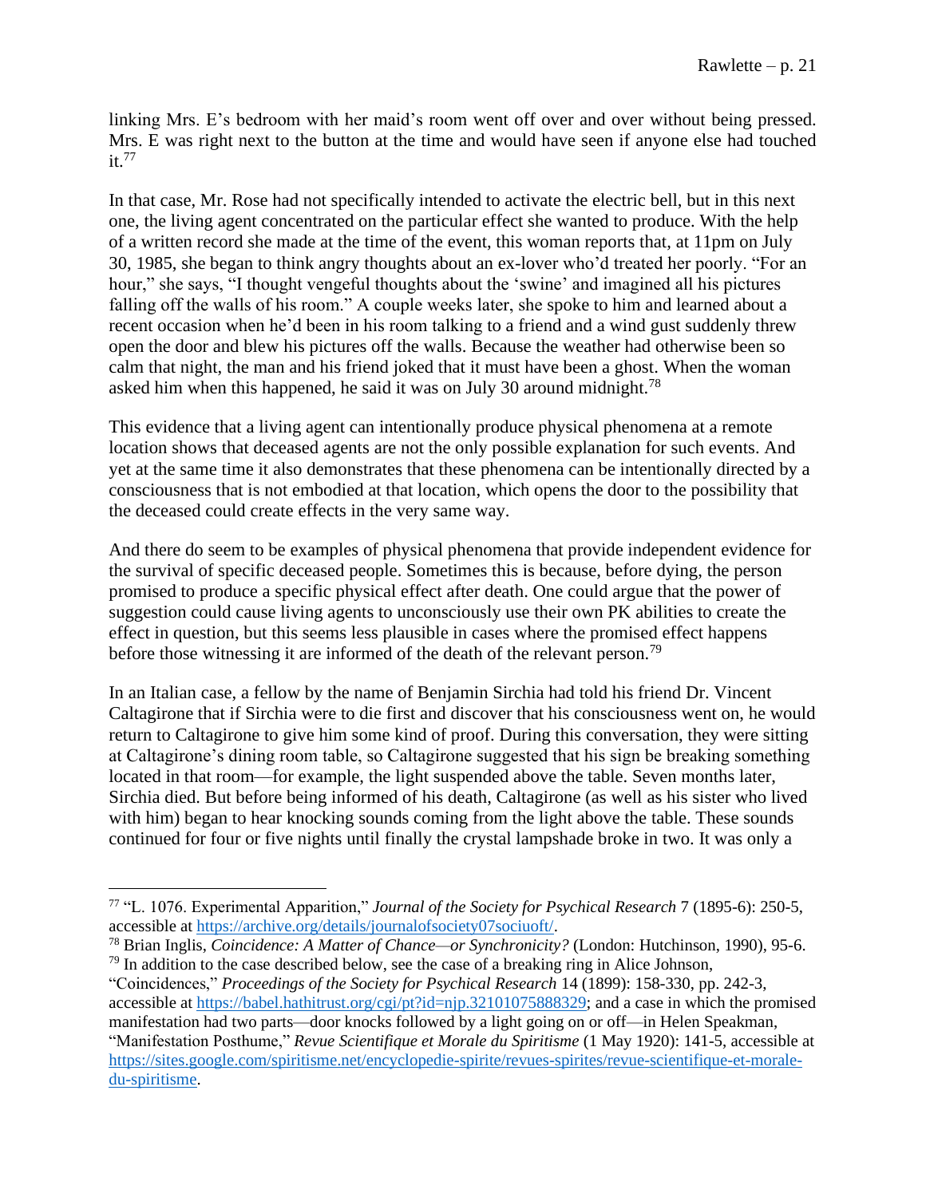linking Mrs. E's bedroom with her maid's room went off over and over without being pressed. Mrs. E was right next to the button at the time and would have seen if anyone else had touched it.[77]

In that case, Mr. Rose had not specifically intended to activate the electric bell, but in this next one, the living agent concentrated on the particular effect she wanted to produce. With the help of a written record she made at the time of the event, this woman reports that, at 11pm on July 30, 1985, she began to think angry thoughts about an ex-lover who'd treated her poorly. "For an hour," she says, "I thought vengeful thoughts about the 'swine' and imagined all his pictures falling off the walls of his room." A couple weeks later, she spoke to him and learned about a recent occasion when he'd been in his room talking to a friend and a wind gust suddenly threw open the door and blew his pictures off the walls. Because the weather had otherwise been so calm that night, the man and his friend joked that it must have been a ghost. When the woman asked him when this happened, he said it was on July 30 around midnight.[78]

This evidence that a living agent can intentionally produce physical phenomena at a remote location shows that deceased agents are not the only possible explanation for such events. And yet at the same time it also demonstrates that these phenomena can be intentionally directed by a consciousness that is not embodied at that location, which opens the door to the possibility that the deceased could create effects in the very same way.

And there do seem to be examples of physical phenomena that provide independent evidence for the survival of specific deceased people. Sometimes this is because, before dying, the person promised to produce a specific physical effect after death. One could argue that the power of suggestion could cause living agents to unconsciously use their own PK abilities to create the effect in question, but this seems less plausible in cases where the promised effect happens before those witnessing it are informed of the death of the relevant person.[79]

In an Italian case, a fellow by the name of Benjamin Sirchia had told his friend Dr. Vincent Caltagirone that if Sirchia were to die first and discover that his consciousness went on, he would return to Caltagirone to give him some kind of proof. During this conversation, they were sitting at Caltagirone's dining room table, so Caltagirone suggested that his sign be breaking something located in that room—for example, the light suspended above the table. Seven months later, Sirchia died. But before being informed of his death, Caltagirone (as well as his sister who lived with him) began to hear knocking sounds coming from the light above the table. These sounds continued for four or five nights until finally the crystal lampshade broke in two. It was only a

---

[77] "L. 1076. Experimental Apparition," *Journal of the Society for Psychical Research* 7 (1895-6): 250-5, accessible at https://archive.org/details/journalofsociety07sociuoft/.

[78] Brian Inglis, *Coincidence: A Matter of Chance—or Synchronicity?* (London: Hutchinson, 1990), 95-6.

[79] In addition to the case described below, see the case of a breaking ring in Alice Johnson, "Coincidences," *Proceedings of the Society for Psychical Research* 14 (1899): 158-330, pp. 242-3, accessible at https://babel.hathitrust.org/cgi/pt?id=njp.32101075888329; and a case in which the promised manifestation had two parts—door knocks followed by a light going on or off—in Helen Speakman, "Manifestation Posthume," *Revue Scientifique et Morale du Spiritisme* (1 May 1920): 141-5, accessible at https://sites.google.com/spiritisme.net/encyclopedie-spirite/revues-spirites/revue-scientifique-et-morale-du-spiritisme.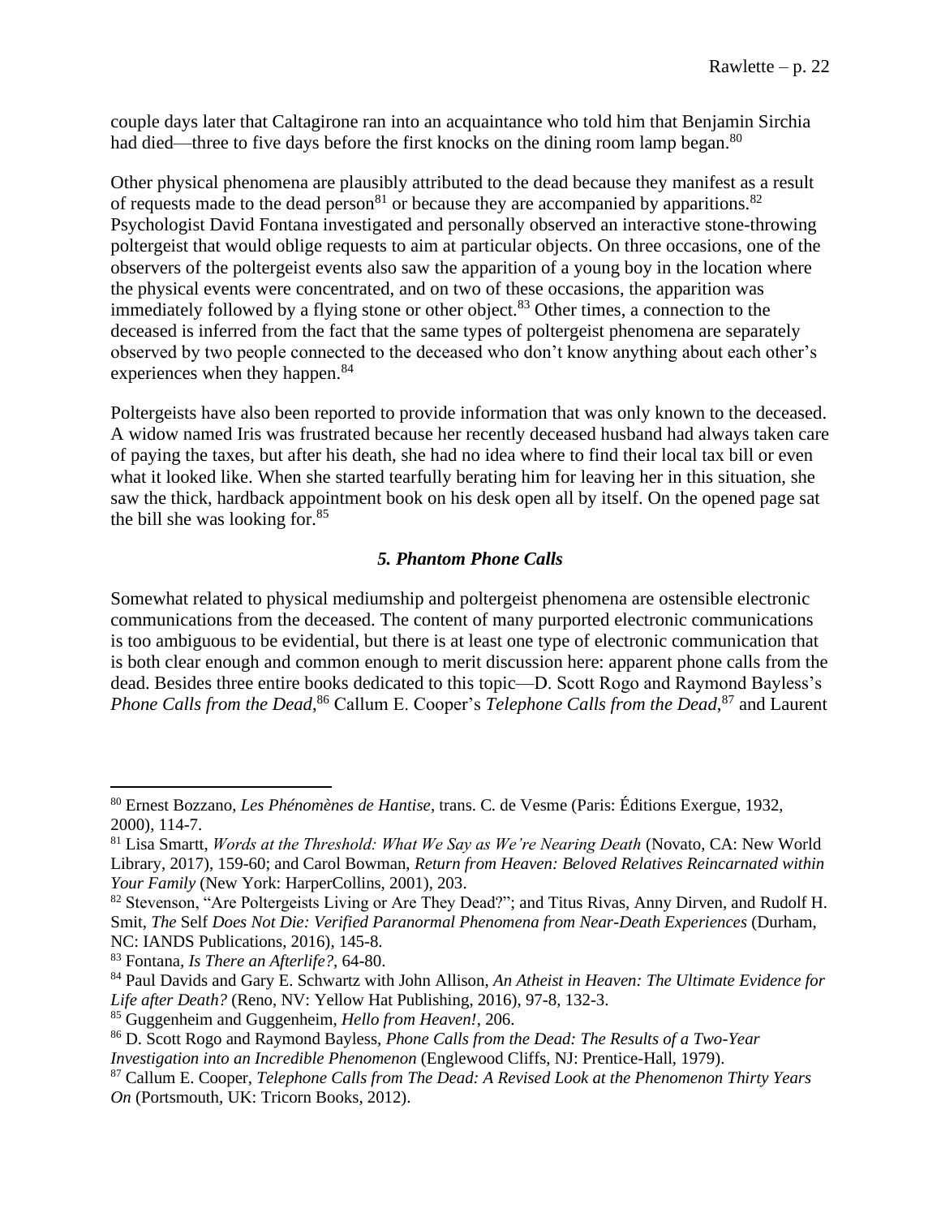couple days later that Caltagirone ran into an acquaintance who told him that Benjamin Sirchia had died—three to five days before the first knocks on the dining room lamp began.[80]

Other physical phenomena are plausibly attributed to the dead because they manifest as a result of requests made to the dead person[81] or because they are accompanied by apparitions.[82] Psychologist David Fontana investigated and personally observed an interactive stone-throwing poltergeist that would oblige requests to aim at particular objects. On three occasions, one of the observers of the poltergeist events also saw the apparition of a young boy in the location where the physical events were concentrated, and on two of these occasions, the apparition was immediately followed by a flying stone or other object.[83] Other times, a connection to the deceased is inferred from the fact that the same types of poltergeist phenomena are separately observed by two people connected to the deceased who don't know anything about each other's experiences when they happen.[84]

Poltergeists have also been reported to provide information that was only known to the deceased. A widow named Iris was frustrated because her recently deceased husband had always taken care of paying the taxes, but after his death, she had no idea where to find their local tax bill or even what it looked like. When she started tearfully berating him for leaving her in this situation, she saw the thick, hardback appointment book on his desk open all by itself. On the opened page sat the bill she was looking for.[85]

### *5. Phantom Phone Calls*

Somewhat related to physical mediumship and poltergeist phenomena are ostensible electronic communications from the deceased. The content of many purported electronic communications is too ambiguous to be evidential, but there is at least one type of electronic communication that is both clear enough and common enough to merit discussion here: apparent phone calls from the dead. Besides three entire books dedicated to this topic—D. Scott Rogo and Raymond Bayless's *Phone Calls from the Dead*,[86] Callum E. Cooper's *Telephone Calls from the Dead*,[87] and Laurent

---

[80] Ernest Bozzano, *Les Phénomènes de Hantise*, trans. C. de Vesme (Paris: Éditions Exergue, 1932, 2000), 114-7.

[81] Lisa Smartt, *Words at the Threshold: What We Say as We're Nearing Death* (Novato, CA: New World Library, 2017), 159-60; and Carol Bowman, *Return from Heaven: Beloved Relatives Reincarnated within Your Family* (New York: HarperCollins, 2001), 203.

[82] Stevenson, "Are Poltergeists Living or Are They Dead?"; and Titus Rivas, Anny Dirven, and Rudolf H. Smit, *The* Self *Does Not Die: Verified Paranormal Phenomena from Near-Death Experiences* (Durham, NC: IANDS Publications, 2016), 145-8.

[83] Fontana, *Is There an Afterlife?*, 64-80.

[84] Paul Davids and Gary E. Schwartz with John Allison, *An Atheist in Heaven: The Ultimate Evidence for Life after Death?* (Reno, NV: Yellow Hat Publishing, 2016), 97-8, 132-3.

[85] Guggenheim and Guggenheim, *Hello from Heaven!*, 206.

[86] D. Scott Rogo and Raymond Bayless, *Phone Calls from the Dead: The Results of a Two-Year Investigation into an Incredible Phenomenon* (Englewood Cliffs, NJ: Prentice-Hall, 1979).

[87] Callum E. Cooper, *Telephone Calls from The Dead: A Revised Look at the Phenomenon Thirty Years On* (Portsmouth, UK: Tricorn Books, 2012).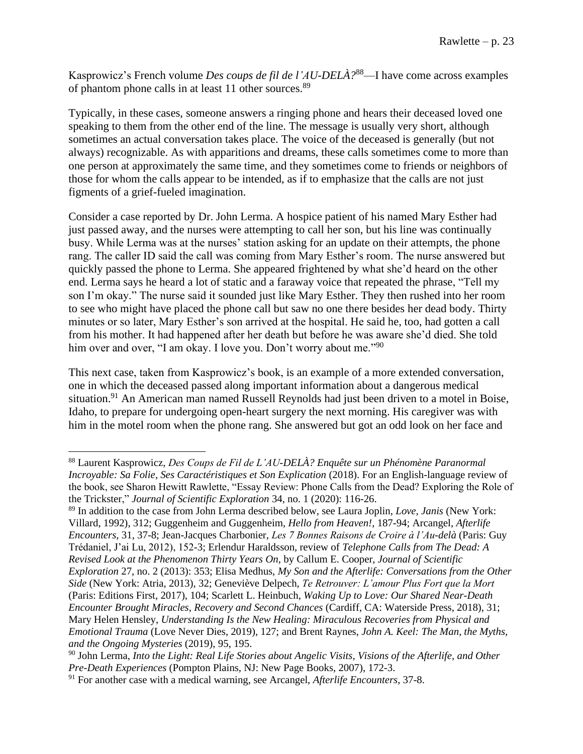Kasprowicz's French volume *Des coups de fil de l'AU-DELÀ?*[88]—I have come across examples of phantom phone calls in at least 11 other sources.[89]

Typically, in these cases, someone answers a ringing phone and hears their deceased loved one speaking to them from the other end of the line. The message is usually very short, although sometimes an actual conversation takes place. The voice of the deceased is generally (but not always) recognizable. As with apparitions and dreams, these calls sometimes come to more than one person at approximately the same time, and they sometimes come to friends or neighbors of those for whom the calls appear to be intended, as if to emphasize that the calls are not just figments of a grief-fueled imagination.

Consider a case reported by Dr. John Lerma. A hospice patient of his named Mary Esther had just passed away, and the nurses were attempting to call her son, but his line was continually busy. While Lerma was at the nurses' station asking for an update on their attempts, the phone rang. The caller ID said the call was coming from Mary Esther's room. The nurse answered but quickly passed the phone to Lerma. She appeared frightened by what she'd heard on the other end. Lerma says he heard a lot of static and a faraway voice that repeated the phrase, "Tell my son I'm okay." The nurse said it sounded just like Mary Esther. They then rushed into her room to see who might have placed the phone call but saw no one there besides her dead body. Thirty minutes or so later, Mary Esther's son arrived at the hospital. He said he, too, had gotten a call from his mother. It had happened after her death but before he was aware she'd died. She told him over and over, "I am okay. I love you. Don't worry about me."[90]

This next case, taken from Kasprowicz's book, is an example of a more extended conversation, one in which the deceased passed along important information about a dangerous medical situation.[91] An American man named Russell Reynolds had just been driven to a motel in Boise, Idaho, to prepare for undergoing open-heart surgery the next morning. His caregiver was with him in the motel room when the phone rang. She answered but got an odd look on her face and

---

[88] Laurent Kasprowicz, *Des Coups de Fil de L'AU-DELÀ? Enquête sur un Phénomène Paranormal Incroyable: Sa Folie, Ses Caractéristiques et Son Explication* (2018). For an English-language review of the book, see Sharon Hewitt Rawlette, "Essay Review: Phone Calls from the Dead? Exploring the Role of the Trickster," *Journal of Scientific Exploration* 34, no. 1 (2020): 116-26.

[89] In addition to the case from John Lerma described below, see Laura Joplin, *Love, Janis* (New York: Villard, 1992), 312; Guggenheim and Guggenheim, *Hello from Heaven!*, 187-94; Arcangel, *Afterlife Encounters*, 31, 37-8; Jean-Jacques Charbonier, *Les 7 Bonnes Raisons de Croire à l'Au-delà* (Paris: Guy Trédaniel, J'ai Lu, 2012), 152-3; Erlendur Haraldsson, review of *Telephone Calls from The Dead: A Revised Look at the Phenomenon Thirty Years On*, by Callum E. Cooper, *Journal of Scientific Exploration* 27, no. 2 (2013): 353; Elisa Medhus, *My Son and the Afterlife: Conversations from the Other Side* (New York: Atria, 2013), 32; Geneviève Delpech, *Te Retrouver: L'amour Plus Fort que la Mort* (Paris: Editions First, 2017), 104; Scarlett L. Heinbuch, *Waking Up to Love: Our Shared Near-Death Encounter Brought Miracles, Recovery and Second Chances* (Cardiff, CA: Waterside Press, 2018), 31; Mary Helen Hensley, *Understanding Is the New Healing: Miraculous Recoveries from Physical and Emotional Trauma* (Love Never Dies, 2019), 127; and Brent Raynes, *John A. Keel: The Man, the Myths, and the Ongoing Mysteries* (2019), 95, 195.

[90] John Lerma, *Into the Light: Real Life Stories about Angelic Visits, Visions of the Afterlife, and Other Pre-Death Experiences* (Pompton Plains, NJ: New Page Books, 2007), 172-3.

[91] For another case with a medical warning, see Arcangel, *Afterlife Encounters*, 37-8.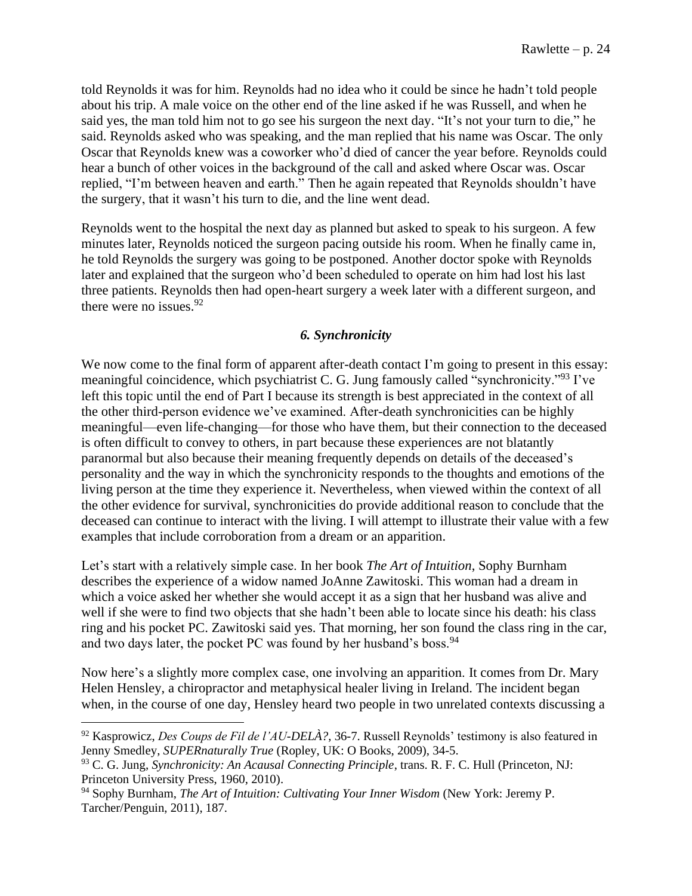told Reynolds it was for him. Reynolds had no idea who it could be since he hadn't told people about his trip. A male voice on the other end of the line asked if he was Russell, and when he said yes, the man told him not to go see his surgeon the next day. "It's not your turn to die," he said. Reynolds asked who was speaking, and the man replied that his name was Oscar. The only Oscar that Reynolds knew was a coworker who'd died of cancer the year before. Reynolds could hear a bunch of other voices in the background of the call and asked where Oscar was. Oscar replied, "I'm between heaven and earth." Then he again repeated that Reynolds shouldn't have the surgery, that it wasn't his turn to die, and the line went dead.

Reynolds went to the hospital the next day as planned but asked to speak to his surgeon. A few minutes later, Reynolds noticed the surgeon pacing outside his room. When he finally came in, he told Reynolds the surgery was going to be postponed. Another doctor spoke with Reynolds later and explained that the surgeon who'd been scheduled to operate on him had lost his last three patients. Reynolds then had open-heart surgery a week later with a different surgeon, and there were no issues.[92]

### *6. Synchronicity*

We now come to the final form of apparent after-death contact I'm going to present in this essay: meaningful coincidence, which psychiatrist C. G. Jung famously called "synchronicity."[93] I've left this topic until the end of Part I because its strength is best appreciated in the context of all the other third-person evidence we've examined. After-death synchronicities can be highly meaningful—even life-changing—for those who have them, but their connection to the deceased is often difficult to convey to others, in part because these experiences are not blatantly paranormal but also because their meaning frequently depends on details of the deceased's personality and the way in which the synchronicity responds to the thoughts and emotions of the living person at the time they experience it. Nevertheless, when viewed within the context of all the other evidence for survival, synchronicities do provide additional reason to conclude that the deceased can continue to interact with the living. I will attempt to illustrate their value with a few examples that include corroboration from a dream or an apparition.

Let's start with a relatively simple case. In her book *The Art of Intuition*, Sophy Burnham describes the experience of a widow named JoAnne Zawitoski. This woman had a dream in which a voice asked her whether she would accept it as a sign that her husband was alive and well if she were to find two objects that she hadn't been able to locate since his death: his class ring and his pocket PC. Zawitoski said yes. That morning, her son found the class ring in the car, and two days later, the pocket PC was found by her husband's boss.[94]

Now here's a slightly more complex case, one involving an apparition. It comes from Dr. Mary Helen Hensley, a chiropractor and metaphysical healer living in Ireland. The incident began when, in the course of one day, Hensley heard two people in two unrelated contexts discussing a

---

[92] Kasprowicz, *Des Coups de Fil de l'AU-DELÀ?*, 36-7. Russell Reynolds' testimony is also featured in Jenny Smedley, *SUPERnaturally True* (Ropley, UK: O Books, 2009), 34-5.

[93] C. G. Jung, *Synchronicity: An Acausal Connecting Principle*, trans. R. F. C. Hull (Princeton, NJ: Princeton University Press, 1960, 2010).

[94] Sophy Burnham, *The Art of Intuition: Cultivating Your Inner Wisdom* (New York: Jeremy P. Tarcher/Penguin, 2011), 187.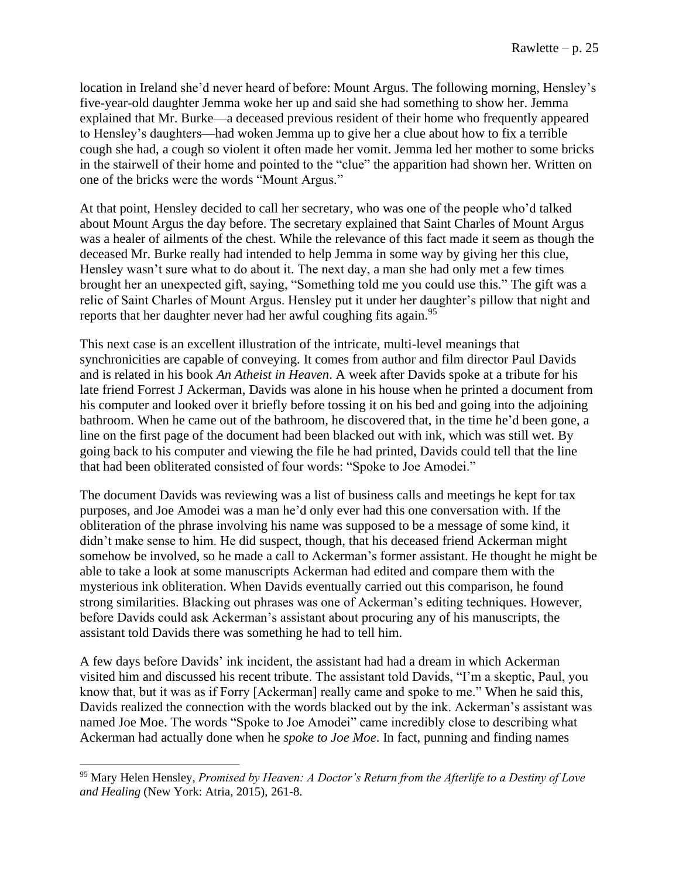location in Ireland she'd never heard of before: Mount Argus. The following morning, Hensley's five-year-old daughter Jemma woke her up and said she had something to show her. Jemma explained that Mr. Burke—a deceased previous resident of their home who frequently appeared to Hensley's daughters—had woken Jemma up to give her a clue about how to fix a terrible cough she had, a cough so violent it often made her vomit. Jemma led her mother to some bricks in the stairwell of their home and pointed to the "clue" the apparition had shown her. Written on one of the bricks were the words "Mount Argus."

At that point, Hensley decided to call her secretary, who was one of the people who'd talked about Mount Argus the day before. The secretary explained that Saint Charles of Mount Argus was a healer of ailments of the chest. While the relevance of this fact made it seem as though the deceased Mr. Burke really had intended to help Jemma in some way by giving her this clue, Hensley wasn't sure what to do about it. The next day, a man she had only met a few times brought her an unexpected gift, saying, "Something told me you could use this." The gift was a relic of Saint Charles of Mount Argus. Hensley put it under her daughter's pillow that night and reports that her daughter never had her awful coughing fits again.[95]

This next case is an excellent illustration of the intricate, multi-level meanings that synchronicities are capable of conveying. It comes from author and film director Paul Davids and is related in his book *An Atheist in Heaven*. A week after Davids spoke at a tribute for his late friend Forrest J Ackerman, Davids was alone in his house when he printed a document from his computer and looked over it briefly before tossing it on his bed and going into the adjoining bathroom. When he came out of the bathroom, he discovered that, in the time he'd been gone, a line on the first page of the document had been blacked out with ink, which was still wet. By going back to his computer and viewing the file he had printed, Davids could tell that the line that had been obliterated consisted of four words: "Spoke to Joe Amodei."

The document Davids was reviewing was a list of business calls and meetings he kept for tax purposes, and Joe Amodei was a man he'd only ever had this one conversation with. If the obliteration of the phrase involving his name was supposed to be a message of some kind, it didn't make sense to him. He did suspect, though, that his deceased friend Ackerman might somehow be involved, so he made a call to Ackerman's former assistant. He thought he might be able to take a look at some manuscripts Ackerman had edited and compare them with the mysterious ink obliteration. When Davids eventually carried out this comparison, he found strong similarities. Blacking out phrases was one of Ackerman's editing techniques. However, before Davids could ask Ackerman's assistant about procuring any of his manuscripts, the assistant told Davids there was something he had to tell him.

A few days before Davids' ink incident, the assistant had had a dream in which Ackerman visited him and discussed his recent tribute. The assistant told Davids, "I'm a skeptic, Paul, you know that, but it was as if Forry [Ackerman] really came and spoke to me." When he said this, Davids realized the connection with the words blacked out by the ink. Ackerman's assistant was named Joe Moe. The words "Spoke to Joe Amodei" came incredibly close to describing what Ackerman had actually done when he *spoke to Joe Moe*. In fact, punning and finding names

---

[95] Mary Helen Hensley, *Promised by Heaven: A Doctor's Return from the Afterlife to a Destiny of Love and Healing* (New York: Atria, 2015), 261-8.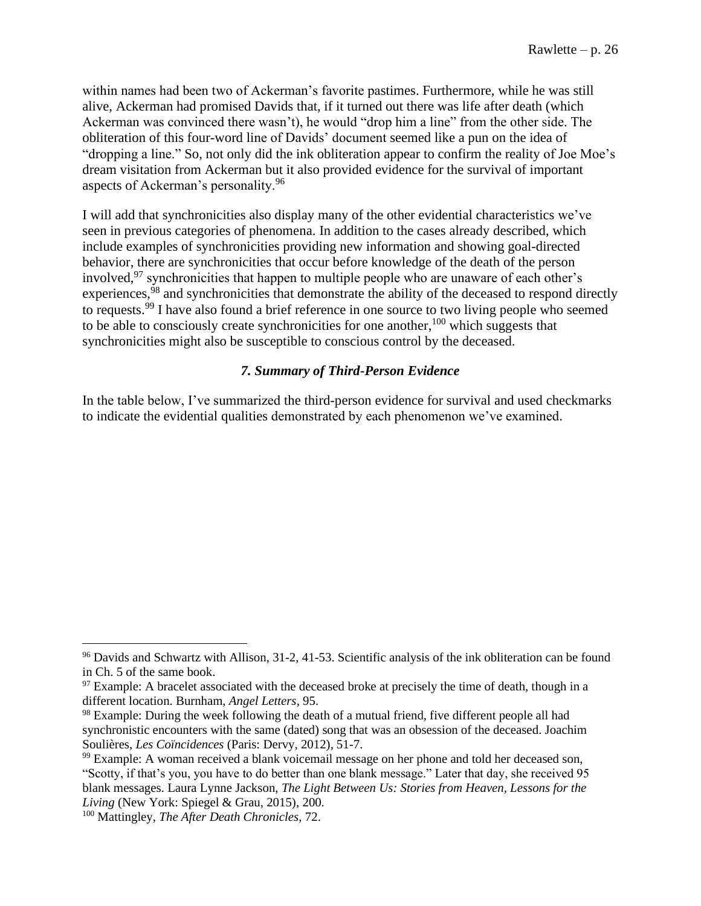within names had been two of Ackerman's favorite pastimes. Furthermore, while he was still alive, Ackerman had promised Davids that, if it turned out there was life after death (which Ackerman was convinced there wasn't), he would "drop him a line" from the other side. The obliteration of this four-word line of Davids' document seemed like a pun on the idea of "dropping a line." So, not only did the ink obliteration appear to confirm the reality of Joe Moe's dream visitation from Ackerman but it also provided evidence for the survival of important aspects of Ackerman's personality.[96]

I will add that synchronicities also display many of the other evidential characteristics we've seen in previous categories of phenomena. In addition to the cases already described, which include examples of synchronicities providing new information and showing goal-directed behavior, there are synchronicities that occur before knowledge of the death of the person involved,[97] synchronicities that happen to multiple people who are unaware of each other's experiences,[98] and synchronicities that demonstrate the ability of the deceased to respond directly to requests.[99] I have also found a brief reference in one source to two living people who seemed to be able to consciously create synchronicities for one another,[100] which suggests that synchronicities might also be susceptible to conscious control by the deceased.

### *7. Summary of Third-Person Evidence*

In the table below, I've summarized the third-person evidence for survival and used checkmarks to indicate the evidential qualities demonstrated by each phenomenon we've examined.

---

[96] Davids and Schwartz with Allison, 31-2, 41-53. Scientific analysis of the ink obliteration can be found in Ch. 5 of the same book.

[97] Example: A bracelet associated with the deceased broke at precisely the time of death, though in a different location. Burnham, *Angel Letters*, 95.

[98] Example: During the week following the death of a mutual friend, five different people all had synchronistic encounters with the same (dated) song that was an obsession of the deceased. Joachim Soulières, *Les Coïncidences* (Paris: Dervy, 2012), 51-7.

[99] Example: A woman received a blank voicemail message on her phone and told her deceased son, "Scotty, if that's you, you have to do better than one blank message." Later that day, she received 95 blank messages. Laura Lynne Jackson, *The Light Between Us: Stories from Heaven, Lessons for the Living* (New York: Spiegel & Grau, 2015), 200.

[100] Mattingley, *The After Death Chronicles*, 72.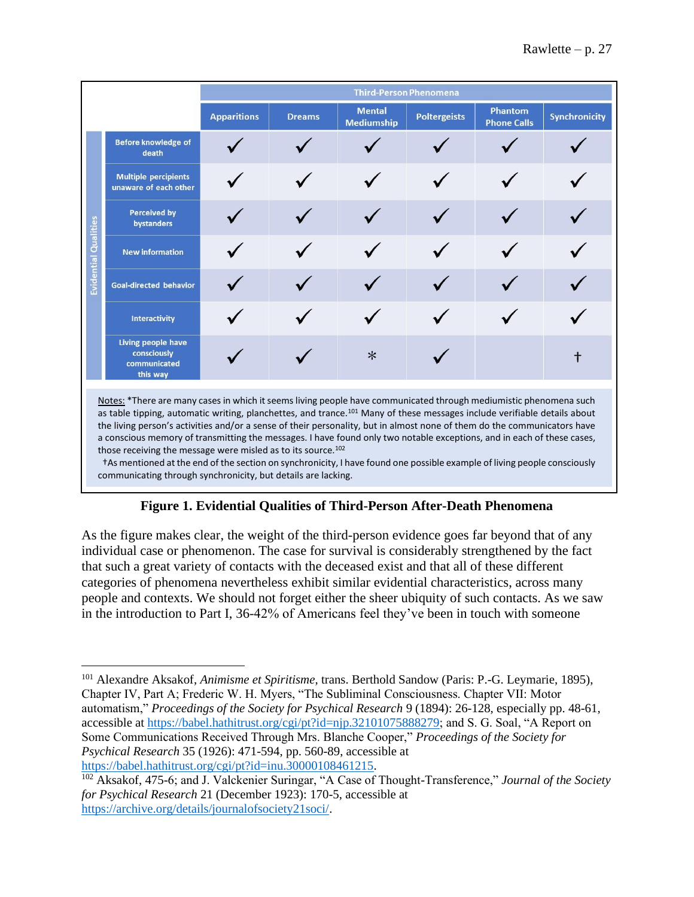| Evidential Qualities | Third-Person Phenomena | | | | | |
|---|---|---|---|---|---|---|
| | Apparitions | Dreams | Mental Mediumship | Poltergeists | Phantom Phone Calls | Synchronicity |
| Before knowledge of death | ✓ | ✓ | ✓ | ✓ | ✓ | ✓ |
| Multiple percipients unaware of each other | ✓ | ✓ | ✓ | ✓ | ✓ | ✓ |
| Perceived by bystanders | ✓ | ✓ | ✓ | ✓ | ✓ | ✓ |
| New information | ✓ | ✓ | ✓ | ✓ | ✓ | ✓ |
| Goal-directed behavior | ✓ | ✓ | ✓ | ✓ | ✓ | ✓ |
| Interactivity | ✓ | ✓ | ✓ | ✓ | ✓ | ✓ |
| Living people have consciously communicated this way | ✓ | ✓ | * | ✓ | | † |

Notes: *There are many cases in which it seems living people have communicated through mediumistic phenomena such as table tipping, automatic writing, planchettes, and trance.[101] Many of these messages include verifiable details about the living person's activities and/or a sense of their personality, but in almost none of them do the communicators have a conscious memory of transmitting the messages. I have found only two notable exceptions, and in each of these cases, those receiving the message were misled as to its source.[102]

†As mentioned at the end of the section on synchronicity, I have found one possible example of living people consciously communicating through synchronicity, but details are lacking.

**Figure 1. Evidential Qualities of Third-Person After-Death Phenomena**

As the figure makes clear, the weight of the third-person evidence goes far beyond that of any individual case or phenomenon. The case for survival is considerably strengthened by the fact that such a great variety of contacts with the deceased exist and that all of these different categories of phenomena nevertheless exhibit similar evidential characteristics, across many people and contexts. We should not forget either the sheer ubiquity of such contacts. As we saw in the introduction to Part I, 36-42% of Americans feel they've been in touch with someone

---

[101] Alexandre Aksakof, *Animisme et Spiritisme*, trans. Berthold Sandow (Paris: P.-G. Leymarie, 1895), Chapter IV, Part A; Frederic W. H. Myers, "The Subliminal Consciousness. Chapter VII: Motor automatism," *Proceedings of the Society for Psychical Research* 9 (1894): 26-128, especially pp. 48-61, accessible at https://babel.hathitrust.org/cgi/pt?id=njp.32101075888279; and S. G. Soal, "A Report on Some Communications Received Through Mrs. Blanche Cooper," *Proceedings of the Society for Psychical Research* 35 (1926): 471-594, pp. 560-89, accessible at https://babel.hathitrust.org/cgi/pt?id=inu.30000108461215.

[102] Aksakof, 475-6; and J. Valckenier Suringar, "A Case of Thought-Transference," *Journal of the Society for Psychical Research* 21 (December 1923): 170-5, accessible at https://archive.org/details/journalofsociety21soci/.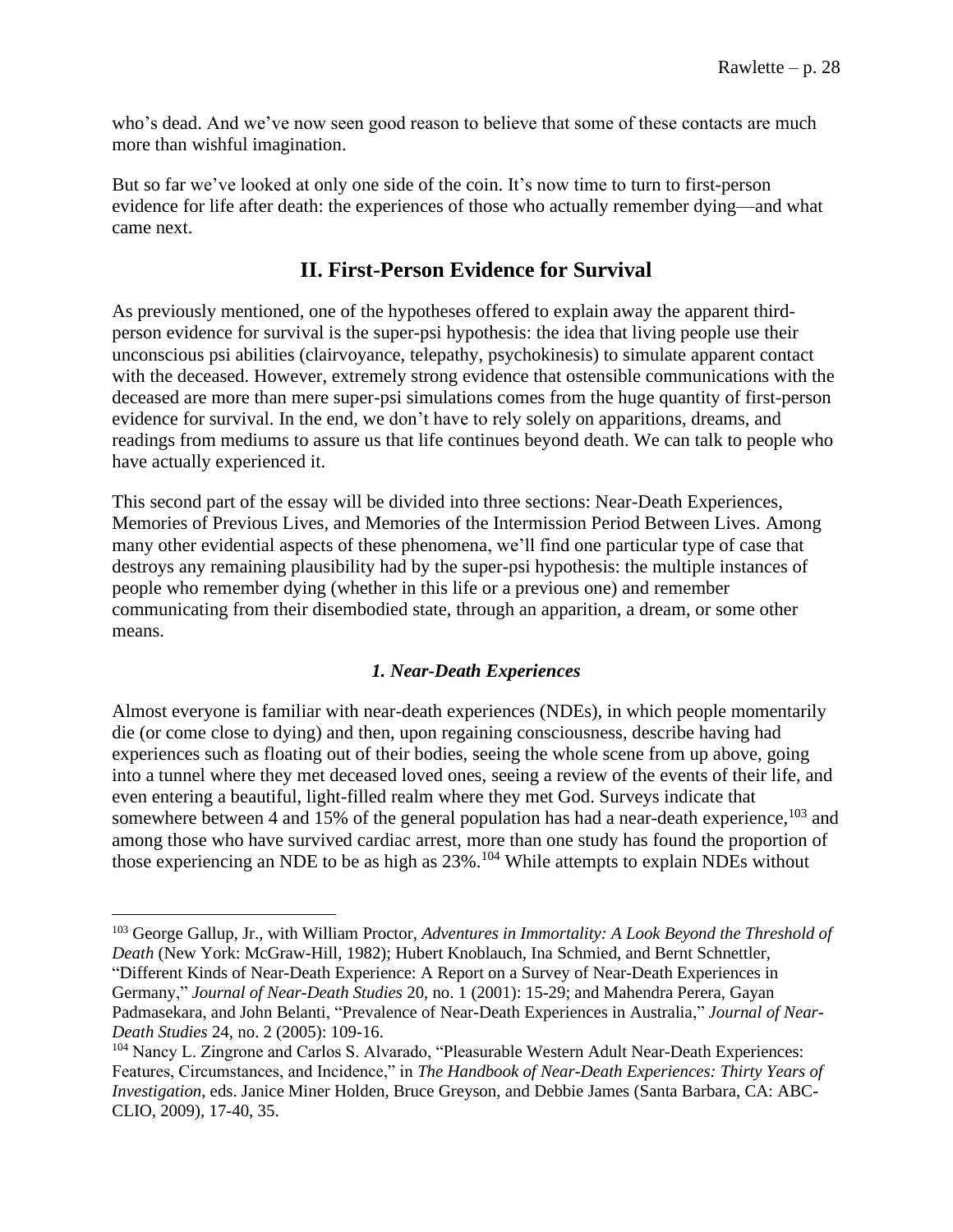who's dead. And we've now seen good reason to believe that some of these contacts are much more than wishful imagination.

But so far we've looked at only one side of the coin. It's now time to turn to first-person evidence for life after death: the experiences of those who actually remember dying—and what came next.

## II. First-Person Evidence for Survival

As previously mentioned, one of the hypotheses offered to explain away the apparent third-person evidence for survival is the super-psi hypothesis: the idea that living people use their unconscious psi abilities (clairvoyance, telepathy, psychokinesis) to simulate apparent contact with the deceased. However, extremely strong evidence that ostensible communications with the deceased are more than mere super-psi simulations comes from the huge quantity of first-person evidence for survival. In the end, we don't have to rely solely on apparitions, dreams, and readings from mediums to assure us that life continues beyond death. We can talk to people who have actually experienced it.

This second part of the essay will be divided into three sections: Near-Death Experiences, Memories of Previous Lives, and Memories of the Intermission Period Between Lives. Among many other evidential aspects of these phenomena, we'll find one particular type of case that destroys any remaining plausibility had by the super-psi hypothesis: the multiple instances of people who remember dying (whether in this life or a previous one) and remember communicating from their disembodied state, through an apparition, a dream, or some other means.

### *1. Near-Death Experiences*

Almost everyone is familiar with near-death experiences (NDEs), in which people momentarily die (or come close to dying) and then, upon regaining consciousness, describe having had experiences such as floating out of their bodies, seeing the whole scene from up above, going into a tunnel where they met deceased loved ones, seeing a review of the events of their life, and even entering a beautiful, light-filled realm where they met God. Surveys indicate that somewhere between 4 and 15% of the general population has had a near-death experience,[103] and among those who have survived cardiac arrest, more than one study has found the proportion of those experiencing an NDE to be as high as 23%.[104] While attempts to explain NDEs without

---

[103] George Gallup, Jr., with William Proctor, *Adventures in Immortality: A Look Beyond the Threshold of Death* (New York: McGraw-Hill, 1982); Hubert Knoblauch, Ina Schmied, and Bernt Schnettler, "Different Kinds of Near-Death Experience: A Report on a Survey of Near-Death Experiences in Germany," *Journal of Near-Death Studies* 20, no. 1 (2001): 15-29; and Mahendra Perera, Gayan Padmasekara, and John Belanti, "Prevalence of Near-Death Experiences in Australia," *Journal of Near-Death Studies* 24, no. 2 (2005): 109-16.

[104] Nancy L. Zingrone and Carlos S. Alvarado, "Pleasurable Western Adult Near-Death Experiences: Features, Circumstances, and Incidence," in *The Handbook of Near-Death Experiences: Thirty Years of Investigation*, eds. Janice Miner Holden, Bruce Greyson, and Debbie James (Santa Barbara, CA: ABC-CLIO, 2009), 17-40, 35.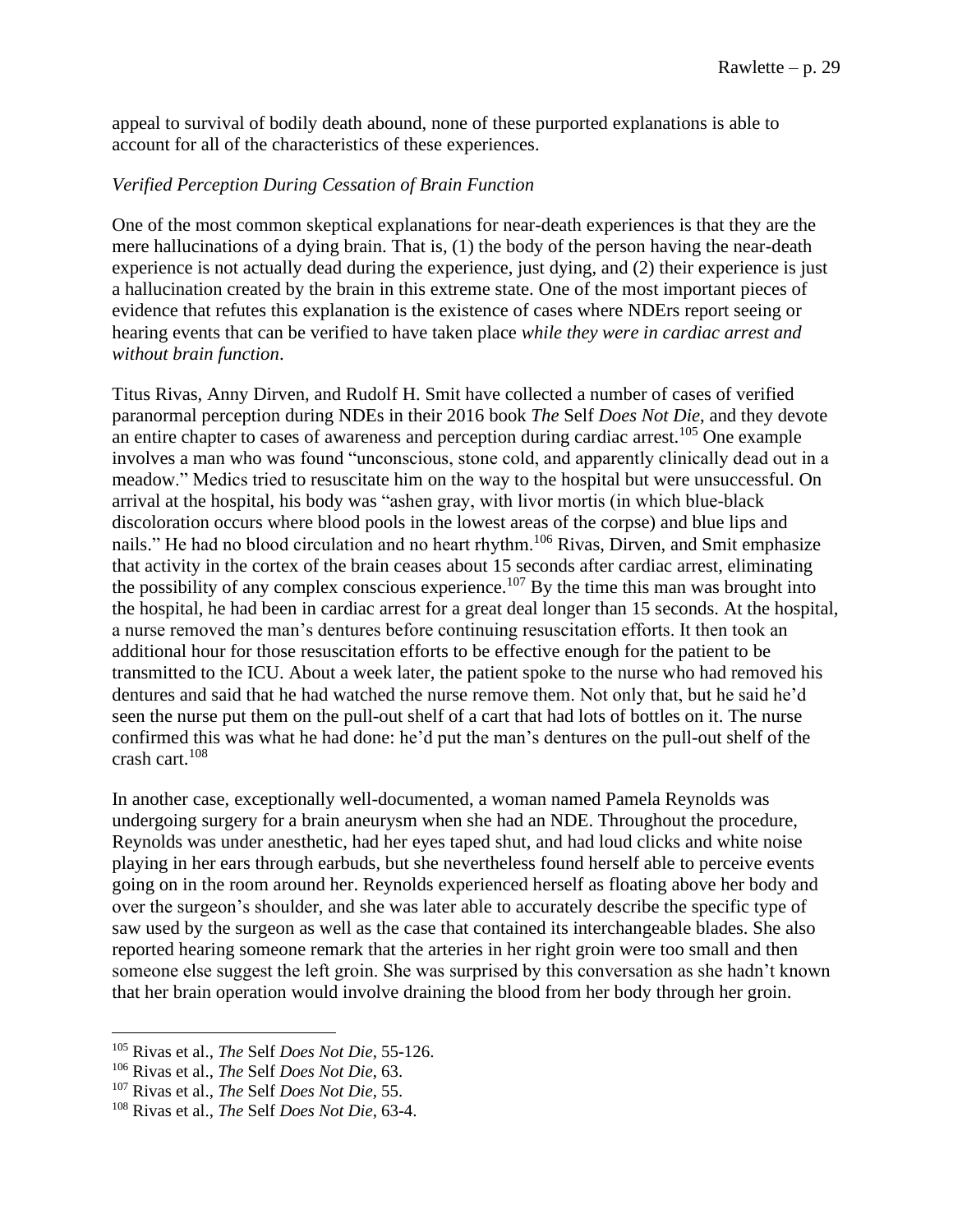appeal to survival of bodily death abound, none of these purported explanations is able to account for all of the characteristics of these experiences.

*Verified Perception During Cessation of Brain Function*

One of the most common skeptical explanations for near-death experiences is that they are the mere hallucinations of a dying brain. That is, (1) the body of the person having the near-death experience is not actually dead during the experience, just dying, and (2) their experience is just a hallucination created by the brain in this extreme state. One of the most important pieces of evidence that refutes this explanation is the existence of cases where NDErs report seeing or hearing events that can be verified to have taken place *while they were in cardiac arrest and without brain function*.

Titus Rivas, Anny Dirven, and Rudolf H. Smit have collected a number of cases of verified paranormal perception during NDEs in their 2016 book *The* Self *Does Not Die*, and they devote an entire chapter to cases of awareness and perception during cardiac arrest.[105] One example involves a man who was found "unconscious, stone cold, and apparently clinically dead out in a meadow." Medics tried to resuscitate him on the way to the hospital but were unsuccessful. On arrival at the hospital, his body was "ashen gray, with livor mortis (in which blue-black discoloration occurs where blood pools in the lowest areas of the corpse) and blue lips and nails." He had no blood circulation and no heart rhythm.[106] Rivas, Dirven, and Smit emphasize that activity in the cortex of the brain ceases about 15 seconds after cardiac arrest, eliminating the possibility of any complex conscious experience.[107] By the time this man was brought into the hospital, he had been in cardiac arrest for a great deal longer than 15 seconds. At the hospital, a nurse removed the man's dentures before continuing resuscitation efforts. It then took an additional hour for those resuscitation efforts to be effective enough for the patient to be transmitted to the ICU. About a week later, the patient spoke to the nurse who had removed his dentures and said that he had watched the nurse remove them. Not only that, but he said he'd seen the nurse put them on the pull-out shelf of a cart that had lots of bottles on it. The nurse confirmed this was what he had done: he'd put the man's dentures on the pull-out shelf of the crash cart.[108]

In another case, exceptionally well-documented, a woman named Pamela Reynolds was undergoing surgery for a brain aneurysm when she had an NDE. Throughout the procedure, Reynolds was under anesthetic, had her eyes taped shut, and had loud clicks and white noise playing in her ears through earbuds, but she nevertheless found herself able to perceive events going on in the room around her. Reynolds experienced herself as floating above her body and over the surgeon's shoulder, and she was later able to accurately describe the specific type of saw used by the surgeon as well as the case that contained its interchangeable blades. She also reported hearing someone remark that the arteries in her right groin were too small and then someone else suggest the left groin. She was surprised by this conversation as she hadn't known that her brain operation would involve draining the blood from her body through her groin.

---

[105] Rivas et al., *The* Self *Does Not Die*, 55-126.

[106] Rivas et al., *The* Self *Does Not Die*, 63.

[107] Rivas et al., *The* Self *Does Not Die*, 55.

[108] Rivas et al., *The* Self *Does Not Die*, 63-4.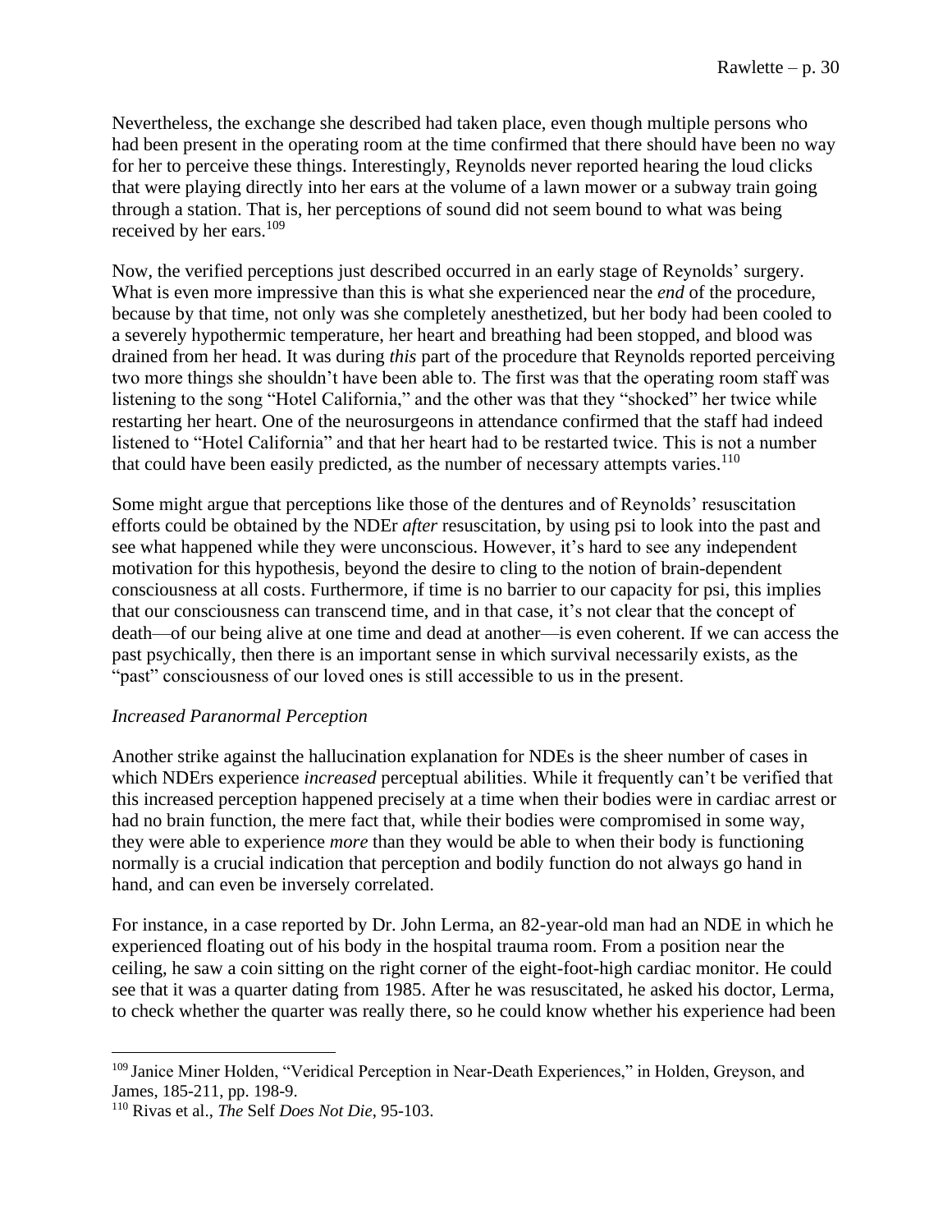Nevertheless, the exchange she described had taken place, even though multiple persons who had been present in the operating room at the time confirmed that there should have been no way for her to perceive these things. Interestingly, Reynolds never reported hearing the loud clicks that were playing directly into her ears at the volume of a lawn mower or a subway train going through a station. That is, her perceptions of sound did not seem bound to what was being received by her ears.[109]

Now, the verified perceptions just described occurred in an early stage of Reynolds' surgery. What is even more impressive than this is what she experienced near the *end* of the procedure, because by that time, not only was she completely anesthetized, but her body had been cooled to a severely hypothermic temperature, her heart and breathing had been stopped, and blood was drained from her head. It was during *this* part of the procedure that Reynolds reported perceiving two more things she shouldn't have been able to. The first was that the operating room staff was listening to the song "Hotel California," and the other was that they "shocked" her twice while restarting her heart. One of the neurosurgeons in attendance confirmed that the staff had indeed listened to "Hotel California" and that her heart had to be restarted twice. This is not a number that could have been easily predicted, as the number of necessary attempts varies.[110]

Some might argue that perceptions like those of the dentures and of Reynolds' resuscitation efforts could be obtained by the NDEr *after* resuscitation, by using psi to look into the past and see what happened while they were unconscious. However, it's hard to see any independent motivation for this hypothesis, beyond the desire to cling to the notion of brain-dependent consciousness at all costs. Furthermore, if time is no barrier to our capacity for psi, this implies that our consciousness can transcend time, and in that case, it's not clear that the concept of death—of our being alive at one time and dead at another—is even coherent. If we can access the past psychically, then there is an important sense in which survival necessarily exists, as the "past" consciousness of our loved ones is still accessible to us in the present.

### *Increased Paranormal Perception*

Another strike against the hallucination explanation for NDEs is the sheer number of cases in which NDErs experience *increased* perceptual abilities. While it frequently can't be verified that this increased perception happened precisely at a time when their bodies were in cardiac arrest or had no brain function, the mere fact that, while their bodies were compromised in some way, they were able to experience *more* than they would be able to when their body is functioning normally is a crucial indication that perception and bodily function do not always go hand in hand, and can even be inversely correlated.

For instance, in a case reported by Dr. John Lerma, an 82-year-old man had an NDE in which he experienced floating out of his body in the hospital trauma room. From a position near the ceiling, he saw a coin sitting on the right corner of the eight-foot-high cardiac monitor. He could see that it was a quarter dating from 1985. After he was resuscitated, he asked his doctor, Lerma, to check whether the quarter was really there, so he could know whether his experience had been

---

[109] Janice Miner Holden, "Veridical Perception in Near-Death Experiences," in Holden, Greyson, and James, 185-211, pp. 198-9.

[110] Rivas et al., *The* Self *Does Not Die*, 95-103.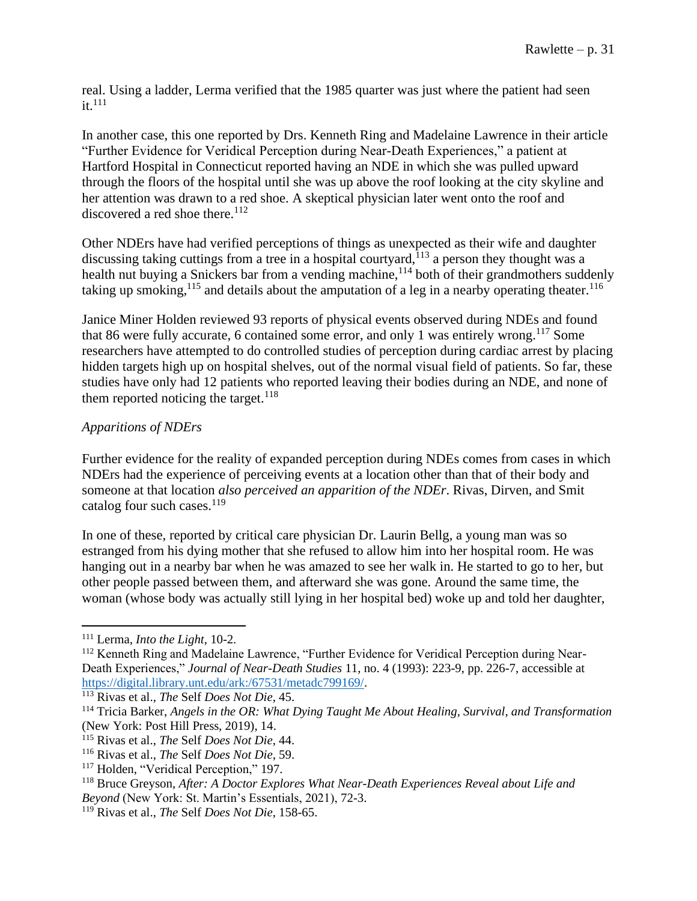real. Using a ladder, Lerma verified that the 1985 quarter was just where the patient had seen it.[111]

In another case, this one reported by Drs. Kenneth Ring and Madelaine Lawrence in their article "Further Evidence for Veridical Perception during Near-Death Experiences," a patient at Hartford Hospital in Connecticut reported having an NDE in which she was pulled upward through the floors of the hospital until she was up above the roof looking at the city skyline and her attention was drawn to a red shoe. A skeptical physician later went onto the roof and discovered a red shoe there.[112]

Other NDErs have had verified perceptions of things as unexpected as their wife and daughter discussing taking cuttings from a tree in a hospital courtyard,[113] a person they thought was a health nut buying a Snickers bar from a vending machine,[114] both of their grandmothers suddenly taking up smoking,[115] and details about the amputation of a leg in a nearby operating theater.[116]

Janice Miner Holden reviewed 93 reports of physical events observed during NDEs and found that 86 were fully accurate, 6 contained some error, and only 1 was entirely wrong.[117] Some researchers have attempted to do controlled studies of perception during cardiac arrest by placing hidden targets high up on hospital shelves, out of the normal visual field of patients. So far, these studies have only had 12 patients who reported leaving their bodies during an NDE, and none of them reported noticing the target.[118]

*Apparitions of NDErs*

Further evidence for the reality of expanded perception during NDEs comes from cases in which NDErs had the experience of perceiving events at a location other than that of their body and someone at that location *also perceived an apparition of the NDEr*. Rivas, Dirven, and Smit catalog four such cases.[119]

In one of these, reported by critical care physician Dr. Laurin Bellg, a young man was so estranged from his dying mother that she refused to allow him into her hospital room. He was hanging out in a nearby bar when he was amazed to see her walk in. He started to go to her, but other people passed between them, and afterward she was gone. Around the same time, the woman (whose body was actually still lying in her hospital bed) woke up and told her daughter,

---

[111] Lerma, *Into the Light*, 10-2.

[112] Kenneth Ring and Madelaine Lawrence, "Further Evidence for Veridical Perception during Near-Death Experiences," *Journal of Near-Death Studies* 11, no. 4 (1993): 223-9, pp. 226-7, accessible at https://digital.library.unt.edu/ark:/67531/metadc799169/.

[113] Rivas et al., *The* Self *Does Not Die*, 45.

[114] Tricia Barker, *Angels in the OR: What Dying Taught Me About Healing, Survival, and Transformation* (New York: Post Hill Press, 2019), 14.

[115] Rivas et al., *The* Self *Does Not Die*, 44.

[116] Rivas et al., *The* Self *Does Not Die*, 59.

[117] Holden, "Veridical Perception," 197.

[118] Bruce Greyson, *After: A Doctor Explores What Near-Death Experiences Reveal about Life and Beyond* (New York: St. Martin's Essentials, 2021), 72-3.

[119] Rivas et al., *The* Self *Does Not Die*, 158-65.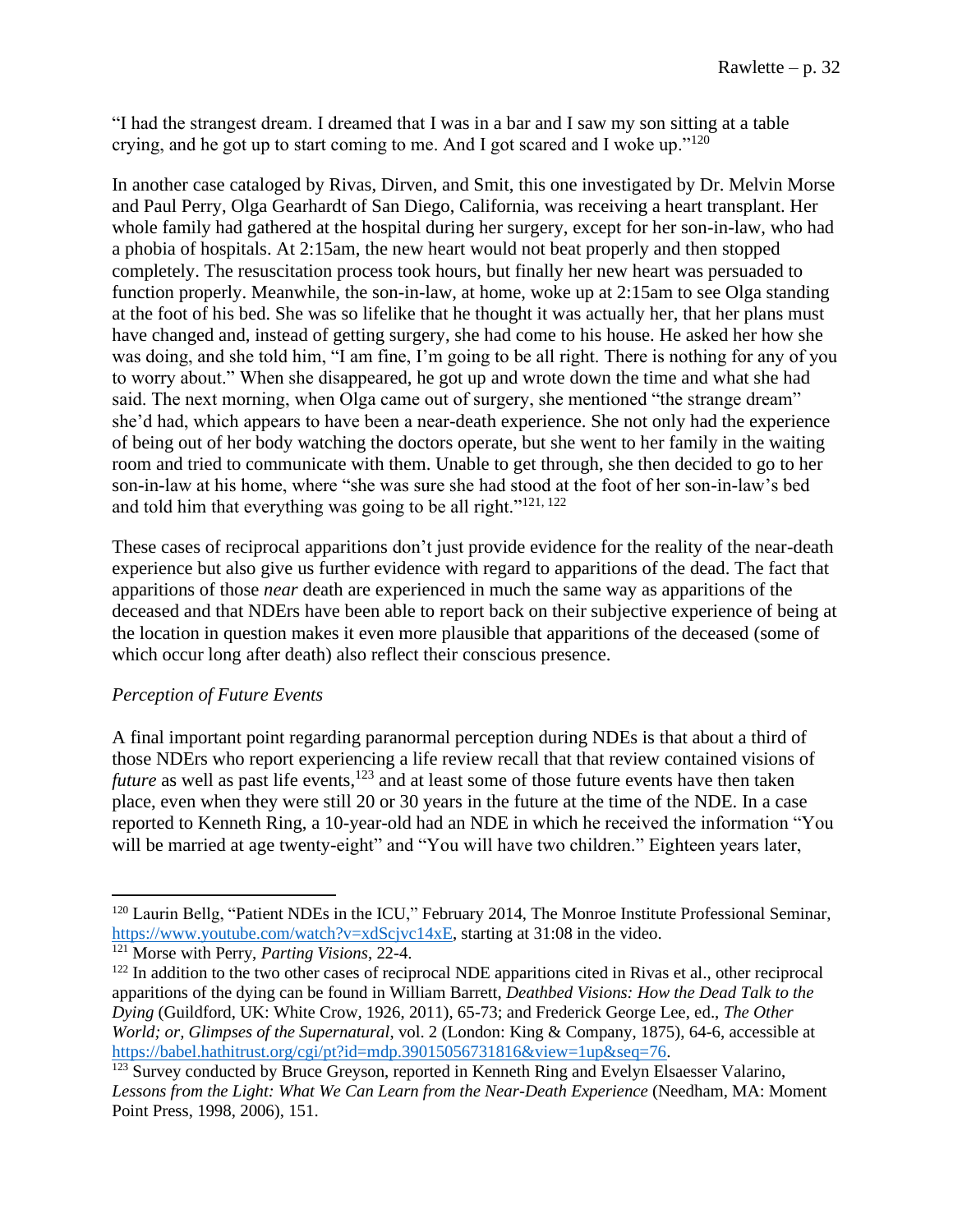"I had the strangest dream. I dreamed that I was in a bar and I saw my son sitting at a table crying, and he got up to start coming to me. And I got scared and I woke up."[120]

In another case cataloged by Rivas, Dirven, and Smit, this one investigated by Dr. Melvin Morse and Paul Perry, Olga Gearhardt of San Diego, California, was receiving a heart transplant. Her whole family had gathered at the hospital during her surgery, except for her son-in-law, who had a phobia of hospitals. At 2:15am, the new heart would not beat properly and then stopped completely. The resuscitation process took hours, but finally her new heart was persuaded to function properly. Meanwhile, the son-in-law, at home, woke up at 2:15am to see Olga standing at the foot of his bed. She was so lifelike that he thought it was actually her, that her plans must have changed and, instead of getting surgery, she had come to his house. He asked her how she was doing, and she told him, "I am fine, I'm going to be all right. There is nothing for any of you to worry about." When she disappeared, he got up and wrote down the time and what she had said. The next morning, when Olga came out of surgery, she mentioned "the strange dream" she'd had, which appears to have been a near-death experience. She not only had the experience of being out of her body watching the doctors operate, but she went to her family in the waiting room and tried to communicate with them. Unable to get through, she then decided to go to her son-in-law at his home, where "she was sure she had stood at the foot of her son-in-law's bed and told him that everything was going to be all right."[121, 122]

These cases of reciprocal apparitions don't just provide evidence for the reality of the near-death experience but also give us further evidence with regard to apparitions of the dead. The fact that apparitions of those *near* death are experienced in much the same way as apparitions of the deceased and that NDErs have been able to report back on their subjective experience of being at the location in question makes it even more plausible that apparitions of the deceased (some of which occur long after death) also reflect their conscious presence.

*Perception of Future Events*

A final important point regarding paranormal perception during NDEs is that about a third of those NDErs who report experiencing a life review recall that that review contained visions of *future* as well as past life events,[123] and at least some of those future events have then taken place, even when they were still 20 or 30 years in the future at the time of the NDE. In a case reported to Kenneth Ring, a 10-year-old had an NDE in which he received the information "You will be married at age twenty-eight" and "You will have two children." Eighteen years later,

---

[120] Laurin Bellg, "Patient NDEs in the ICU," February 2014, The Monroe Institute Professional Seminar, https://www.youtube.com/watch?v=xdScjvc14xE, starting at 31:08 in the video.

[121] Morse with Perry, *Parting Visions*, 22-4.

[122] In addition to the two other cases of reciprocal NDE apparitions cited in Rivas et al., other reciprocal apparitions of the dying can be found in William Barrett, *Deathbed Visions: How the Dead Talk to the Dying* (Guildford, UK: White Crow, 1926, 2011), 65-73; and Frederick George Lee, ed., *The Other World; or, Glimpses of the Supernatural*, vol. 2 (London: King & Company, 1875), 64-6, accessible at https://babel.hathitrust.org/cgi/pt?id=mdp.39015056731816&view=1up&seq=76.

[123] Survey conducted by Bruce Greyson, reported in Kenneth Ring and Evelyn Elsaesser Valarino, *Lessons from the Light: What We Can Learn from the Near-Death Experience* (Needham, MA: Moment Point Press, 1998, 2006), 151.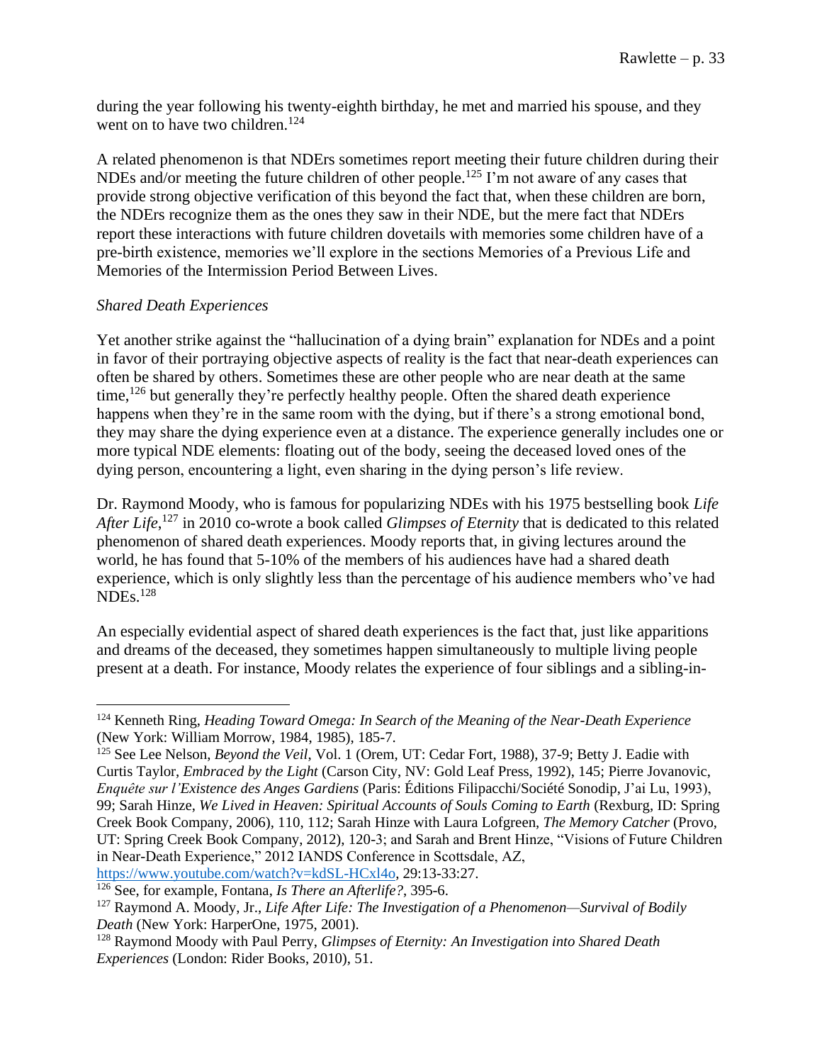during the year following his twenty-eighth birthday, he met and married his spouse, and they went on to have two children.[124]

A related phenomenon is that NDErs sometimes report meeting their future children during their NDEs and/or meeting the future children of other people.[125] I'm not aware of any cases that provide strong objective verification of this beyond the fact that, when these children are born, the NDErs recognize them as the ones they saw in their NDE, but the mere fact that NDErs report these interactions with future children dovetails with memories some children have of a pre-birth existence, memories we'll explore in the sections Memories of a Previous Life and Memories of the Intermission Period Between Lives.

*Shared Death Experiences*

Yet another strike against the "hallucination of a dying brain" explanation for NDEs and a point in favor of their portraying objective aspects of reality is the fact that near-death experiences can often be shared by others. Sometimes these are other people who are near death at the same time,[126] but generally they're perfectly healthy people. Often the shared death experience happens when they're in the same room with the dying, but if there's a strong emotional bond, they may share the dying experience even at a distance. The experience generally includes one or more typical NDE elements: floating out of the body, seeing the deceased loved ones of the dying person, encountering a light, even sharing in the dying person's life review.

Dr. Raymond Moody, who is famous for popularizing NDEs with his 1975 bestselling book *Life After Life*,[127] in 2010 co-wrote a book called *Glimpses of Eternity* that is dedicated to this related phenomenon of shared death experiences. Moody reports that, in giving lectures around the world, he has found that 5-10% of the members of his audiences have had a shared death experience, which is only slightly less than the percentage of his audience members who've had NDEs.[128]

An especially evidential aspect of shared death experiences is the fact that, just like apparitions and dreams of the deceased, they sometimes happen simultaneously to multiple living people present at a death. For instance, Moody relates the experience of four siblings and a sibling-in-

---

[124] Kenneth Ring, *Heading Toward Omega: In Search of the Meaning of the Near-Death Experience* (New York: William Morrow, 1984, 1985), 185-7.

[125] See Lee Nelson, *Beyond the Veil*, Vol. 1 (Orem, UT: Cedar Fort, 1988), 37-9; Betty J. Eadie with Curtis Taylor, *Embraced by the Light* (Carson City, NV: Gold Leaf Press, 1992), 145; Pierre Jovanovic, *Enquête sur l'Existence des Anges Gardiens* (Paris: Éditions Filipacchi/Société Sonodip, J'ai Lu, 1993), 99; Sarah Hinze, *We Lived in Heaven: Spiritual Accounts of Souls Coming to Earth* (Rexburg, ID: Spring Creek Book Company, 2006), 110, 112; Sarah Hinze with Laura Lofgreen, *The Memory Catcher* (Provo, UT: Spring Creek Book Company, 2012), 120-3; and Sarah and Brent Hinze, "Visions of Future Children in Near-Death Experience," 2012 IANDS Conference in Scottsdale, AZ, https://www.youtube.com/watch?v=kdSL-HCxl4o, 29:13-33:27.

[126] See, for example, Fontana, *Is There an Afterlife?*, 395-6.

[127] Raymond A. Moody, Jr., *Life After Life: The Investigation of a Phenomenon—Survival of Bodily Death* (New York: HarperOne, 1975, 2001).

[128] Raymond Moody with Paul Perry, *Glimpses of Eternity: An Investigation into Shared Death Experiences* (London: Rider Books, 2010), 51.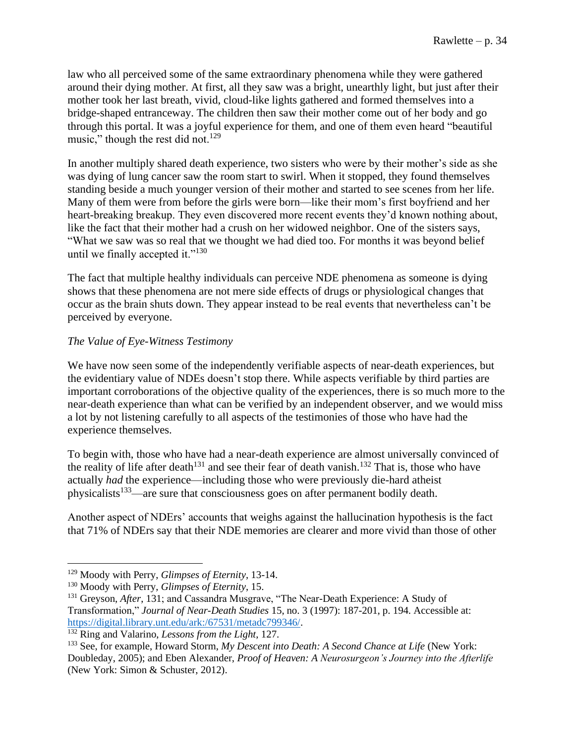law who all perceived some of the same extraordinary phenomena while they were gathered around their dying mother. At first, all they saw was a bright, unearthly light, but just after their mother took her last breath, vivid, cloud-like lights gathered and formed themselves into a bridge-shaped entranceway. The children then saw their mother come out of her body and go through this portal. It was a joyful experience for them, and one of them even heard "beautiful music," though the rest did not.[129]

In another multiply shared death experience, two sisters who were by their mother's side as she was dying of lung cancer saw the room start to swirl. When it stopped, they found themselves standing beside a much younger version of their mother and started to see scenes from her life. Many of them were from before the girls were born—like their mom's first boyfriend and her heart-breaking breakup. They even discovered more recent events they'd known nothing about, like the fact that their mother had a crush on her widowed neighbor. One of the sisters says, "What we saw was so real that we thought we had died too. For months it was beyond belief until we finally accepted it."[130]

The fact that multiple healthy individuals can perceive NDE phenomena as someone is dying shows that these phenomena are not mere side effects of drugs or physiological changes that occur as the brain shuts down. They appear instead to be real events that nevertheless can't be perceived by everyone.

*The Value of Eye-Witness Testimony*

We have now seen some of the independently verifiable aspects of near-death experiences, but the evidentiary value of NDEs doesn't stop there. While aspects verifiable by third parties are important corroborations of the objective quality of the experiences, there is so much more to the near-death experience than what can be verified by an independent observer, and we would miss a lot by not listening carefully to all aspects of the testimonies of those who have had the experience themselves.

To begin with, those who have had a near-death experience are almost universally convinced of the reality of life after death[131] and see their fear of death vanish.[132] That is, those who have actually *had* the experience—including those who were previously die-hard atheist physicalists[133]—are sure that consciousness goes on after permanent bodily death.

Another aspect of NDErs' accounts that weighs against the hallucination hypothesis is the fact that 71% of NDErs say that their NDE memories are clearer and more vivid than those of other

---

[129] Moody with Perry, *Glimpses of Eternity*, 13-14.

[130] Moody with Perry, *Glimpses of Eternity*, 15.

[131] Greyson, *After*, 131; and Cassandra Musgrave, "The Near-Death Experience: A Study of Transformation," *Journal of Near-Death Studies* 15, no. 3 (1997): 187-201, p. 194. Accessible at: https://digital.library.unt.edu/ark:/67531/metadc799346/.

[132] Ring and Valarino, *Lessons from the Light*, 127.

[133] See, for example, Howard Storm, *My Descent into Death: A Second Chance at Life* (New York: Doubleday, 2005); and Eben Alexander, *Proof of Heaven: A Neurosurgeon's Journey into the Afterlife* (New York: Simon & Schuster, 2012).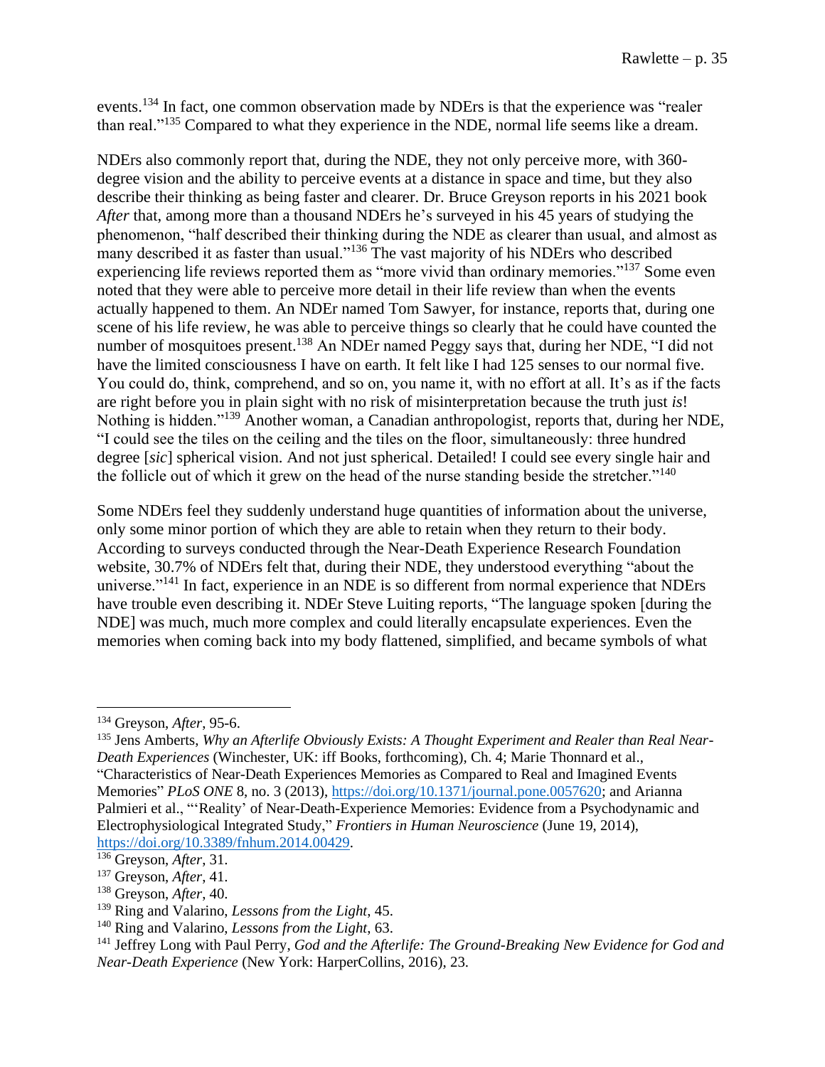events.[134] In fact, one common observation made by NDErs is that the experience was "realer than real."[135] Compared to what they experience in the NDE, normal life seems like a dream.

NDErs also commonly report that, during the NDE, they not only perceive more, with 360-degree vision and the ability to perceive events at a distance in space and time, but they also describe their thinking as being faster and clearer. Dr. Bruce Greyson reports in his 2021 book *After* that, among more than a thousand NDErs he's surveyed in his 45 years of studying the phenomenon, "half described their thinking during the NDE as clearer than usual, and almost as many described it as faster than usual."[136] The vast majority of his NDErs who described experiencing life reviews reported them as "more vivid than ordinary memories."[137] Some even noted that they were able to perceive more detail in their life review than when the events actually happened to them. An NDEr named Tom Sawyer, for instance, reports that, during one scene of his life review, he was able to perceive things so clearly that he could have counted the number of mosquitoes present.[138] An NDEr named Peggy says that, during her NDE, "I did not have the limited consciousness I have on earth. It felt like I had 125 senses to our normal five. You could do, think, comprehend, and so on, you name it, with no effort at all. It's as if the facts are right before you in plain sight with no risk of misinterpretation because the truth just *is*! Nothing is hidden."[139] Another woman, a Canadian anthropologist, reports that, during her NDE, "I could see the tiles on the ceiling and the tiles on the floor, simultaneously: three hundred degree [*sic*] spherical vision. And not just spherical. Detailed! I could see every single hair and the follicle out of which it grew on the head of the nurse standing beside the stretcher."[140]

Some NDErs feel they suddenly understand huge quantities of information about the universe, only some minor portion of which they are able to retain when they return to their body. According to surveys conducted through the Near-Death Experience Research Foundation website, 30.7% of NDErs felt that, during their NDE, they understood everything "about the universe."[141] In fact, experience in an NDE is so different from normal experience that NDErs have trouble even describing it. NDEr Steve Luiting reports, "The language spoken [during the NDE] was much, much more complex and could literally encapsulate experiences. Even the memories when coming back into my body flattened, simplified, and became symbols of what

---

[134] Greyson, *After*, 95-6.

[135] Jens Amberts, *Why an Afterlife Obviously Exists: A Thought Experiment and Realer than Real Near-Death Experiences* (Winchester, UK: iff Books, forthcoming), Ch. 4; Marie Thonnard et al., "Characteristics of Near-Death Experiences Memories as Compared to Real and Imagined Events Memories" *PLoS ONE* 8, no. 3 (2013), https://doi.org/10.1371/journal.pone.0057620; and Arianna Palmieri et al., "'Reality' of Near-Death-Experience Memories: Evidence from a Psychodynamic and Electrophysiological Integrated Study," *Frontiers in Human Neuroscience* (June 19, 2014), https://doi.org/10.3389/fnhum.2014.00429.

[136] Greyson, *After*, 31.

[137] Greyson, *After*, 41.

[138] Greyson, *After*, 40.

[139] Ring and Valarino, *Lessons from the Light*, 45.

[140] Ring and Valarino, *Lessons from the Light*, 63.

[141] Jeffrey Long with Paul Perry, *God and the Afterlife: The Ground-Breaking New Evidence for God and Near-Death Experience* (New York: HarperCollins, 2016), 23.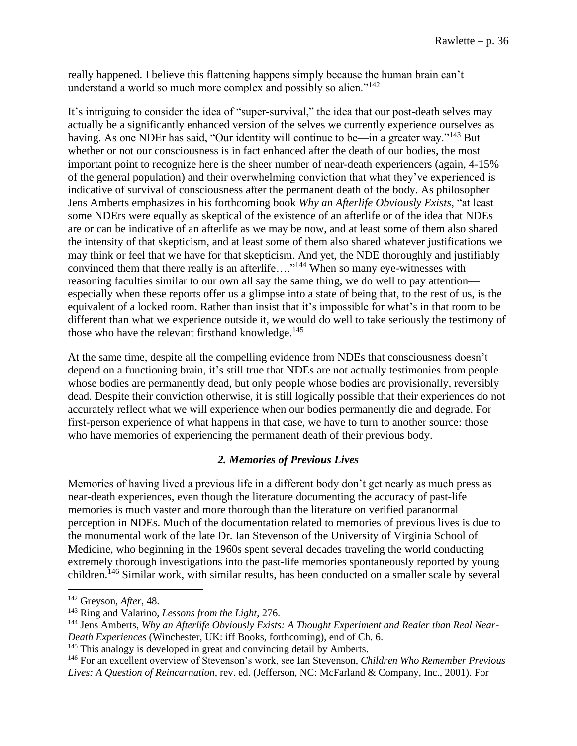really happened. I believe this flattening happens simply because the human brain can't understand a world so much more complex and possibly so alien."[142]

It's intriguing to consider the idea of "super-survival," the idea that our post-death selves may actually be a significantly enhanced version of the selves we currently experience ourselves as having. As one NDEr has said, "Our identity will continue to be—in a greater way."[143] But whether or not our consciousness is in fact enhanced after the death of our bodies, the most important point to recognize here is the sheer number of near-death experiencers (again, 4-15% of the general population) and their overwhelming conviction that what they've experienced is indicative of survival of consciousness after the permanent death of the body. As philosopher Jens Amberts emphasizes in his forthcoming book *Why an Afterlife Obviously Exists*, "at least some NDErs were equally as skeptical of the existence of an afterlife or of the idea that NDEs are or can be indicative of an afterlife as we may be now, and at least some of them also shared the intensity of that skepticism, and at least some of them also shared whatever justifications we may think or feel that we have for that skepticism. And yet, the NDE thoroughly and justifiably convinced them that there really is an afterlife…."[144] When so many eye-witnesses with reasoning faculties similar to our own all say the same thing, we do well to pay attention—especially when these reports offer us a glimpse into a state of being that, to the rest of us, is the equivalent of a locked room. Rather than insist that it's impossible for what's in that room to be different than what we experience outside it, we would do well to take seriously the testimony of those who have the relevant firsthand knowledge.[145]

At the same time, despite all the compelling evidence from NDEs that consciousness doesn't depend on a functioning brain, it's still true that NDEs are not actually testimonies from people whose bodies are permanently dead, but only people whose bodies are provisionally, reversibly dead. Despite their conviction otherwise, it is still logically possible that their experiences do not accurately reflect what we will experience when our bodies permanently die and degrade. For first-person experience of what happens in that case, we have to turn to another source: those who have memories of experiencing the permanent death of their previous body.

### *2. Memories of Previous Lives*

Memories of having lived a previous life in a different body don't get nearly as much press as near-death experiences, even though the literature documenting the accuracy of past-life memories is much vaster and more thorough than the literature on verified paranormal perception in NDEs. Much of the documentation related to memories of previous lives is due to the monumental work of the late Dr. Ian Stevenson of the University of Virginia School of Medicine, who beginning in the 1960s spent several decades traveling the world conducting extremely thorough investigations into the past-life memories spontaneously reported by young children.[146] Similar work, with similar results, has been conducted on a smaller scale by several

---

[142] Greyson, *After*, 48.

[143] Ring and Valarino, *Lessons from the Light*, 276.

[144] Jens Amberts, *Why an Afterlife Obviously Exists: A Thought Experiment and Realer than Real Near-Death Experiences* (Winchester, UK: iff Books, forthcoming), end of Ch. 6.

[145] This analogy is developed in great and convincing detail by Amberts.

[146] For an excellent overview of Stevenson's work, see Ian Stevenson, *Children Who Remember Previous Lives: A Question of Reincarnation*, rev. ed. (Jefferson, NC: McFarland & Company, Inc., 2001). For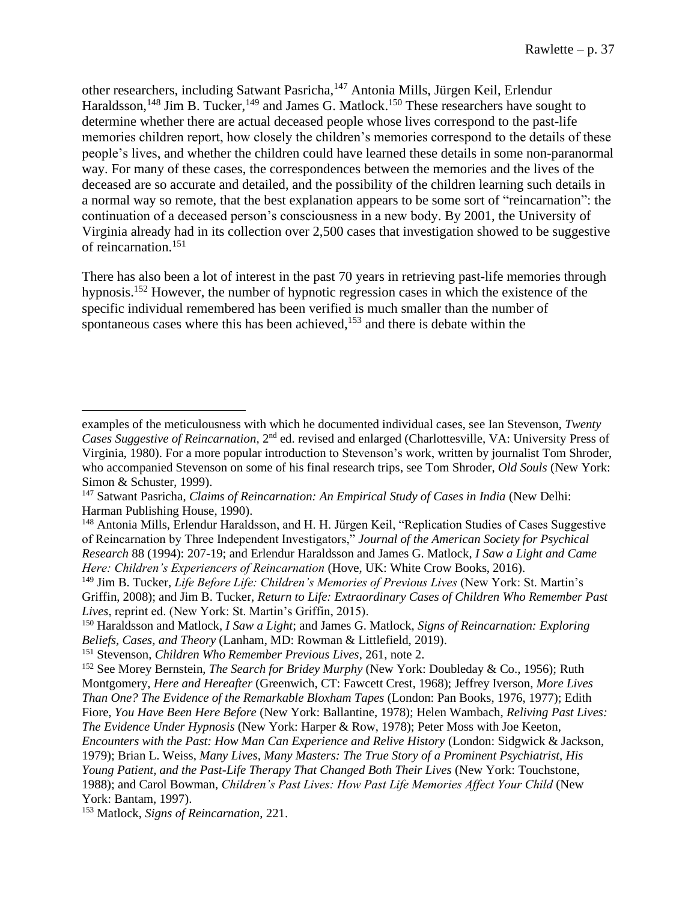other researchers, including Satwant Pasricha,[147] Antonia Mills, Jürgen Keil, Erlendur Haraldsson,[148] Jim B. Tucker,[149] and James G. Matlock.[150] These researchers have sought to determine whether there are actual deceased people whose lives correspond to the past-life memories children report, how closely the children's memories correspond to the details of these people's lives, and whether the children could have learned these details in some non-paranormal way. For many of these cases, the correspondences between the memories and the lives of the deceased are so accurate and detailed, and the possibility of the children learning such details in a normal way so remote, that the best explanation appears to be some sort of "reincarnation": the continuation of a deceased person's consciousness in a new body. By 2001, the University of Virginia already had in its collection over 2,500 cases that investigation showed to be suggestive of reincarnation.[151]

There has also been a lot of interest in the past 70 years in retrieving past-life memories through hypnosis.[152] However, the number of hypnotic regression cases in which the existence of the specific individual remembered has been verified is much smaller than the number of spontaneous cases where this has been achieved,[153] and there is debate within the

---

examples of the meticulousness with which he documented individual cases, see Ian Stevenson, *Twenty Cases Suggestive of Reincarnation*, 2nd ed. revised and enlarged (Charlottesville, VA: University Press of Virginia, 1980). For a more popular introduction to Stevenson's work, written by journalist Tom Shroder, who accompanied Stevenson on some of his final research trips, see Tom Shroder, *Old Souls* (New York: Simon & Schuster, 1999).

[147] Satwant Pasricha, *Claims of Reincarnation: An Empirical Study of Cases in India* (New Delhi: Harman Publishing House, 1990).

[148] Antonia Mills, Erlendur Haraldsson, and H. H. Jürgen Keil, "Replication Studies of Cases Suggestive of Reincarnation by Three Independent Investigators," *Journal of the American Society for Psychical Research* 88 (1994): 207-19; and Erlendur Haraldsson and James G. Matlock, *I Saw a Light and Came Here: Children's Experiencers of Reincarnation* (Hove, UK: White Crow Books, 2016).

[149] Jim B. Tucker, *Life Before Life: Children's Memories of Previous Lives* (New York: St. Martin's Griffin, 2008); and Jim B. Tucker, *Return to Life: Extraordinary Cases of Children Who Remember Past Lives*, reprint ed. (New York: St. Martin's Griffin, 2015).

[150] Haraldsson and Matlock, *I Saw a Light*; and James G. Matlock, *Signs of Reincarnation: Exploring Beliefs, Cases, and Theory* (Lanham, MD: Rowman & Littlefield, 2019).

[151] Stevenson, *Children Who Remember Previous Lives*, 261, note 2.

[152] See Morey Bernstein, *The Search for Bridey Murphy* (New York: Doubleday & Co., 1956); Ruth Montgomery, *Here and Hereafter* (Greenwich, CT: Fawcett Crest, 1968); Jeffrey Iverson, *More Lives Than One? The Evidence of the Remarkable Bloxham Tapes* (London: Pan Books, 1976, 1977); Edith Fiore, *You Have Been Here Before* (New York: Ballantine, 1978); Helen Wambach, *Reliving Past Lives: The Evidence Under Hypnosis* (New York: Harper & Row, 1978); Peter Moss with Joe Keeton, *Encounters with the Past: How Man Can Experience and Relive History* (London: Sidgwick & Jackson, 1979); Brian L. Weiss, *Many Lives, Many Masters: The True Story of a Prominent Psychiatrist, His Young Patient, and the Past-Life Therapy That Changed Both Their Lives* (New York: Touchstone, 1988); and Carol Bowman, *Children's Past Lives: How Past Life Memories Affect Your Child* (New York: Bantam, 1997).

[153] Matlock, *Signs of Reincarnation*, 221.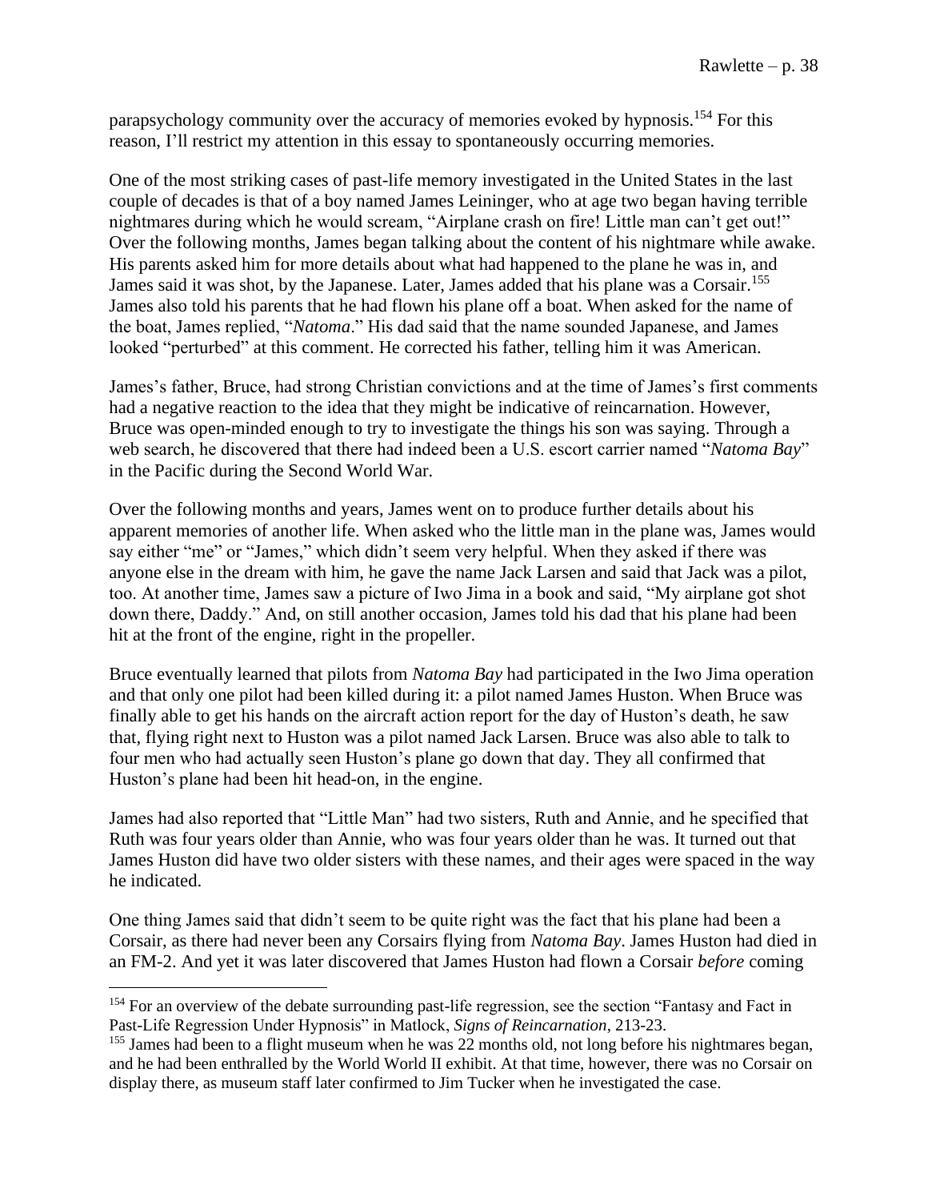parapsychology community over the accuracy of memories evoked by hypnosis.[154] For this reason, I'll restrict my attention in this essay to spontaneously occurring memories.

One of the most striking cases of past-life memory investigated in the United States in the last couple of decades is that of a boy named James Leininger, who at age two began having terrible nightmares during which he would scream, "Airplane crash on fire! Little man can't get out!" Over the following months, James began talking about the content of his nightmare while awake. His parents asked him for more details about what had happened to the plane he was in, and James said it was shot, by the Japanese. Later, James added that his plane was a Corsair.[155] James also told his parents that he had flown his plane off a boat. When asked for the name of the boat, James replied, "*Natoma*." His dad said that the name sounded Japanese, and James looked "perturbed" at this comment. He corrected his father, telling him it was American.

James's father, Bruce, had strong Christian convictions and at the time of James's first comments had a negative reaction to the idea that they might be indicative of reincarnation. However, Bruce was open-minded enough to try to investigate the things his son was saying. Through a web search, he discovered that there had indeed been a U.S. escort carrier named "*Natoma Bay*" in the Pacific during the Second World War.

Over the following months and years, James went on to produce further details about his apparent memories of another life. When asked who the little man in the plane was, James would say either "me" or "James," which didn't seem very helpful. When they asked if there was anyone else in the dream with him, he gave the name Jack Larsen and said that Jack was a pilot, too. At another time, James saw a picture of Iwo Jima in a book and said, "My airplane got shot down there, Daddy." And, on still another occasion, James told his dad that his plane had been hit at the front of the engine, right in the propeller.

Bruce eventually learned that pilots from *Natoma Bay* had participated in the Iwo Jima operation and that only one pilot had been killed during it: a pilot named James Huston. When Bruce was finally able to get his hands on the aircraft action report for the day of Huston's death, he saw that, flying right next to Huston was a pilot named Jack Larsen. Bruce was also able to talk to four men who had actually seen Huston's plane go down that day. They all confirmed that Huston's plane had been hit head-on, in the engine.

James had also reported that "Little Man" had two sisters, Ruth and Annie, and he specified that Ruth was four years older than Annie, who was four years older than he was. It turned out that James Huston did have two older sisters with these names, and their ages were spaced in the way he indicated.

One thing James said that didn't seem to be quite right was the fact that his plane had been a Corsair, as there had never been any Corsairs flying from *Natoma Bay*. James Huston had died in an FM-2. And yet it was later discovered that James Huston had flown a Corsair *before* coming

---

[154] For an overview of the debate surrounding past-life regression, see the section "Fantasy and Fact in Past-Life Regression Under Hypnosis" in Matlock, *Signs of Reincarnation*, 213-23.

[155] James had been to a flight museum when he was 22 months old, not long before his nightmares began, and he had been enthralled by the World World II exhibit. At that time, however, there was no Corsair on display there, as museum staff later confirmed to Jim Tucker when he investigated the case.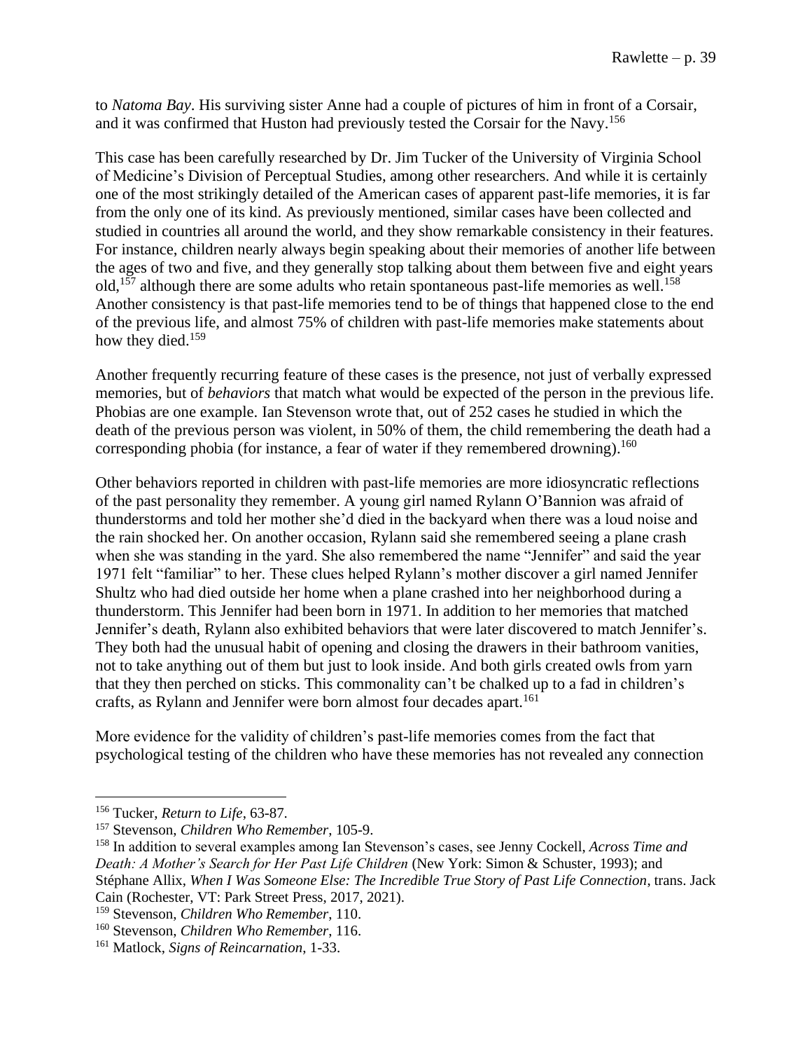to *Natoma Bay*. His surviving sister Anne had a couple of pictures of him in front of a Corsair, and it was confirmed that Huston had previously tested the Corsair for the Navy.[156]

This case has been carefully researched by Dr. Jim Tucker of the University of Virginia School of Medicine's Division of Perceptual Studies, among other researchers. And while it is certainly one of the most strikingly detailed of the American cases of apparent past-life memories, it is far from the only one of its kind. As previously mentioned, similar cases have been collected and studied in countries all around the world, and they show remarkable consistency in their features. For instance, children nearly always begin speaking about their memories of another life between the ages of two and five, and they generally stop talking about them between five and eight years old,[157] although there are some adults who retain spontaneous past-life memories as well.[158] Another consistency is that past-life memories tend to be of things that happened close to the end of the previous life, and almost 75% of children with past-life memories make statements about how they died.[159]

Another frequently recurring feature of these cases is the presence, not just of verbally expressed memories, but of *behaviors* that match what would be expected of the person in the previous life. Phobias are one example. Ian Stevenson wrote that, out of 252 cases he studied in which the death of the previous person was violent, in 50% of them, the child remembering the death had a corresponding phobia (for instance, a fear of water if they remembered drowning).[160]

Other behaviors reported in children with past-life memories are more idiosyncratic reflections of the past personality they remember. A young girl named Rylann O'Bannion was afraid of thunderstorms and told her mother she'd died in the backyard when there was a loud noise and the rain shocked her. On another occasion, Rylann said she remembered seeing a plane crash when she was standing in the yard. She also remembered the name "Jennifer" and said the year 1971 felt "familiar" to her. These clues helped Rylann's mother discover a girl named Jennifer Shultz who had died outside her home when a plane crashed into her neighborhood during a thunderstorm. This Jennifer had been born in 1971. In addition to her memories that matched Jennifer's death, Rylann also exhibited behaviors that were later discovered to match Jennifer's. They both had the unusual habit of opening and closing the drawers in their bathroom vanities, not to take anything out of them but just to look inside. And both girls created owls from yarn that they then perched on sticks. This commonality can't be chalked up to a fad in children's crafts, as Rylann and Jennifer were born almost four decades apart.[161]

More evidence for the validity of children's past-life memories comes from the fact that psychological testing of the children who have these memories has not revealed any connection

---

[156] Tucker, *Return to Life*, 63-87.

[157] Stevenson, *Children Who Remember*, 105-9.

[158] In addition to several examples among Ian Stevenson's cases, see Jenny Cockell, *Across Time and Death: A Mother's Search for Her Past Life Children* (New York: Simon & Schuster, 1993); and Stéphane Allix, *When I Was Someone Else: The Incredible True Story of Past Life Connection*, trans. Jack Cain (Rochester, VT: Park Street Press, 2017, 2021).

[159] Stevenson, *Children Who Remember*, 110.

[160] Stevenson, *Children Who Remember*, 116.

[161] Matlock, *Signs of Reincarnation*, 1-33.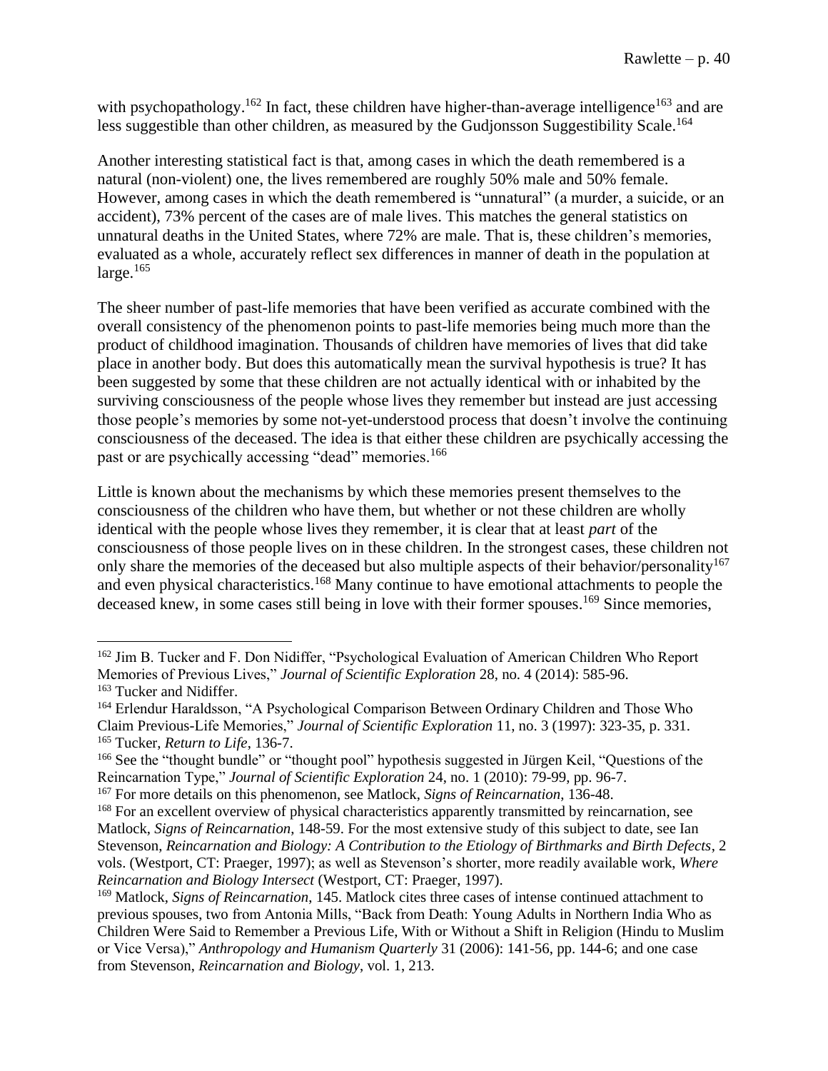with psychopathology.[162] In fact, these children have higher-than-average intelligence[163] and are less suggestible than other children, as measured by the Gudjonsson Suggestibility Scale.[164]

Another interesting statistical fact is that, among cases in which the death remembered is a natural (non-violent) one, the lives remembered are roughly 50% male and 50% female. However, among cases in which the death remembered is "unnatural" (a murder, a suicide, or an accident), 73% percent of the cases are of male lives. This matches the general statistics on unnatural deaths in the United States, where 72% are male. That is, these children's memories, evaluated as a whole, accurately reflect sex differences in manner of death in the population at large.[165]

The sheer number of past-life memories that have been verified as accurate combined with the overall consistency of the phenomenon points to past-life memories being much more than the product of childhood imagination. Thousands of children have memories of lives that did take place in another body. But does this automatically mean the survival hypothesis is true? It has been suggested by some that these children are not actually identical with or inhabited by the surviving consciousness of the people whose lives they remember but instead are just accessing those people's memories by some not-yet-understood process that doesn't involve the continuing consciousness of the deceased. The idea is that either these children are psychically accessing the past or are psychically accessing "dead" memories.[166]

Little is known about the mechanisms by which these memories present themselves to the consciousness of the children who have them, but whether or not these children are wholly identical with the people whose lives they remember, it is clear that at least *part* of the consciousness of those people lives on in these children. In the strongest cases, these children not only share the memories of the deceased but also multiple aspects of their behavior/personality[167] and even physical characteristics.[168] Many continue to have emotional attachments to people the deceased knew, in some cases still being in love with their former spouses.[169] Since memories,

---

[162] Jim B. Tucker and F. Don Nidiffer, "Psychological Evaluation of American Children Who Report Memories of Previous Lives," *Journal of Scientific Exploration* 28, no. 4 (2014): 585-96.

[163] Tucker and Nidiffer.

[164] Erlendur Haraldsson, "A Psychological Comparison Between Ordinary Children and Those Who Claim Previous-Life Memories," *Journal of Scientific Exploration* 11, no. 3 (1997): 323-35, p. 331.

[165] Tucker, *Return to Life*, 136-7.

[166] See the "thought bundle" or "thought pool" hypothesis suggested in Jürgen Keil, "Questions of the Reincarnation Type," *Journal of Scientific Exploration* 24, no. 1 (2010): 79-99, pp. 96-7.

[167] For more details on this phenomenon, see Matlock, *Signs of Reincarnation*, 136-48.

[168] For an excellent overview of physical characteristics apparently transmitted by reincarnation, see Matlock, *Signs of Reincarnation*, 148-59. For the most extensive study of this subject to date, see Ian Stevenson, *Reincarnation and Biology: A Contribution to the Etiology of Birthmarks and Birth Defects*, 2 vols. (Westport, CT: Praeger, 1997); as well as Stevenson's shorter, more readily available work, *Where Reincarnation and Biology Intersect* (Westport, CT: Praeger, 1997).

[169] Matlock, *Signs of Reincarnation*, 145. Matlock cites three cases of intense continued attachment to previous spouses, two from Antonia Mills, "Back from Death: Young Adults in Northern India Who as Children Were Said to Remember a Previous Life, With or Without a Shift in Religion (Hindu to Muslim or Vice Versa)," *Anthropology and Humanism Quarterly* 31 (2006): 141-56, pp. 144-6; and one case from Stevenson, *Reincarnation and Biology*, vol. 1, 213.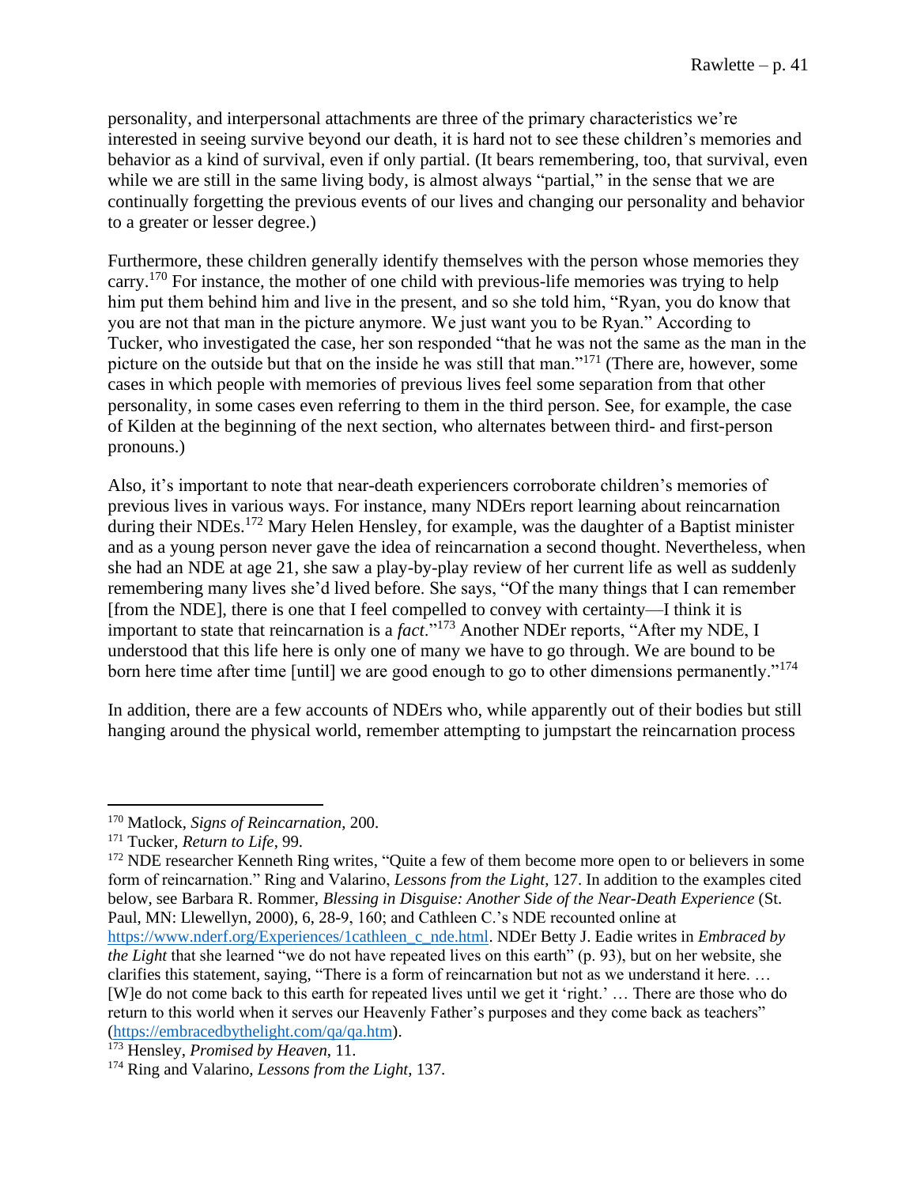personality, and interpersonal attachments are three of the primary characteristics we're interested in seeing survive beyond our death, it is hard not to see these children's memories and behavior as a kind of survival, even if only partial. (It bears remembering, too, that survival, even while we are still in the same living body, is almost always "partial," in the sense that we are continually forgetting the previous events of our lives and changing our personality and behavior to a greater or lesser degree.)

Furthermore, these children generally identify themselves with the person whose memories they carry.[170] For instance, the mother of one child with previous-life memories was trying to help him put them behind him and live in the present, and so she told him, "Ryan, you do know that you are not that man in the picture anymore. We just want you to be Ryan." According to Tucker, who investigated the case, her son responded "that he was not the same as the man in the picture on the outside but that on the inside he was still that man."[171] (There are, however, some cases in which people with memories of previous lives feel some separation from that other personality, in some cases even referring to them in the third person. See, for example, the case of Kilden at the beginning of the next section, who alternates between third- and first-person pronouns.)

Also, it's important to note that near-death experiencers corroborate children's memories of previous lives in various ways. For instance, many NDErs report learning about reincarnation during their NDEs.[172] Mary Helen Hensley, for example, was the daughter of a Baptist minister and as a young person never gave the idea of reincarnation a second thought. Nevertheless, when she had an NDE at age 21, she saw a play-by-play review of her current life as well as suddenly remembering many lives she'd lived before. She says, "Of the many things that I can remember [from the NDE], there is one that I feel compelled to convey with certainty—I think it is important to state that reincarnation is a *fact*."[173] Another NDEr reports, "After my NDE, I understood that this life here is only one of many we have to go through. We are bound to be born here time after time [until] we are good enough to go to other dimensions permanently."[174]

In addition, there are a few accounts of NDErs who, while apparently out of their bodies but still hanging around the physical world, remember attempting to jumpstart the reincarnation process

---

[170] Matlock, *Signs of Reincarnation*, 200.

[171] Tucker, *Return to Life*, 99.

[172] NDE researcher Kenneth Ring writes, "Quite a few of them become more open to or believers in some form of reincarnation." Ring and Valarino, *Lessons from the Light*, 127. In addition to the examples cited below, see Barbara R. Rommer, *Blessing in Disguise: Another Side of the Near-Death Experience* (St. Paul, MN: Llewellyn, 2000), 6, 28-9, 160; and Cathleen C.'s NDE recounted online at https://www.nderf.org/Experiences/1cathleen_c_nde.html. NDEr Betty J. Eadie writes in *Embraced by the Light* that she learned "we do not have repeated lives on this earth" (p. 93), but on her website, she clarifies this statement, saying, "There is a form of reincarnation but not as we understand it here. … [W]e do not come back to this earth for repeated lives until we get it 'right.' … There are those who do return to this world when it serves our Heavenly Father's purposes and they come back as teachers" (https://embracedbythelight.com/qa/qa.htm).

[173] Hensley, *Promised by Heaven*, 11.

[174] Ring and Valarino, *Lessons from the Light*, 137.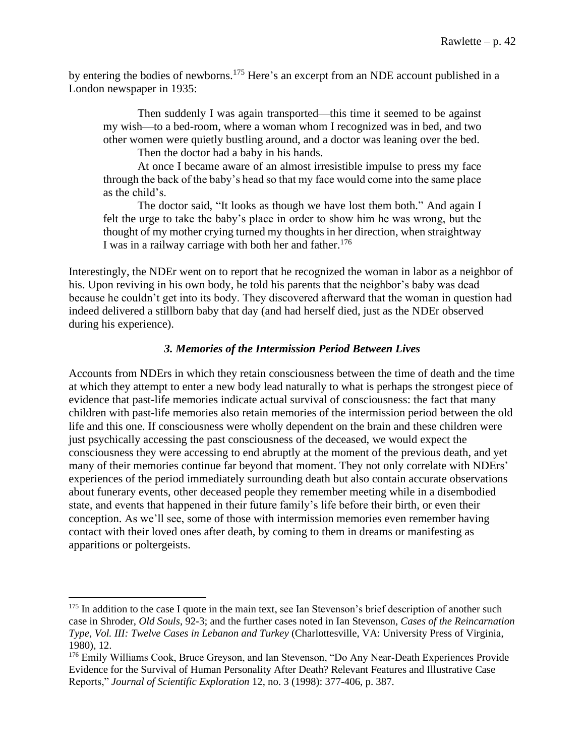by entering the bodies of newborns.[175] Here's an excerpt from an NDE account published in a London newspaper in 1935:

> Then suddenly I was again transported—this time it seemed to be against my wish—to a bed-room, where a woman whom I recognized was in bed, and two other women were quietly bustling around, and a doctor was leaning over the bed.
>
> Then the doctor had a baby in his hands.
>
> At once I became aware of an almost irresistible impulse to press my face through the back of the baby's head so that my face would come into the same place as the child's.
>
> The doctor said, "It looks as though we have lost them both." And again I felt the urge to take the baby's place in order to show him he was wrong, but the thought of my mother crying turned my thoughts in her direction, when straightway I was in a railway carriage with both her and father.[176]

Interestingly, the NDEr went on to report that he recognized the woman in labor as a neighbor of his. Upon reviving in his own body, he told his parents that the neighbor's baby was dead because he couldn't get into its body. They discovered afterward that the woman in question had indeed delivered a stillborn baby that day (and had herself died, just as the NDEr observed during his experience).

### *3. Memories of the Intermission Period Between Lives*

Accounts from NDErs in which they retain consciousness between the time of death and the time at which they attempt to enter a new body lead naturally to what is perhaps the strongest piece of evidence that past-life memories indicate actual survival of consciousness: the fact that many children with past-life memories also retain memories of the intermission period between the old life and this one. If consciousness were wholly dependent on the brain and these children were just psychically accessing the past consciousness of the deceased, we would expect the consciousness they were accessing to end abruptly at the moment of the previous death, and yet many of their memories continue far beyond that moment. They not only correlate with NDErs' experiences of the period immediately surrounding death but also contain accurate observations about funerary events, other deceased people they remember meeting while in a disembodied state, and events that happened in their future family's life before their birth, or even their conception. As we'll see, some of those with intermission memories even remember having contact with their loved ones after death, by coming to them in dreams or manifesting as apparitions or poltergeists.

---

[175] In addition to the case I quote in the main text, see Ian Stevenson's brief description of another such case in Shroder, *Old Souls*, 92-3; and the further cases noted in Ian Stevenson, *Cases of the Reincarnation Type, Vol. III: Twelve Cases in Lebanon and Turkey* (Charlottesville, VA: University Press of Virginia, 1980), 12.

[176] Emily Williams Cook, Bruce Greyson, and Ian Stevenson, "Do Any Near-Death Experiences Provide Evidence for the Survival of Human Personality After Death? Relevant Features and Illustrative Case Reports," *Journal of Scientific Exploration* 12, no. 3 (1998): 377-406, p. 387.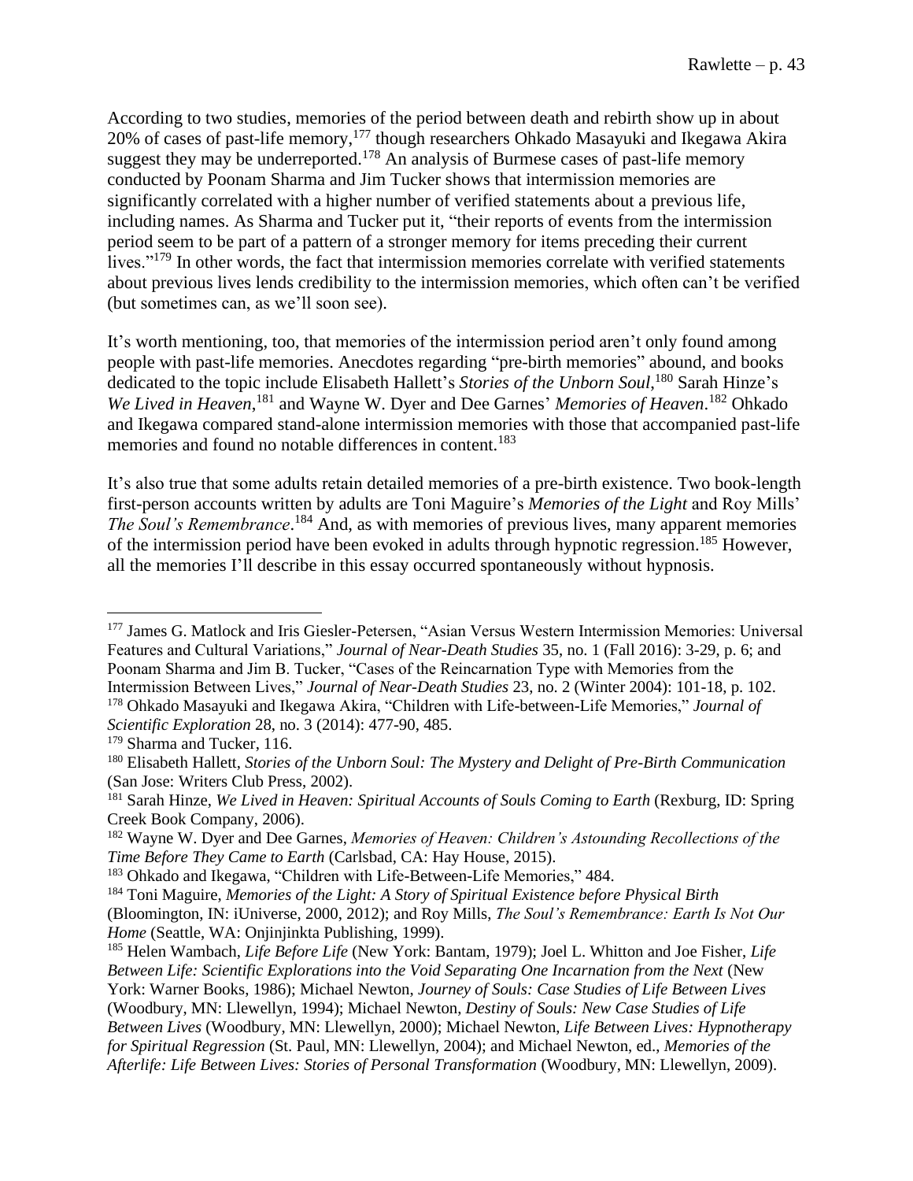According to two studies, memories of the period between death and rebirth show up in about 20% of cases of past-life memory,[177] though researchers Ohkado Masayuki and Ikegawa Akira suggest they may be underreported.[178] An analysis of Burmese cases of past-life memory conducted by Poonam Sharma and Jim Tucker shows that intermission memories are significantly correlated with a higher number of verified statements about a previous life, including names. As Sharma and Tucker put it, "their reports of events from the intermission period seem to be part of a pattern of a stronger memory for items preceding their current lives."[179] In other words, the fact that intermission memories correlate with verified statements about previous lives lends credibility to the intermission memories, which often can't be verified (but sometimes can, as we'll soon see).

It's worth mentioning, too, that memories of the intermission period aren't only found among people with past-life memories. Anecdotes regarding "pre-birth memories" abound, and books dedicated to the topic include Elisabeth Hallett's *Stories of the Unborn Soul*,[180] Sarah Hinze's *We Lived in Heaven*,[181] and Wayne W. Dyer and Dee Garnes' *Memories of Heaven*.[182] Ohkado and Ikegawa compared stand-alone intermission memories with those that accompanied past-life memories and found no notable differences in content.[183]

It's also true that some adults retain detailed memories of a pre-birth existence. Two book-length first-person accounts written by adults are Toni Maguire's *Memories of the Light* and Roy Mills' *The Soul's Remembrance*.[184] And, as with memories of previous lives, many apparent memories of the intermission period have been evoked in adults through hypnotic regression.[185] However, all the memories I'll describe in this essay occurred spontaneously without hypnosis.

---

[177] James G. Matlock and Iris Giesler-Petersen, "Asian Versus Western Intermission Memories: Universal Features and Cultural Variations," *Journal of Near-Death Studies* 35, no. 1 (Fall 2016): 3-29, p. 6; and Poonam Sharma and Jim B. Tucker, "Cases of the Reincarnation Type with Memories from the Intermission Between Lives," *Journal of Near-Death Studies* 23, no. 2 (Winter 2004): 101-18, p. 102.

[178] Ohkado Masayuki and Ikegawa Akira, "Children with Life-between-Life Memories," *Journal of Scientific Exploration* 28, no. 3 (2014): 477-90, 485.

[179] Sharma and Tucker, 116.

[180] Elisabeth Hallett, *Stories of the Unborn Soul: The Mystery and Delight of Pre-Birth Communication* (San Jose: Writers Club Press, 2002).

[181] Sarah Hinze, *We Lived in Heaven: Spiritual Accounts of Souls Coming to Earth* (Rexburg, ID: Spring Creek Book Company, 2006).

[182] Wayne W. Dyer and Dee Garnes, *Memories of Heaven: Children's Astounding Recollections of the Time Before They Came to Earth* (Carlsbad, CA: Hay House, 2015).

[183] Ohkado and Ikegawa, "Children with Life-Between-Life Memories," 484.

[184] Toni Maguire, *Memories of the Light: A Story of Spiritual Existence before Physical Birth* (Bloomington, IN: iUniverse, 2000, 2012); and Roy Mills, *The Soul's Remembrance: Earth Is Not Our Home* (Seattle, WA: Onjinjinkta Publishing, 1999).

[185] Helen Wambach, *Life Before Life* (New York: Bantam, 1979); Joel L. Whitton and Joe Fisher, *Life Between Life: Scientific Explorations into the Void Separating One Incarnation from the Next* (New York: Warner Books, 1986); Michael Newton, *Journey of Souls: Case Studies of Life Between Lives* (Woodbury, MN: Llewellyn, 1994); Michael Newton, *Destiny of Souls: New Case Studies of Life Between Lives* (Woodbury, MN: Llewellyn, 2000); Michael Newton, *Life Between Lives: Hypnotherapy for Spiritual Regression* (St. Paul, MN: Llewellyn, 2004); and Michael Newton, ed., *Memories of the Afterlife: Life Between Lives: Stories of Personal Transformation* (Woodbury, MN: Llewellyn, 2009).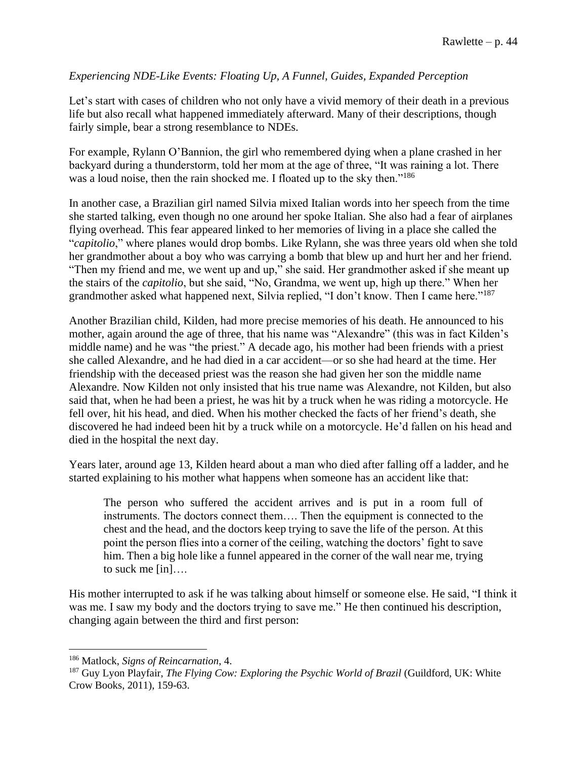*Experiencing NDE-Like Events: Floating Up, A Funnel, Guides, Expanded Perception*

Let's start with cases of children who not only have a vivid memory of their death in a previous life but also recall what happened immediately afterward. Many of their descriptions, though fairly simple, bear a strong resemblance to NDEs.

For example, Rylann O'Bannion, the girl who remembered dying when a plane crashed in her backyard during a thunderstorm, told her mom at the age of three, "It was raining a lot. There was a loud noise, then the rain shocked me. I floated up to the sky then."[186]

In another case, a Brazilian girl named Silvia mixed Italian words into her speech from the time she started talking, even though no one around her spoke Italian. She also had a fear of airplanes flying overhead. This fear appeared linked to her memories of living in a place she called the "*capitolio*," where planes would drop bombs. Like Rylann, she was three years old when she told her grandmother about a boy who was carrying a bomb that blew up and hurt her and her friend. "Then my friend and me, we went up and up," she said. Her grandmother asked if she meant up the stairs of the *capitolio*, but she said, "No, Grandma, we went up, high up there." When her grandmother asked what happened next, Silvia replied, "I don't know. Then I came here."[187]

Another Brazilian child, Kilden, had more precise memories of his death. He announced to his mother, again around the age of three, that his name was "Alexandre" (this was in fact Kilden's middle name) and he was "the priest." A decade ago, his mother had been friends with a priest she called Alexandre, and he had died in a car accident—or so she had heard at the time. Her friendship with the deceased priest was the reason she had given her son the middle name Alexandre. Now Kilden not only insisted that his true name was Alexandre, not Kilden, but also said that, when he had been a priest, he was hit by a truck when he was riding a motorcycle. He fell over, hit his head, and died. When his mother checked the facts of her friend's death, she discovered he had indeed been hit by a truck while on a motorcycle. He'd fallen on his head and died in the hospital the next day.

Years later, around age 13, Kilden heard about a man who died after falling off a ladder, and he started explaining to his mother what happens when someone has an accident like that:

> The person who suffered the accident arrives and is put in a room full of instruments. The doctors connect them…. Then the equipment is connected to the chest and the head, and the doctors keep trying to save the life of the person. At this point the person flies into a corner of the ceiling, watching the doctors' fight to save him. Then a big hole like a funnel appeared in the corner of the wall near me, trying to suck me [in]….

His mother interrupted to ask if he was talking about himself or someone else. He said, "I think it was me. I saw my body and the doctors trying to save me." He then continued his description, changing again between the third and first person:

---

[186] Matlock, *Signs of Reincarnation*, 4.

[187] Guy Lyon Playfair, *The Flying Cow: Exploring the Psychic World of Brazil* (Guildford, UK: White Crow Books, 2011), 159-63.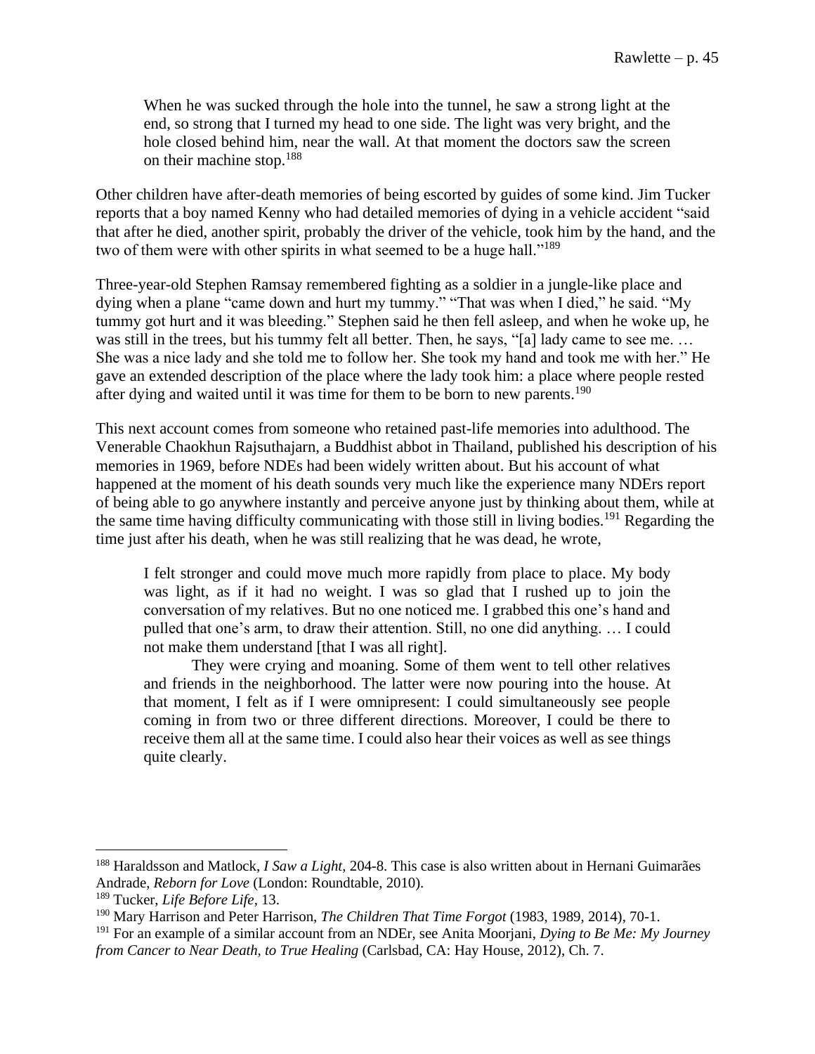> When he was sucked through the hole into the tunnel, he saw a strong light at the end, so strong that I turned my head to one side. The light was very bright, and the hole closed behind him, near the wall. At that moment the doctors saw the screen on their machine stop.[188]

Other children have after-death memories of being escorted by guides of some kind. Jim Tucker reports that a boy named Kenny who had detailed memories of dying in a vehicle accident "said that after he died, another spirit, probably the driver of the vehicle, took him by the hand, and the two of them were with other spirits in what seemed to be a huge hall."[189]

Three-year-old Stephen Ramsay remembered fighting as a soldier in a jungle-like place and dying when a plane "came down and hurt my tummy." "That was when I died," he said. "My tummy got hurt and it was bleeding." Stephen said he then fell asleep, and when he woke up, he was still in the trees, but his tummy felt all better. Then, he says, "[a] lady came to see me. … She was a nice lady and she told me to follow her. She took my hand and took me with her." He gave an extended description of the place where the lady took him: a place where people rested after dying and waited until it was time for them to be born to new parents.[190]

This next account comes from someone who retained past-life memories into adulthood. The Venerable Chaokhun Rajsuthajarn, a Buddhist abbot in Thailand, published his description of his memories in 1969, before NDEs had been widely written about. But his account of what happened at the moment of his death sounds very much like the experience many NDErs report of being able to go anywhere instantly and perceive anyone just by thinking about them, while at the same time having difficulty communicating with those still in living bodies.[191] Regarding the time just after his death, when he was still realizing that he was dead, he wrote,

> I felt stronger and could move much more rapidly from place to place. My body was light, as if it had no weight. I was so glad that I rushed up to join the conversation of my relatives. But no one noticed me. I grabbed this one's hand and pulled that one's arm, to draw their attention. Still, no one did anything. … I could not make them understand [that I was all right].
>
> They were crying and moaning. Some of them went to tell other relatives and friends in the neighborhood. The latter were now pouring into the house. At that moment, I felt as if I were omnipresent: I could simultaneously see people coming in from two or three different directions. Moreover, I could be there to receive them all at the same time. I could also hear their voices as well as see things quite clearly.

---

[188] Haraldsson and Matlock, *I Saw a Light*, 204-8. This case is also written about in Hernani Guimarães Andrade, *Reborn for Love* (London: Roundtable, 2010).

[189] Tucker, *Life Before Life*, 13.

[190] Mary Harrison and Peter Harrison, *The Children That Time Forgot* (1983, 1989, 2014), 70-1.

[191] For an example of a similar account from an NDEr, see Anita Moorjani, *Dying to Be Me: My Journey from Cancer to Near Death, to True Healing* (Carlsbad, CA: Hay House, 2012), Ch. 7.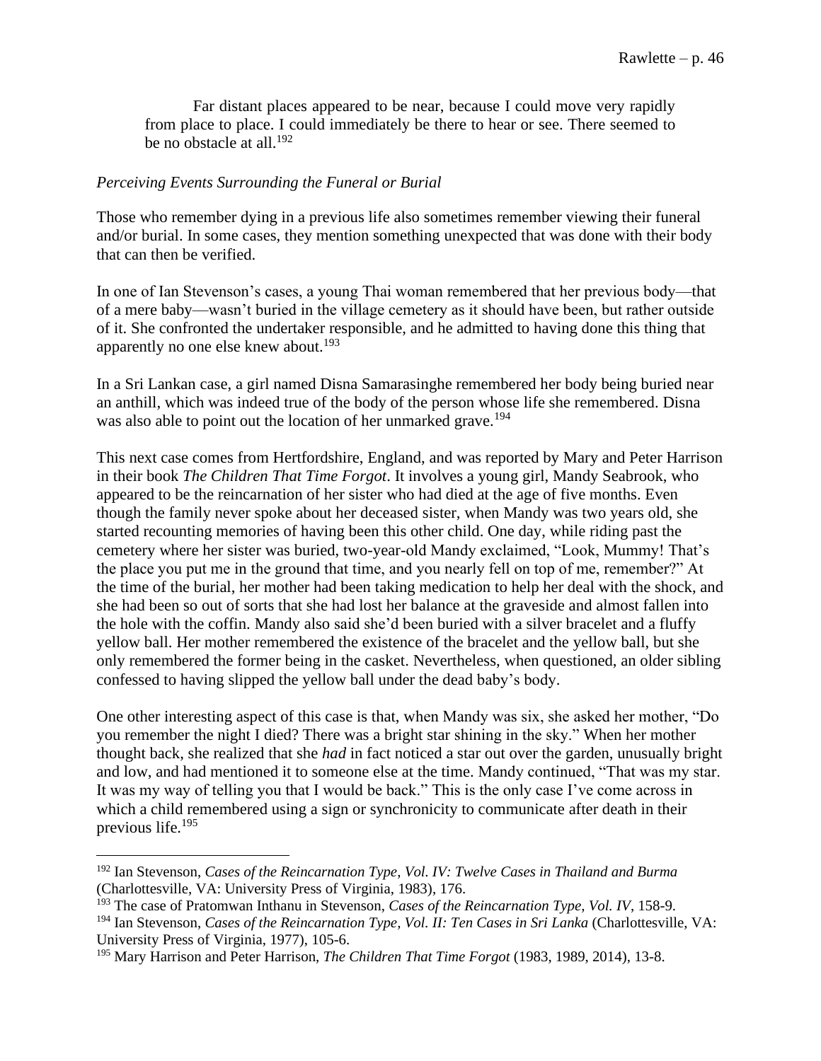> Far distant places appeared to be near, because I could move very rapidly from place to place. I could immediately be there to hear or see. There seemed to be no obstacle at all.[192]

*Perceiving Events Surrounding the Funeral or Burial*

Those who remember dying in a previous life also sometimes remember viewing their funeral and/or burial. In some cases, they mention something unexpected that was done with their body that can then be verified.

In one of Ian Stevenson's cases, a young Thai woman remembered that her previous body—that of a mere baby—wasn't buried in the village cemetery as it should have been, but rather outside of it. She confronted the undertaker responsible, and he admitted to having done this thing that apparently no one else knew about.[193]

In a Sri Lankan case, a girl named Disna Samarasinghe remembered her body being buried near an anthill, which was indeed true of the body of the person whose life she remembered. Disna was also able to point out the location of her unmarked grave.[194]

This next case comes from Hertfordshire, England, and was reported by Mary and Peter Harrison in their book *The Children That Time Forgot*. It involves a young girl, Mandy Seabrook, who appeared to be the reincarnation of her sister who had died at the age of five months. Even though the family never spoke about her deceased sister, when Mandy was two years old, she started recounting memories of having been this other child. One day, while riding past the cemetery where her sister was buried, two-year-old Mandy exclaimed, "Look, Mummy! That's the place you put me in the ground that time, and you nearly fell on top of me, remember?" At the time of the burial, her mother had been taking medication to help her deal with the shock, and she had been so out of sorts that she had lost her balance at the graveside and almost fallen into the hole with the coffin. Mandy also said she'd been buried with a silver bracelet and a fluffy yellow ball. Her mother remembered the existence of the bracelet and the yellow ball, but she only remembered the former being in the casket. Nevertheless, when questioned, an older sibling confessed to having slipped the yellow ball under the dead baby's body.

One other interesting aspect of this case is that, when Mandy was six, she asked her mother, "Do you remember the night I died? There was a bright star shining in the sky." When her mother thought back, she realized that she *had* in fact noticed a star out over the garden, unusually bright and low, and had mentioned it to someone else at the time. Mandy continued, "That was my star. It was my way of telling you that I would be back." This is the only case I've come across in which a child remembered using a sign or synchronicity to communicate after death in their previous life.[195]

---

[192] Ian Stevenson, *Cases of the Reincarnation Type, Vol. IV: Twelve Cases in Thailand and Burma* (Charlottesville, VA: University Press of Virginia, 1983), 176.

[193] The case of Pratomwan Inthanu in Stevenson, *Cases of the Reincarnation Type, Vol. IV*, 158-9.

[194] Ian Stevenson, *Cases of the Reincarnation Type, Vol. II: Ten Cases in Sri Lanka* (Charlottesville, VA: University Press of Virginia, 1977), 105-6.

[195] Mary Harrison and Peter Harrison, *The Children That Time Forgot* (1983, 1989, 2014), 13-8.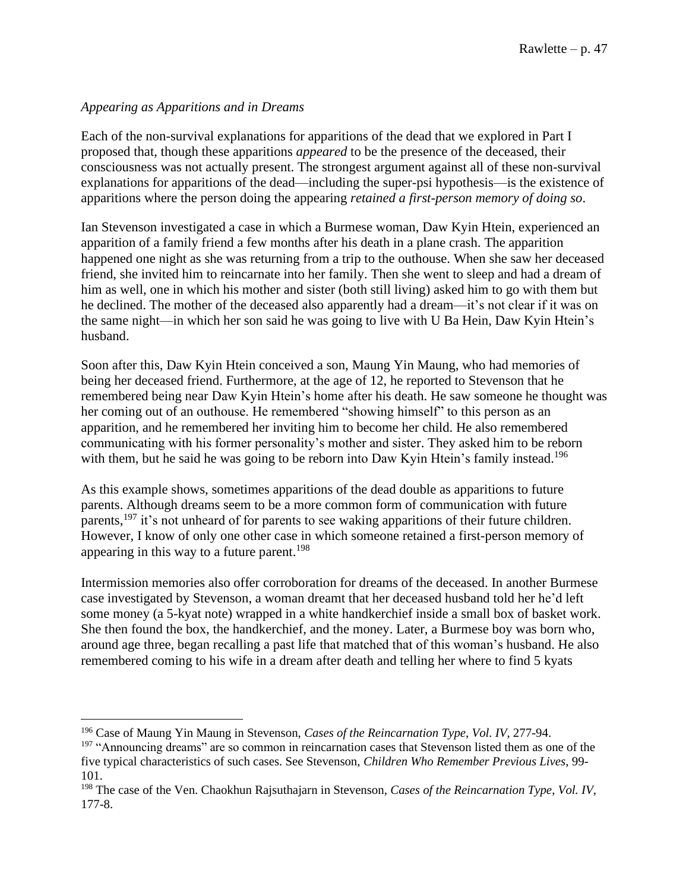*Appearing as Apparitions and in Dreams*

Each of the non-survival explanations for apparitions of the dead that we explored in Part I proposed that, though these apparitions *appeared* to be the presence of the deceased, their consciousness was not actually present. The strongest argument against all of these non-survival explanations for apparitions of the dead—including the super-psi hypothesis—is the existence of apparitions where the person doing the appearing *retained a first-person memory of doing so*.

Ian Stevenson investigated a case in which a Burmese woman, Daw Kyin Htein, experienced an apparition of a family friend a few months after his death in a plane crash. The apparition happened one night as she was returning from a trip to the outhouse. When she saw her deceased friend, she invited him to reincarnate into her family. Then she went to sleep and had a dream of him as well, one in which his mother and sister (both still living) asked him to go with them but he declined. The mother of the deceased also apparently had a dream—it's not clear if it was on the same night—in which her son said he was going to live with U Ba Hein, Daw Kyin Htein's husband.

Soon after this, Daw Kyin Htein conceived a son, Maung Yin Maung, who had memories of being her deceased friend. Furthermore, at the age of 12, he reported to Stevenson that he remembered being near Daw Kyin Htein's home after his death. He saw someone he thought was her coming out of an outhouse. He remembered "showing himself" to this person as an apparition, and he remembered her inviting him to become her child. He also remembered communicating with his former personality's mother and sister. They asked him to be reborn with them, but he said he was going to be reborn into Daw Kyin Htein's family instead.[196]

As this example shows, sometimes apparitions of the dead double as apparitions to future parents. Although dreams seem to be a more common form of communication with future parents,[197] it's not unheard of for parents to see waking apparitions of their future children. However, I know of only one other case in which someone retained a first-person memory of appearing in this way to a future parent.[198]

Intermission memories also offer corroboration for dreams of the deceased. In another Burmese case investigated by Stevenson, a woman dreamt that her deceased husband told her he'd left some money (a 5-kyat note) wrapped in a white handkerchief inside a small box of basket work. She then found the box, the handkerchief, and the money. Later, a Burmese boy was born who, around age three, began recalling a past life that matched that of this woman's husband. He also remembered coming to his wife in a dream after death and telling her where to find 5 kyats

---

[196] Case of Maung Yin Maung in Stevenson, *Cases of the Reincarnation Type, Vol. IV*, 277-94.

[197] "Announcing dreams" are so common in reincarnation cases that Stevenson listed them as one of the five typical characteristics of such cases. See Stevenson, *Children Who Remember Previous Lives*, 99-101.

[198] The case of the Ven. Chaokhun Rajsuthajarn in Stevenson, *Cases of the Reincarnation Type, Vol. IV*, 177-8.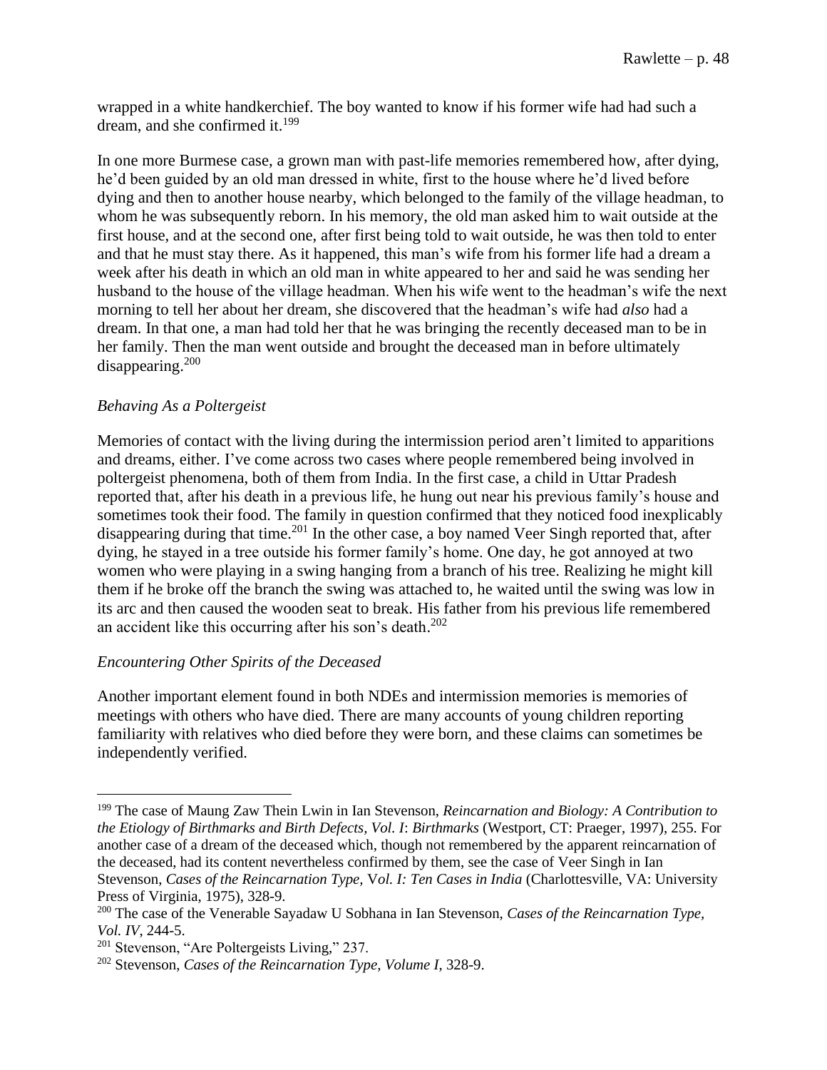wrapped in a white handkerchief. The boy wanted to know if his former wife had had such a dream, and she confirmed it.[199]

In one more Burmese case, a grown man with past-life memories remembered how, after dying, he'd been guided by an old man dressed in white, first to the house where he'd lived before dying and then to another house nearby, which belonged to the family of the village headman, to whom he was subsequently reborn. In his memory, the old man asked him to wait outside at the first house, and at the second one, after first being told to wait outside, he was then told to enter and that he must stay there. As it happened, this man's wife from his former life had a dream a week after his death in which an old man in white appeared to her and said he was sending her husband to the house of the village headman. When his wife went to the headman's wife the next morning to tell her about her dream, she discovered that the headman's wife had *also* had a dream. In that one, a man had told her that he was bringing the recently deceased man to be in her family. Then the man went outside and brought the deceased man in before ultimately disappearing.[200]

### *Behaving As a Poltergeist*

Memories of contact with the living during the intermission period aren't limited to apparitions and dreams, either. I've come across two cases where people remembered being involved in poltergeist phenomena, both of them from India. In the first case, a child in Uttar Pradesh reported that, after his death in a previous life, he hung out near his previous family's house and sometimes took their food. The family in question confirmed that they noticed food inexplicably disappearing during that time.[201] In the other case, a boy named Veer Singh reported that, after dying, he stayed in a tree outside his former family's home. One day, he got annoyed at two women who were playing in a swing hanging from a branch of his tree. Realizing he might kill them if he broke off the branch the swing was attached to, he waited until the swing was low in its arc and then caused the wooden seat to break. His father from his previous life remembered an accident like this occurring after his son's death.[202]

### *Encountering Other Spirits of the Deceased*

Another important element found in both NDEs and intermission memories is memories of meetings with others who have died. There are many accounts of young children reporting familiarity with relatives who died before they were born, and these claims can sometimes be independently verified.

---

[199] The case of Maung Zaw Thein Lwin in Ian Stevenson, *Reincarnation and Biology: A Contribution to the Etiology of Birthmarks and Birth Defects, Vol. I*: *Birthmarks* (Westport, CT: Praeger, 1997), 255. For another case of a dream of the deceased which, though not remembered by the apparent reincarnation of the deceased, had its content nevertheless confirmed by them, see the case of Veer Singh in Ian Stevenson, *Cases of the Reincarnation Type, Vol. I: Ten Cases in India* (Charlottesville, VA: University Press of Virginia, 1975), 328-9.

[200] The case of the Venerable Sayadaw U Sobhana in Ian Stevenson, *Cases of the Reincarnation Type, Vol. IV*, 244-5.

[201] Stevenson, "Are Poltergeists Living," 237.

[202] Stevenson, *Cases of the Reincarnation Type, Volume I*, 328-9.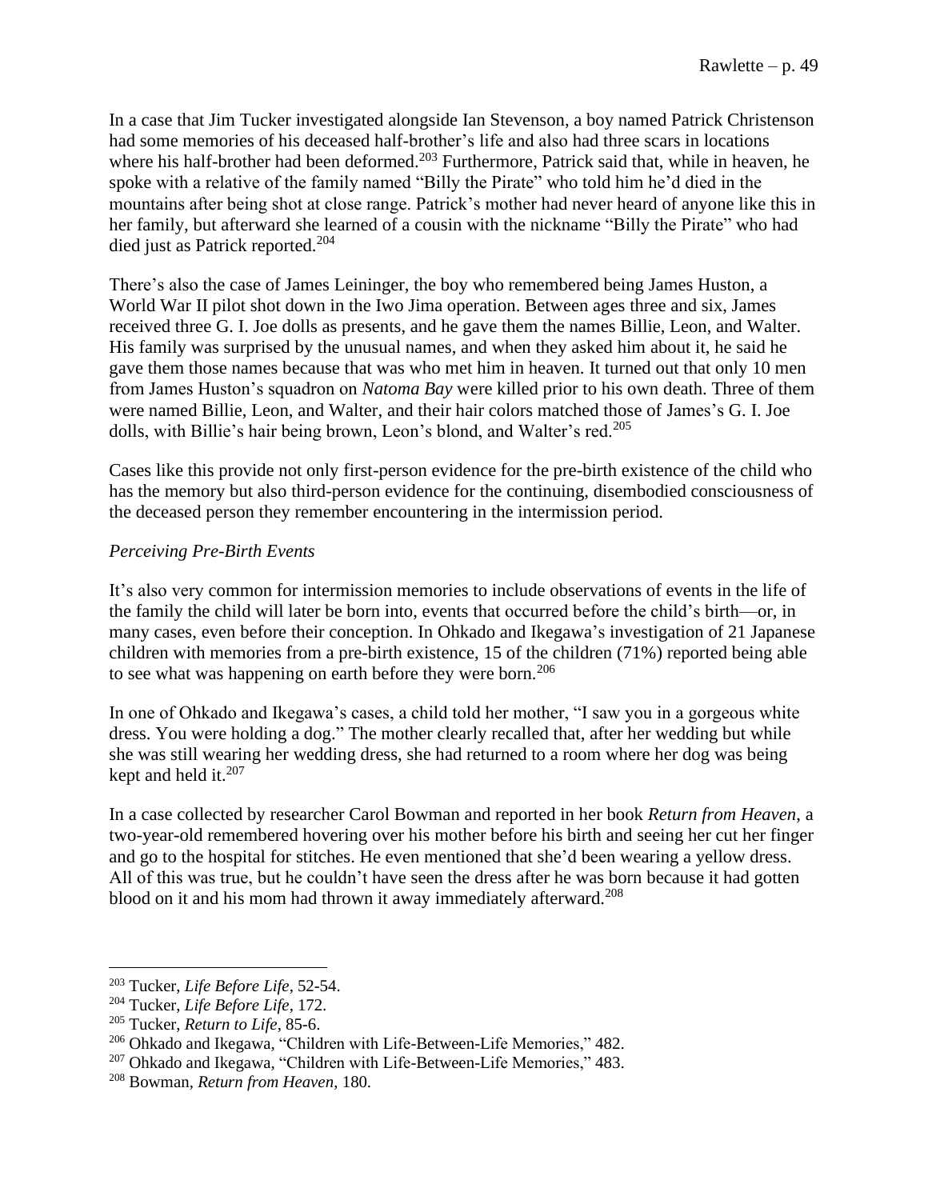In a case that Jim Tucker investigated alongside Ian Stevenson, a boy named Patrick Christenson had some memories of his deceased half-brother's life and also had three scars in locations where his half-brother had been deformed.[203] Furthermore, Patrick said that, while in heaven, he spoke with a relative of the family named "Billy the Pirate" who told him he'd died in the mountains after being shot at close range. Patrick's mother had never heard of anyone like this in her family, but afterward she learned of a cousin with the nickname "Billy the Pirate" who had died just as Patrick reported.[204]

There's also the case of James Leininger, the boy who remembered being James Huston, a World War II pilot shot down in the Iwo Jima operation. Between ages three and six, James received three G. I. Joe dolls as presents, and he gave them the names Billie, Leon, and Walter. His family was surprised by the unusual names, and when they asked him about it, he said he gave them those names because that was who met him in heaven. It turned out that only 10 men from James Huston's squadron on *Natoma Bay* were killed prior to his own death. Three of them were named Billie, Leon, and Walter, and their hair colors matched those of James's G. I. Joe dolls, with Billie's hair being brown, Leon's blond, and Walter's red.[205]

Cases like this provide not only first-person evidence for the pre-birth existence of the child who has the memory but also third-person evidence for the continuing, disembodied consciousness of the deceased person they remember encountering in the intermission period.

*Perceiving Pre-Birth Events*

It's also very common for intermission memories to include observations of events in the life of the family the child will later be born into, events that occurred before the child's birth—or, in many cases, even before their conception. In Ohkado and Ikegawa's investigation of 21 Japanese children with memories from a pre-birth existence, 15 of the children (71%) reported being able to see what was happening on earth before they were born.[206]

In one of Ohkado and Ikegawa's cases, a child told her mother, "I saw you in a gorgeous white dress. You were holding a dog." The mother clearly recalled that, after her wedding but while she was still wearing her wedding dress, she had returned to a room where her dog was being kept and held it.[207]

In a case collected by researcher Carol Bowman and reported in her book *Return from Heaven*, a two-year-old remembered hovering over his mother before his birth and seeing her cut her finger and go to the hospital for stitches. He even mentioned that she'd been wearing a yellow dress. All of this was true, but he couldn't have seen the dress after he was born because it had gotten blood on it and his mom had thrown it away immediately afterward.[208]

---

[203] Tucker, *Life Before Life*, 52-54.
[204] Tucker, *Life Before Life*, 172.
[205] Tucker, *Return to Life*, 85-6.
[206] Ohkado and Ikegawa, "Children with Life-Between-Life Memories," 482.
[207] Ohkado and Ikegawa, "Children with Life-Between-Life Memories," 483.
[208] Bowman, *Return from Heaven*, 180.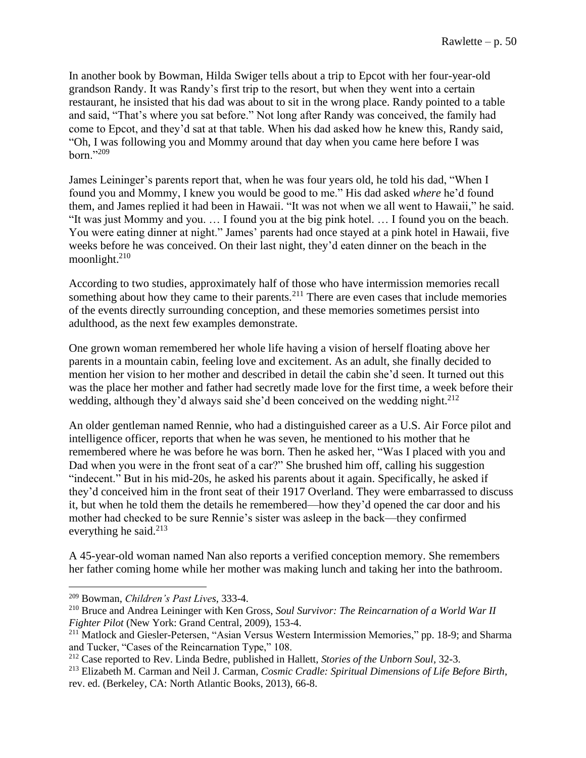In another book by Bowman, Hilda Swiger tells about a trip to Epcot with her four-year-old grandson Randy. It was Randy's first trip to the resort, but when they went into a certain restaurant, he insisted that his dad was about to sit in the wrong place. Randy pointed to a table and said, "That's where you sat before." Not long after Randy was conceived, the family had come to Epcot, and they'd sat at that table. When his dad asked how he knew this, Randy said, "Oh, I was following you and Mommy around that day when you came here before I was born."[209]

James Leininger's parents report that, when he was four years old, he told his dad, "When I found you and Mommy, I knew you would be good to me." His dad asked *where* he'd found them, and James replied it had been in Hawaii. "It was not when we all went to Hawaii," he said. "It was just Mommy and you. … I found you at the big pink hotel. … I found you on the beach. You were eating dinner at night." James' parents had once stayed at a pink hotel in Hawaii, five weeks before he was conceived. On their last night, they'd eaten dinner on the beach in the moonlight.[210]

According to two studies, approximately half of those who have intermission memories recall something about how they came to their parents.[211] There are even cases that include memories of the events directly surrounding conception, and these memories sometimes persist into adulthood, as the next few examples demonstrate.

One grown woman remembered her whole life having a vision of herself floating above her parents in a mountain cabin, feeling love and excitement. As an adult, she finally decided to mention her vision to her mother and described in detail the cabin she'd seen. It turned out this was the place her mother and father had secretly made love for the first time, a week before their wedding, although they'd always said she'd been conceived on the wedding night.[212]

An older gentleman named Rennie, who had a distinguished career as a U.S. Air Force pilot and intelligence officer, reports that when he was seven, he mentioned to his mother that he remembered where he was before he was born. Then he asked her, "Was I placed with you and Dad when you were in the front seat of a car?" She brushed him off, calling his suggestion "indecent." But in his mid-20s, he asked his parents about it again. Specifically, he asked if they'd conceived him in the front seat of their 1917 Overland. They were embarrassed to discuss it, but when he told them the details he remembered—how they'd opened the car door and his mother had checked to be sure Rennie's sister was asleep in the back—they confirmed everything he said.[213]

A 45-year-old woman named Nan also reports a verified conception memory. She remembers her father coming home while her mother was making lunch and taking her into the bathroom.

---

[209] Bowman, *Children's Past Lives*, 333-4.

[210] Bruce and Andrea Leininger with Ken Gross, *Soul Survivor: The Reincarnation of a World War II Fighter Pilot* (New York: Grand Central, 2009), 153-4.

[211] Matlock and Giesler-Petersen, "Asian Versus Western Intermission Memories," pp. 18-9; and Sharma and Tucker, "Cases of the Reincarnation Type," 108.

[212] Case reported to Rev. Linda Bedre, published in Hallett, *Stories of the Unborn Soul*, 32-3.

[213] Elizabeth M. Carman and Neil J. Carman, *Cosmic Cradle: Spiritual Dimensions of Life Before Birth*, rev. ed. (Berkeley, CA: North Atlantic Books, 2013), 66-8.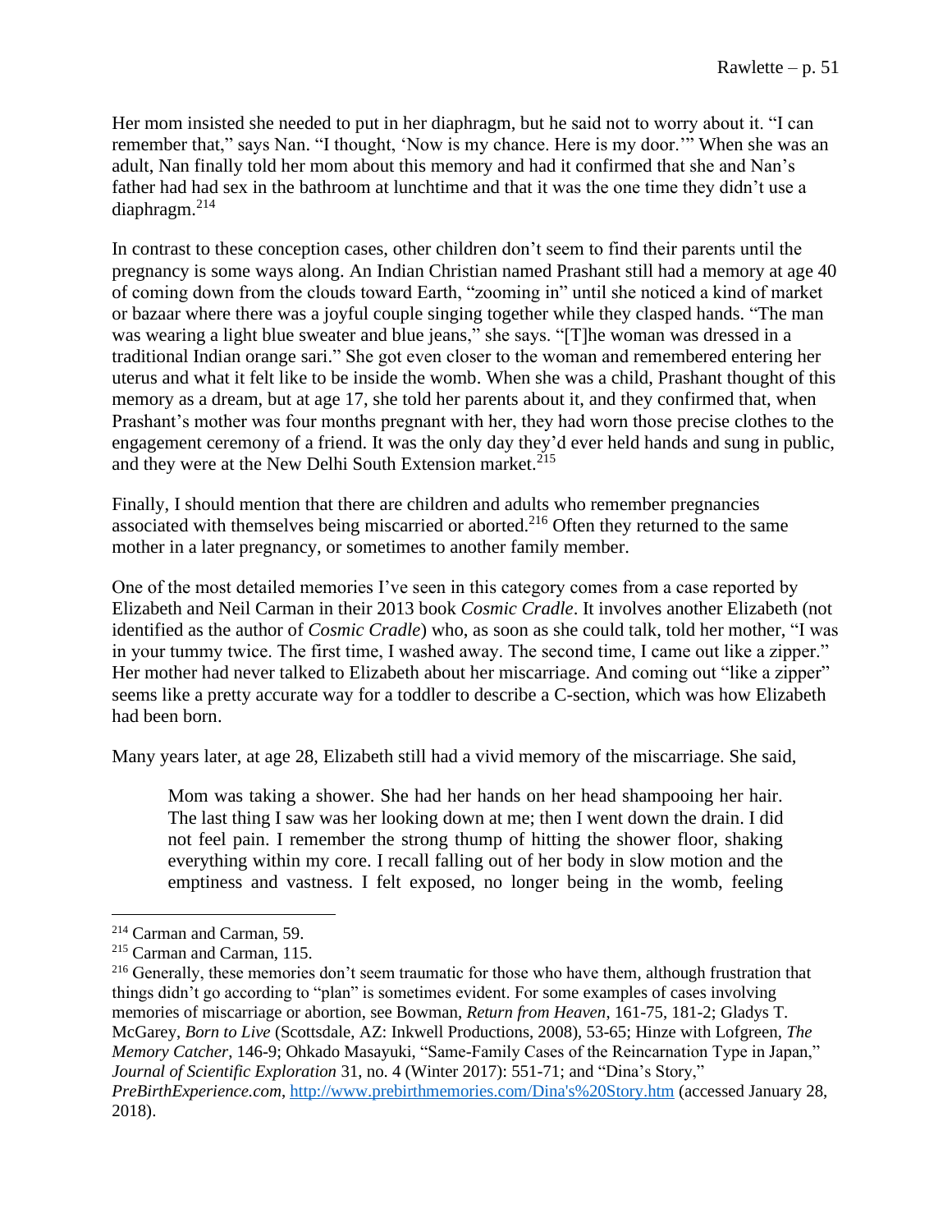Her mom insisted she needed to put in her diaphragm, but he said not to worry about it. "I can remember that," says Nan. "I thought, 'Now is my chance. Here is my door.'" When she was an adult, Nan finally told her mom about this memory and had it confirmed that she and Nan's father had had sex in the bathroom at lunchtime and that it was the one time they didn't use a diaphragm.[214]

In contrast to these conception cases, other children don't seem to find their parents until the pregnancy is some ways along. An Indian Christian named Prashant still had a memory at age 40 of coming down from the clouds toward Earth, "zooming in" until she noticed a kind of market or bazaar where there was a joyful couple singing together while they clasped hands. "The man was wearing a light blue sweater and blue jeans," she says. "[T]he woman was dressed in a traditional Indian orange sari." She got even closer to the woman and remembered entering her uterus and what it felt like to be inside the womb. When she was a child, Prashant thought of this memory as a dream, but at age 17, she told her parents about it, and they confirmed that, when Prashant's mother was four months pregnant with her, they had worn those precise clothes to the engagement ceremony of a friend. It was the only day they'd ever held hands and sung in public, and they were at the New Delhi South Extension market.[215]

Finally, I should mention that there are children and adults who remember pregnancies associated with themselves being miscarried or aborted.[216] Often they returned to the same mother in a later pregnancy, or sometimes to another family member.

One of the most detailed memories I've seen in this category comes from a case reported by Elizabeth and Neil Carman in their 2013 book *Cosmic Cradle*. It involves another Elizabeth (not identified as the author of *Cosmic Cradle*) who, as soon as she could talk, told her mother, "I was in your tummy twice. The first time, I washed away. The second time, I came out like a zipper." Her mother had never talked to Elizabeth about her miscarriage. And coming out "like a zipper" seems like a pretty accurate way for a toddler to describe a C-section, which was how Elizabeth had been born.

Many years later, at age 28, Elizabeth still had a vivid memory of the miscarriage. She said,

> Mom was taking a shower. She had her hands on her head shampooing her hair. The last thing I saw was her looking down at me; then I went down the drain. I did not feel pain. I remember the strong thump of hitting the shower floor, shaking everything within my core. I recall falling out of her body in slow motion and the emptiness and vastness. I felt exposed, no longer being in the womb, feeling

---

[214] Carman and Carman, 59.

[215] Carman and Carman, 115.

[216] Generally, these memories don't seem traumatic for those who have them, although frustration that things didn't go according to "plan" is sometimes evident. For some examples of cases involving memories of miscarriage or abortion, see Bowman, *Return from Heaven*, 161-75, 181-2; Gladys T. McGarey, *Born to Live* (Scottsdale, AZ: Inkwell Productions, 2008), 53-65; Hinze with Lofgreen, *The Memory Catcher*, 146-9; Ohkado Masayuki, "Same-Family Cases of the Reincarnation Type in Japan," *Journal of Scientific Exploration* 31, no. 4 (Winter 2017): 551-71; and "Dina's Story," *PreBirthExperience.com*, http://www.prebirthmemories.com/Dina's%20Story.htm (accessed January 28, 2018).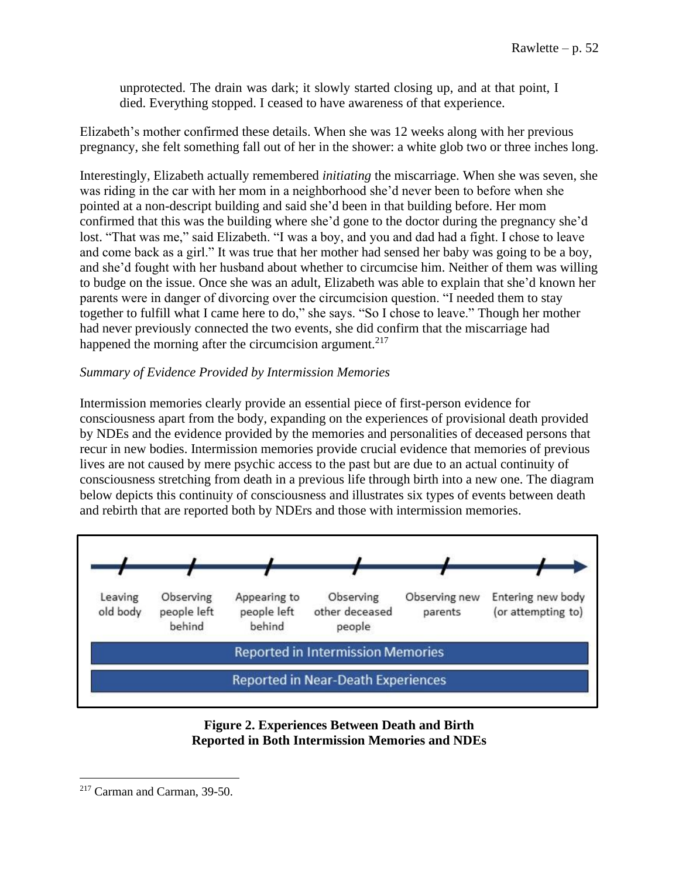unprotected. The drain was dark; it slowly started closing up, and at that point, I died. Everything stopped. I ceased to have awareness of that experience.

Elizabeth's mother confirmed these details. When she was 12 weeks along with her previous pregnancy, she felt something fall out of her in the shower: a white glob two or three inches long.

Interestingly, Elizabeth actually remembered *initiating* the miscarriage. When she was seven, she was riding in the car with her mom in a neighborhood she'd never been to before when she pointed at a non-descript building and said she'd been in that building before. Her mom confirmed that this was the building where she'd gone to the doctor during the pregnancy she'd lost. "That was me," said Elizabeth. "I was a boy, and you and dad had a fight. I chose to leave and come back as a girl." It was true that her mother had sensed her baby was going to be a boy, and she'd fought with her husband about whether to circumcise him. Neither of them was willing to budge on the issue. Once she was an adult, Elizabeth was able to explain that she'd known her parents were in danger of divorcing over the circumcision question. "I needed them to stay together to fulfill what I came here to do," she says. "So I chose to leave." Though her mother had never previously connected the two events, she did confirm that the miscarriage had happened the morning after the circumcision argument.[217]

*Summary of Evidence Provided by Intermission Memories*

Intermission memories clearly provide an essential piece of first-person evidence for consciousness apart from the body, expanding on the experiences of provisional death provided by NDEs and the evidence provided by the memories and personalities of deceased persons that recur in new bodies. Intermission memories provide crucial evidence that memories of previous lives are not caused by mere psychic access to the past but are due to an actual continuity of consciousness stretching from death in a previous life through birth into a new one. The diagram below depicts this continuity of consciousness and illustrates six types of events between death and rebirth that are reported both by NDErs and those with intermission memories.

Leaving old body → Observing people left behind → Appearing to people left behind → Observing other deceased people → Observing new parents → Entering new body (or attempting to)

Reported in Intermission Memories

Reported in Near-Death Experiences

**Figure 2. Experiences Between Death and Birth Reported in Both Intermission Memories and NDEs**

---

[217] Carman and Carman, 39-50.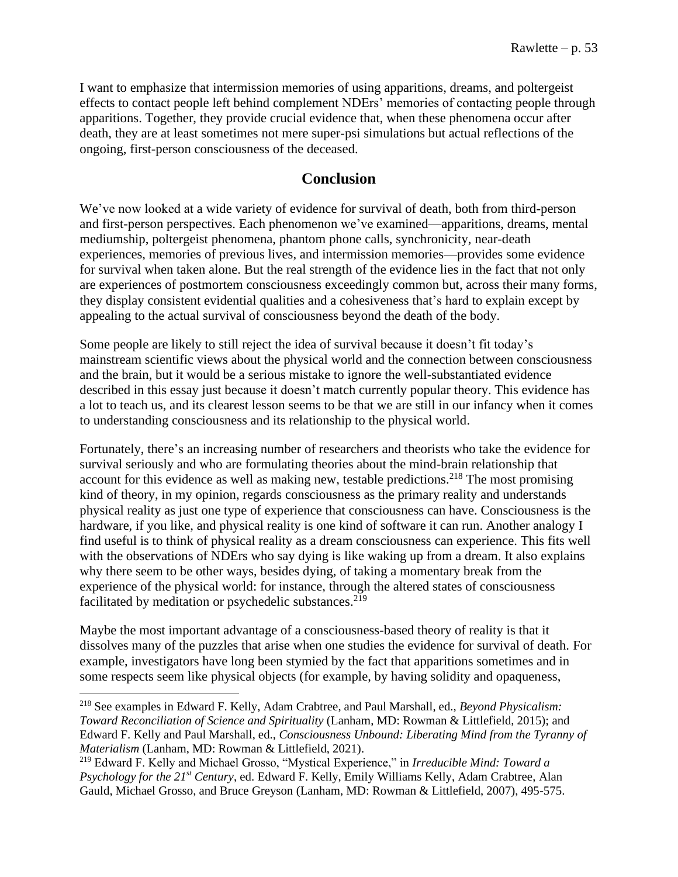I want to emphasize that intermission memories of using apparitions, dreams, and poltergeist effects to contact people left behind complement NDErs' memories of contacting people through apparitions. Together, they provide crucial evidence that, when these phenomena occur after death, they are at least sometimes not mere super-psi simulations but actual reflections of the ongoing, first-person consciousness of the deceased.

## Conclusion

We've now looked at a wide variety of evidence for survival of death, both from third-person and first-person perspectives. Each phenomenon we've examined—apparitions, dreams, mental mediumship, poltergeist phenomena, phantom phone calls, synchronicity, near-death experiences, memories of previous lives, and intermission memories—provides some evidence for survival when taken alone. But the real strength of the evidence lies in the fact that not only are experiences of postmortem consciousness exceedingly common but, across their many forms, they display consistent evidential qualities and a cohesiveness that's hard to explain except by appealing to the actual survival of consciousness beyond the death of the body.

Some people are likely to still reject the idea of survival because it doesn't fit today's mainstream scientific views about the physical world and the connection between consciousness and the brain, but it would be a serious mistake to ignore the well-substantiated evidence described in this essay just because it doesn't match currently popular theory. This evidence has a lot to teach us, and its clearest lesson seems to be that we are still in our infancy when it comes to understanding consciousness and its relationship to the physical world.

Fortunately, there's an increasing number of researchers and theorists who take the evidence for survival seriously and who are formulating theories about the mind-brain relationship that account for this evidence as well as making new, testable predictions.[218] The most promising kind of theory, in my opinion, regards consciousness as the primary reality and understands physical reality as just one type of experience that consciousness can have. Consciousness is the hardware, if you like, and physical reality is one kind of software it can run. Another analogy I find useful is to think of physical reality as a dream consciousness can experience. This fits well with the observations of NDErs who say dying is like waking up from a dream. It also explains why there seem to be other ways, besides dying, of taking a momentary break from the experience of the physical world: for instance, through the altered states of consciousness facilitated by meditation or psychedelic substances.[219]

Maybe the most important advantage of a consciousness-based theory of reality is that it dissolves many of the puzzles that arise when one studies the evidence for survival of death. For example, investigators have long been stymied by the fact that apparitions sometimes and in some respects seem like physical objects (for example, by having solidity and opaqueness,

---

[218] See examples in Edward F. Kelly, Adam Crabtree, and Paul Marshall, ed., *Beyond Physicalism: Toward Reconciliation of Science and Spirituality* (Lanham, MD: Rowman & Littlefield, 2015); and Edward F. Kelly and Paul Marshall, ed., *Consciousness Unbound: Liberating Mind from the Tyranny of Materialism* (Lanham, MD: Rowman & Littlefield, 2021).

[219] Edward F. Kelly and Michael Grosso, "Mystical Experience," in *Irreducible Mind: Toward a Psychology for the 21st Century*, ed. Edward F. Kelly, Emily Williams Kelly, Adam Crabtree, Alan Gauld, Michael Grosso, and Bruce Greyson (Lanham, MD: Rowman & Littlefield, 2007), 495-575.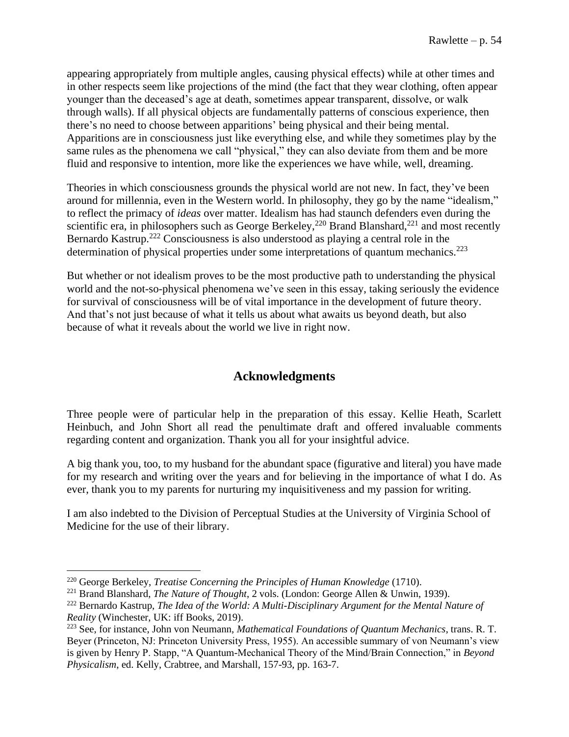appearing appropriately from multiple angles, causing physical effects) while at other times and in other respects seem like projections of the mind (the fact that they wear clothing, often appear younger than the deceased's age at death, sometimes appear transparent, dissolve, or walk through walls). If all physical objects are fundamentally patterns of conscious experience, then there's no need to choose between apparitions' being physical and their being mental. Apparitions are in consciousness just like everything else, and while they sometimes play by the same rules as the phenomena we call "physical," they can also deviate from them and be more fluid and responsive to intention, more like the experiences we have while, well, dreaming.

Theories in which consciousness grounds the physical world are not new. In fact, they've been around for millennia, even in the Western world. In philosophy, they go by the name "idealism," to reflect the primacy of *ideas* over matter. Idealism has had staunch defenders even during the scientific era, in philosophers such as George Berkeley,[220] Brand Blanshard,[221] and most recently Bernardo Kastrup.[222] Consciousness is also understood as playing a central role in the determination of physical properties under some interpretations of quantum mechanics.[223]

But whether or not idealism proves to be the most productive path to understanding the physical world and the not-so-physical phenomena we've seen in this essay, taking seriously the evidence for survival of consciousness will be of vital importance in the development of future theory. And that's not just because of what it tells us about what awaits us beyond death, but also because of what it reveals about the world we live in right now.

## Acknowledgments

Three people were of particular help in the preparation of this essay. Kellie Heath, Scarlett Heinbuch, and John Short all read the penultimate draft and offered invaluable comments regarding content and organization. Thank you all for your insightful advice.

A big thank you, too, to my husband for the abundant space (figurative and literal) you have made for my research and writing over the years and for believing in the importance of what I do. As ever, thank you to my parents for nurturing my inquisitiveness and my passion for writing.

I am also indebted to the Division of Perceptual Studies at the University of Virginia School of Medicine for the use of their library.

---

[220] George Berkeley, *Treatise Concerning the Principles of Human Knowledge* (1710).

[221] Brand Blanshard, *The Nature of Thought*, 2 vols. (London: George Allen & Unwin, 1939).

[222] Bernardo Kastrup, *The Idea of the World: A Multi-Disciplinary Argument for the Mental Nature of Reality* (Winchester, UK: iff Books, 2019).

[223] See, for instance, John von Neumann, *Mathematical Foundations of Quantum Mechanics*, trans. R. T. Beyer (Princeton, NJ: Princeton University Press, 1955). An accessible summary of von Neumann's view is given by Henry P. Stapp, "A Quantum-Mechanical Theory of the Mind/Brain Connection," in *Beyond Physicalism*, ed. Kelly, Crabtree, and Marshall, 157-93, pp. 163-7.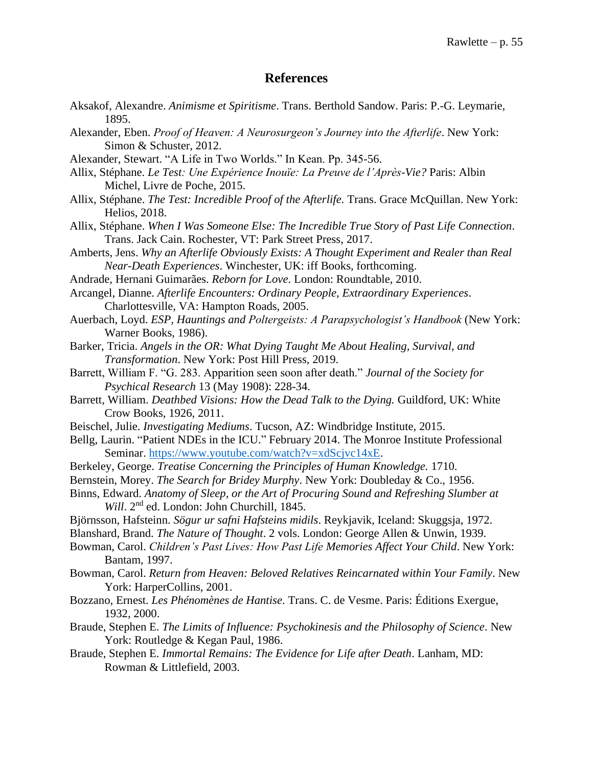## References

Aksakof, Alexandre. *Animisme et Spiritisme*. Trans. Berthold Sandow. Paris: P.-G. Leymarie, 1895.

Alexander, Eben. *Proof of Heaven: A Neurosurgeon's Journey into the Afterlife*. New York: Simon & Schuster, 2012.

Alexander, Stewart. "A Life in Two Worlds." In Kean. Pp. 345-56.

Allix, Stéphane. *Le Test: Une Expérience Inouïe: La Preuve de l'Après-Vie?* Paris: Albin Michel, Livre de Poche, 2015.

Allix, Stéphane. *The Test: Incredible Proof of the Afterlife.* Trans. Grace McQuillan. New York: Helios, 2018.

Allix, Stéphane. *When I Was Someone Else: The Incredible True Story of Past Life Connection*. Trans. Jack Cain. Rochester, VT: Park Street Press, 2017.

Amberts, Jens. *Why an Afterlife Obviously Exists: A Thought Experiment and Realer than Real Near-Death Experiences*. Winchester, UK: iff Books, forthcoming.

Andrade, Hernani Guimarães. *Reborn for Love*. London: Roundtable, 2010.

Arcangel, Dianne. *Afterlife Encounters: Ordinary People, Extraordinary Experiences*. Charlottesville, VA: Hampton Roads, 2005.

Auerbach, Loyd. *ESP, Hauntings and Poltergeists: A Parapsychologist's Handbook* (New York: Warner Books, 1986).

Barker, Tricia. *Angels in the OR: What Dying Taught Me About Healing, Survival, and Transformation*. New York: Post Hill Press, 2019.

Barrett, William F. "G. 283. Apparition seen soon after death." *Journal of the Society for Psychical Research* 13 (May 1908): 228-34.

Barrett, William. *Deathbed Visions: How the Dead Talk to the Dying.* Guildford, UK: White Crow Books, 1926, 2011.

Beischel, Julie. *Investigating Mediums*. Tucson, AZ: Windbridge Institute, 2015.

Bellg, Laurin. "Patient NDEs in the ICU." February 2014. The Monroe Institute Professional Seminar. https://www.youtube.com/watch?v=xdScjvc14xE.

Berkeley, George. *Treatise Concerning the Principles of Human Knowledge.* 1710.

Bernstein, Morey. *The Search for Bridey Murphy*. New York: Doubleday & Co., 1956.

Binns, Edward. *Anatomy of Sleep, or the Art of Procuring Sound and Refreshing Slumber at Will*. 2nd ed. London: John Churchill, 1845.

Björnsson, Hafsteinn. *Sögur ur safni Hafsteins midils*. Reykjavik, Iceland: Skuggsja, 1972.

Blanshard, Brand. *The Nature of Thought*. 2 vols. London: George Allen & Unwin, 1939.

Bowman, Carol. *Children's Past Lives: How Past Life Memories Affect Your Child*. New York: Bantam, 1997.

Bowman, Carol. *Return from Heaven: Beloved Relatives Reincarnated within Your Family*. New York: HarperCollins, 2001.

Bozzano, Ernest. *Les Phénomènes de Hantise*. Trans. C. de Vesme. Paris: Éditions Exergue, 1932, 2000.

Braude, Stephen E. *The Limits of Influence: Psychokinesis and the Philosophy of Science*. New York: Routledge & Kegan Paul, 1986.

Braude, Stephen E. *Immortal Remains: The Evidence for Life after Death*. Lanham, MD: Rowman & Littlefield, 2003.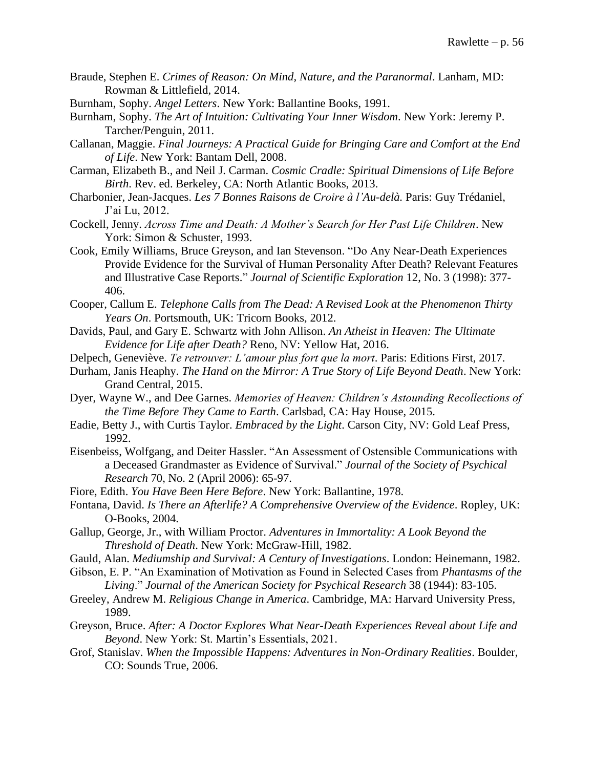Braude, Stephen E. *Crimes of Reason: On Mind, Nature, and the Paranormal*. Lanham, MD: Rowman & Littlefield, 2014.

Burnham, Sophy. *Angel Letters*. New York: Ballantine Books, 1991.

Burnham, Sophy. *The Art of Intuition: Cultivating Your Inner Wisdom*. New York: Jeremy P. Tarcher/Penguin, 2011.

Callanan, Maggie. *Final Journeys: A Practical Guide for Bringing Care and Comfort at the End of Life*. New York: Bantam Dell, 2008.

Carman, Elizabeth B., and Neil J. Carman. *Cosmic Cradle: Spiritual Dimensions of Life Before Birth*. Rev. ed. Berkeley, CA: North Atlantic Books, 2013.

Charbonier, Jean-Jacques. *Les 7 Bonnes Raisons de Croire à l'Au-delà.* Paris: Guy Trédaniel, J'ai Lu, 2012.

Cockell, Jenny. *Across Time and Death: A Mother's Search for Her Past Life Children*. New York: Simon & Schuster, 1993.

Cook, Emily Williams, Bruce Greyson, and Ian Stevenson. "Do Any Near-Death Experiences Provide Evidence for the Survival of Human Personality After Death? Relevant Features and Illustrative Case Reports." *Journal of Scientific Exploration* 12, No. 3 (1998): 377-406.

Cooper, Callum E. *Telephone Calls from The Dead: A Revised Look at the Phenomenon Thirty Years On*. Portsmouth, UK: Tricorn Books, 2012.

Davids, Paul, and Gary E. Schwartz with John Allison. *An Atheist in Heaven: The Ultimate Evidence for Life after Death?* Reno, NV: Yellow Hat, 2016.

Delpech, Geneviève. *Te retrouver: L'amour plus fort que la mort*. Paris: Editions First, 2017.

Durham, Janis Heaphy. *The Hand on the Mirror: A True Story of Life Beyond Death*. New York: Grand Central, 2015.

Dyer, Wayne W., and Dee Garnes. *Memories of Heaven: Children's Astounding Recollections of the Time Before They Came to Earth*. Carlsbad, CA: Hay House, 2015.

Eadie, Betty J., with Curtis Taylor. *Embraced by the Light*. Carson City, NV: Gold Leaf Press, 1992.

Eisenbeiss, Wolfgang, and Deiter Hassler. "An Assessment of Ostensible Communications with a Deceased Grandmaster as Evidence of Survival." *Journal of the Society of Psychical Research* 70, No. 2 (April 2006): 65-97.

Fiore, Edith. *You Have Been Here Before*. New York: Ballantine, 1978.

Fontana, David. *Is There an Afterlife? A Comprehensive Overview of the Evidence*. Ropley, UK: O-Books, 2004.

Gallup, George, Jr., with William Proctor. *Adventures in Immortality: A Look Beyond the Threshold of Death*. New York: McGraw-Hill, 1982.

Gauld, Alan. *Mediumship and Survival: A Century of Investigations*. London: Heinemann, 1982.

Gibson, E. P. "An Examination of Motivation as Found in Selected Cases from *Phantasms of the Living*." *Journal of the American Society for Psychical Research* 38 (1944): 83-105.

Greeley, Andrew M. *Religious Change in America*. Cambridge, MA: Harvard University Press, 1989.

Greyson, Bruce. *After: A Doctor Explores What Near-Death Experiences Reveal about Life and Beyond*. New York: St. Martin's Essentials, 2021.

Grof, Stanislav. *When the Impossible Happens: Adventures in Non-Ordinary Realities*. Boulder, CO: Sounds True, 2006.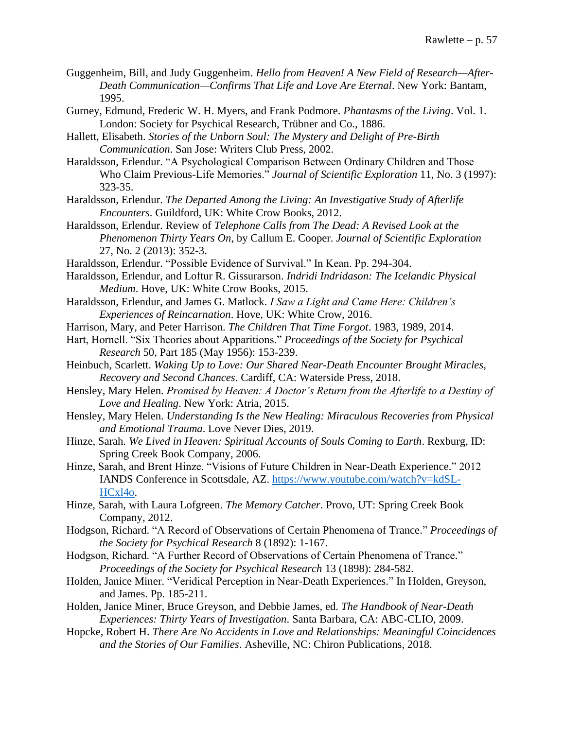Guggenheim, Bill, and Judy Guggenheim. *Hello from Heaven! A New Field of Research—After-Death Communication—Confirms That Life and Love Are Eternal*. New York: Bantam, 1995.

Gurney, Edmund, Frederic W. H. Myers, and Frank Podmore. *Phantasms of the Living*. Vol. 1. London: Society for Psychical Research, Trübner and Co., 1886.

Hallett, Elisabeth. *Stories of the Unborn Soul: The Mystery and Delight of Pre-Birth Communication*. San Jose: Writers Club Press, 2002.

Haraldsson, Erlendur. "A Psychological Comparison Between Ordinary Children and Those Who Claim Previous-Life Memories." *Journal of Scientific Exploration* 11, No. 3 (1997): 323-35.

Haraldsson, Erlendur. *The Departed Among the Living: An Investigative Study of Afterlife Encounters*. Guildford, UK: White Crow Books, 2012.

Haraldsson, Erlendur. Review of *Telephone Calls from The Dead: A Revised Look at the Phenomenon Thirty Years On*, by Callum E. Cooper. *Journal of Scientific Exploration* 27, No. 2 (2013): 352-3.

Haraldsson, Erlendur. "Possible Evidence of Survival." In Kean. Pp. 294-304.

Haraldsson, Erlendur, and Loftur R. Gissurarson. *Indridi Indridason: The Icelandic Physical Medium*. Hove, UK: White Crow Books, 2015.

Haraldsson, Erlendur, and James G. Matlock. *I Saw a Light and Came Here: Children's Experiences of Reincarnation*. Hove, UK: White Crow, 2016.

Harrison, Mary, and Peter Harrison. *The Children That Time Forgot*. 1983, 1989, 2014.

Hart, Hornell. "Six Theories about Apparitions." *Proceedings of the Society for Psychical Research* 50, Part 185 (May 1956): 153-239.

Heinbuch, Scarlett. *Waking Up to Love: Our Shared Near-Death Encounter Brought Miracles, Recovery and Second Chances*. Cardiff, CA: Waterside Press, 2018.

Hensley, Mary Helen. *Promised by Heaven: A Doctor's Return from the Afterlife to a Destiny of Love and Healing*. New York: Atria, 2015.

Hensley, Mary Helen. *Understanding Is the New Healing: Miraculous Recoveries from Physical and Emotional Trauma*. Love Never Dies, 2019.

Hinze, Sarah. *We Lived in Heaven: Spiritual Accounts of Souls Coming to Earth*. Rexburg, ID: Spring Creek Book Company, 2006.

Hinze, Sarah, and Brent Hinze. "Visions of Future Children in Near-Death Experience." 2012 IANDS Conference in Scottsdale, AZ. https://www.youtube.com/watch?v=kdSL-HCxl4o.

Hinze, Sarah, with Laura Lofgreen. *The Memory Catcher*. Provo, UT: Spring Creek Book Company, 2012.

Hodgson, Richard. "A Record of Observations of Certain Phenomena of Trance." *Proceedings of the Society for Psychical Research* 8 (1892): 1-167.

Hodgson, Richard. "A Further Record of Observations of Certain Phenomena of Trance." *Proceedings of the Society for Psychical Research* 13 (1898): 284-582.

Holden, Janice Miner. "Veridical Perception in Near-Death Experiences." In Holden, Greyson, and James. Pp. 185-211.

Holden, Janice Miner, Bruce Greyson, and Debbie James, ed. *The Handbook of Near-Death Experiences: Thirty Years of Investigation*. Santa Barbara, CA: ABC-CLIO, 2009.

Hopcke, Robert H. *There Are No Accidents in Love and Relationships: Meaningful Coincidences and the Stories of Our Families*. Asheville, NC: Chiron Publications, 2018.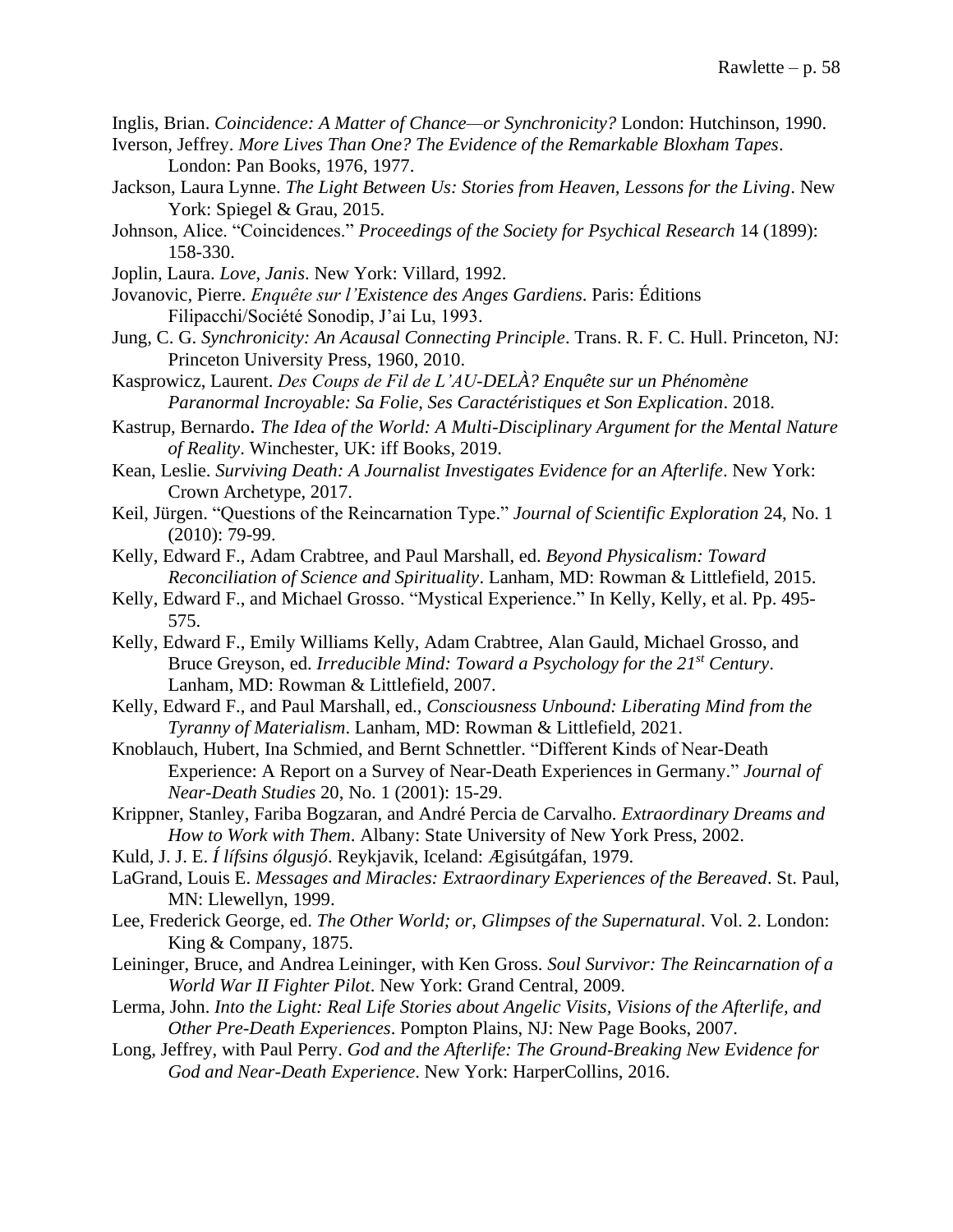Inglis, Brian. *Coincidence: A Matter of Chance—or Synchronicity?* London: Hutchinson, 1990.

Iverson, Jeffrey. *More Lives Than One? The Evidence of the Remarkable Bloxham Tapes*. London: Pan Books, 1976, 1977.

Jackson, Laura Lynne. *The Light Between Us: Stories from Heaven, Lessons for the Living*. New York: Spiegel & Grau, 2015.

Johnson, Alice. "Coincidences." *Proceedings of the Society for Psychical Research* 14 (1899): 158-330.

Joplin, Laura. *Love, Janis*. New York: Villard, 1992.

Jovanovic, Pierre. *Enquête sur l'Existence des Anges Gardiens*. Paris: Éditions Filipacchi/Société Sonodip, J'ai Lu, 1993.

Jung, C. G. *Synchronicity: An Acausal Connecting Principle*. Trans. R. F. C. Hull. Princeton, NJ: Princeton University Press, 1960, 2010.

Kasprowicz, Laurent. *Des Coups de Fil de L'AU-DELÀ? Enquête sur un Phénomène Paranormal Incroyable: Sa Folie, Ses Caractéristiques et Son Explication*. 2018.

Kastrup, Bernardo. *The Idea of the World: A Multi-Disciplinary Argument for the Mental Nature of Reality*. Winchester, UK: iff Books, 2019.

Kean, Leslie. *Surviving Death: A Journalist Investigates Evidence for an Afterlife*. New York: Crown Archetype, 2017.

Keil, Jürgen. "Questions of the Reincarnation Type." *Journal of Scientific Exploration* 24, No. 1 (2010): 79-99.

Kelly, Edward F., Adam Crabtree, and Paul Marshall, ed. *Beyond Physicalism: Toward Reconciliation of Science and Spirituality*. Lanham, MD: Rowman & Littlefield, 2015.

Kelly, Edward F., and Michael Grosso. "Mystical Experience." In Kelly, Kelly, et al. Pp. 495-575.

Kelly, Edward F., Emily Williams Kelly, Adam Crabtree, Alan Gauld, Michael Grosso, and Bruce Greyson, ed. *Irreducible Mind: Toward a Psychology for the 21st Century*. Lanham, MD: Rowman & Littlefield, 2007.

Kelly, Edward F., and Paul Marshall, ed., *Consciousness Unbound: Liberating Mind from the Tyranny of Materialism*. Lanham, MD: Rowman & Littlefield, 2021.

Knoblauch, Hubert, Ina Schmied, and Bernt Schnettler. "Different Kinds of Near-Death Experience: A Report on a Survey of Near-Death Experiences in Germany." *Journal of Near-Death Studies* 20, No. 1 (2001): 15-29.

Krippner, Stanley, Fariba Bogzaran, and André Percia de Carvalho. *Extraordinary Dreams and How to Work with Them*. Albany: State University of New York Press, 2002.

Kuld, J. J. E. *Í lífsins ólgusjó*. Reykjavik, Iceland: Ægisútgáfan, 1979.

LaGrand, Louis E. *Messages and Miracles: Extraordinary Experiences of the Bereaved*. St. Paul, MN: Llewellyn, 1999.

Lee, Frederick George, ed. *The Other World; or, Glimpses of the Supernatural*. Vol. 2. London: King & Company, 1875.

Leininger, Bruce, and Andrea Leininger, with Ken Gross. *Soul Survivor: The Reincarnation of a World War II Fighter Pilot*. New York: Grand Central, 2009.

Lerma, John. *Into the Light: Real Life Stories about Angelic Visits, Visions of the Afterlife, and Other Pre-Death Experiences*. Pompton Plains, NJ: New Page Books, 2007.

Long, Jeffrey, with Paul Perry. *God and the Afterlife: The Ground-Breaking New Evidence for God and Near-Death Experience*. New York: HarperCollins, 2016.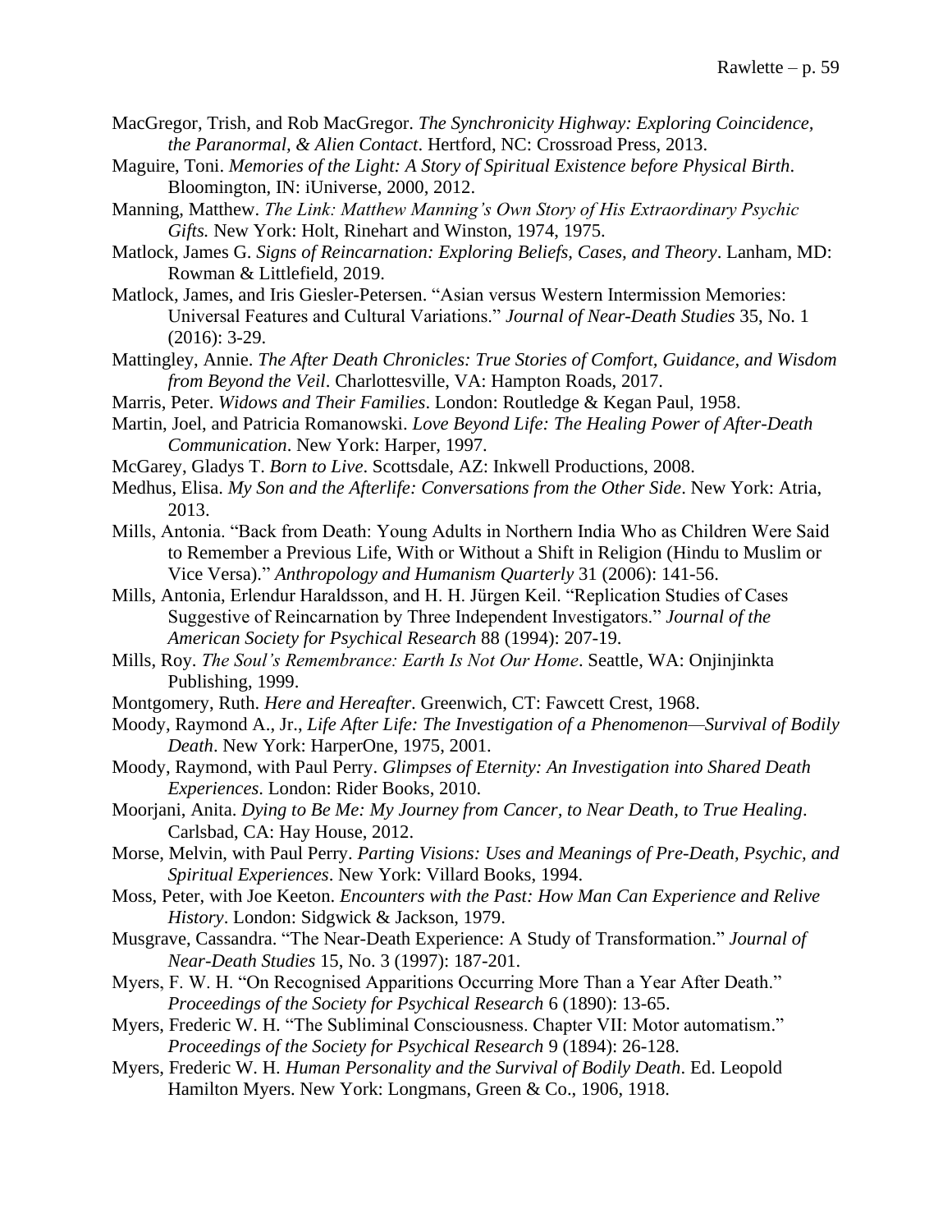MacGregor, Trish, and Rob MacGregor. *The Synchronicity Highway: Exploring Coincidence, the Paranormal, & Alien Contact*. Hertford, NC: Crossroad Press, 2013.

Maguire, Toni. *Memories of the Light: A Story of Spiritual Existence before Physical Birth*. Bloomington, IN: iUniverse, 2000, 2012.

Manning, Matthew. *The Link: Matthew Manning's Own Story of His Extraordinary Psychic Gifts.* New York: Holt, Rinehart and Winston, 1974, 1975.

Matlock, James G. *Signs of Reincarnation: Exploring Beliefs, Cases, and Theory*. Lanham, MD: Rowman & Littlefield, 2019.

Matlock, James, and Iris Giesler-Petersen. "Asian versus Western Intermission Memories: Universal Features and Cultural Variations." *Journal of Near-Death Studies* 35, No. 1 (2016): 3-29.

Mattingley, Annie. *The After Death Chronicles: True Stories of Comfort, Guidance, and Wisdom from Beyond the Veil*. Charlottesville, VA: Hampton Roads, 2017.

Marris, Peter. *Widows and Their Families*. London: Routledge & Kegan Paul, 1958.

Martin, Joel, and Patricia Romanowski. *Love Beyond Life: The Healing Power of After-Death Communication*. New York: Harper, 1997.

McGarey, Gladys T. *Born to Live*. Scottsdale, AZ: Inkwell Productions, 2008.

Medhus, Elisa. *My Son and the Afterlife: Conversations from the Other Side*. New York: Atria, 2013.

Mills, Antonia. "Back from Death: Young Adults in Northern India Who as Children Were Said to Remember a Previous Life, With or Without a Shift in Religion (Hindu to Muslim or Vice Versa)." *Anthropology and Humanism Quarterly* 31 (2006): 141-56.

Mills, Antonia, Erlendur Haraldsson, and H. H. Jürgen Keil. "Replication Studies of Cases Suggestive of Reincarnation by Three Independent Investigators." *Journal of the American Society for Psychical Research* 88 (1994): 207-19.

Mills, Roy. *The Soul's Remembrance: Earth Is Not Our Home*. Seattle, WA: Onjinjinkta Publishing, 1999.

Montgomery, Ruth. *Here and Hereafter*. Greenwich, CT: Fawcett Crest, 1968.

Moody, Raymond A., Jr., *Life After Life: The Investigation of a Phenomenon—Survival of Bodily Death*. New York: HarperOne, 1975, 2001.

Moody, Raymond, with Paul Perry. *Glimpses of Eternity: An Investigation into Shared Death Experiences*. London: Rider Books, 2010.

Moorjani, Anita. *Dying to Be Me: My Journey from Cancer, to Near Death, to True Healing*. Carlsbad, CA: Hay House, 2012.

Morse, Melvin, with Paul Perry. *Parting Visions: Uses and Meanings of Pre-Death, Psychic, and Spiritual Experiences*. New York: Villard Books, 1994.

Moss, Peter, with Joe Keeton. *Encounters with the Past: How Man Can Experience and Relive History*. London: Sidgwick & Jackson, 1979.

Musgrave, Cassandra. "The Near-Death Experience: A Study of Transformation." *Journal of Near-Death Studies* 15, No. 3 (1997): 187-201.

Myers, F. W. H. "On Recognised Apparitions Occurring More Than a Year After Death." *Proceedings of the Society for Psychical Research* 6 (1890): 13-65.

Myers, Frederic W. H. "The Subliminal Consciousness. Chapter VII: Motor automatism." *Proceedings of the Society for Psychical Research* 9 (1894): 26-128.

Myers, Frederic W. H. *Human Personality and the Survival of Bodily Death*. Ed. Leopold Hamilton Myers. New York: Longmans, Green & Co., 1906, 1918.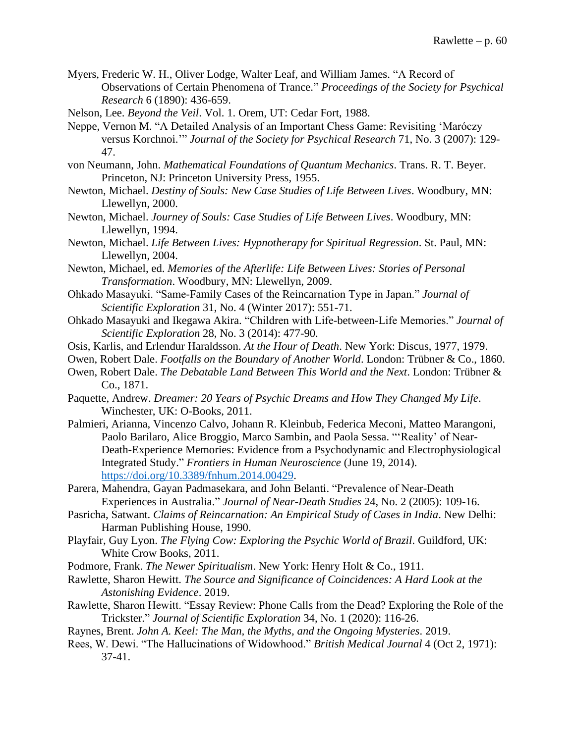Myers, Frederic W. H., Oliver Lodge, Walter Leaf, and William James. "A Record of Observations of Certain Phenomena of Trance." *Proceedings of the Society for Psychical Research* 6 (1890): 436-659.

Nelson, Lee. *Beyond the Veil*. Vol. 1. Orem, UT: Cedar Fort, 1988.

Neppe, Vernon M. "A Detailed Analysis of an Important Chess Game: Revisiting 'Maróczy versus Korchnoi.'" *Journal of the Society for Psychical Research* 71, No. 3 (2007): 129-47.

von Neumann, John. *Mathematical Foundations of Quantum Mechanics*. Trans. R. T. Beyer. Princeton, NJ: Princeton University Press, 1955.

Newton, Michael. *Destiny of Souls: New Case Studies of Life Between Lives*. Woodbury, MN: Llewellyn, 2000.

Newton, Michael. *Journey of Souls: Case Studies of Life Between Lives*. Woodbury, MN: Llewellyn, 1994.

Newton, Michael. *Life Between Lives: Hypnotherapy for Spiritual Regression*. St. Paul, MN: Llewellyn, 2004.

Newton, Michael, ed. *Memories of the Afterlife: Life Between Lives: Stories of Personal Transformation*. Woodbury, MN: Llewellyn, 2009.

Ohkado Masayuki. "Same-Family Cases of the Reincarnation Type in Japan." *Journal of Scientific Exploration* 31, No. 4 (Winter 2017): 551-71.

Ohkado Masayuki and Ikegawa Akira. "Children with Life-between-Life Memories." *Journal of Scientific Exploration* 28, No. 3 (2014): 477-90.

Osis, Karlis, and Erlendur Haraldsson. *At the Hour of Death*. New York: Discus, 1977, 1979.

Owen, Robert Dale. *Footfalls on the Boundary of Another World*. London: Trübner & Co., 1860.

Owen, Robert Dale. *The Debatable Land Between This World and the Next*. London: Trübner & Co., 1871.

Paquette, Andrew. *Dreamer: 20 Years of Psychic Dreams and How They Changed My Life*. Winchester, UK: O-Books, 2011.

Palmieri, Arianna, Vincenzo Calvo, Johann R. Kleinbub, Federica Meconi, Matteo Marangoni, Paolo Barilaro, Alice Broggio, Marco Sambin, and Paola Sessa. "'Reality' of Near-Death-Experience Memories: Evidence from a Psychodynamic and Electrophysiological Integrated Study." *Frontiers in Human Neuroscience* (June 19, 2014). https://doi.org/10.3389/fnhum.2014.00429.

Parera, Mahendra, Gayan Padmasekara, and John Belanti. "Prevalence of Near-Death Experiences in Australia." *Journal of Near-Death Studies* 24, No. 2 (2005): 109-16.

Pasricha, Satwant. *Claims of Reincarnation: An Empirical Study of Cases in India*. New Delhi: Harman Publishing House, 1990.

Playfair, Guy Lyon. *The Flying Cow: Exploring the Psychic World of Brazil*. Guildford, UK: White Crow Books, 2011.

Podmore, Frank. *The Newer Spiritualism*. New York: Henry Holt & Co., 1911.

Rawlette, Sharon Hewitt. *The Source and Significance of Coincidences: A Hard Look at the Astonishing Evidence*. 2019.

Rawlette, Sharon Hewitt. "Essay Review: Phone Calls from the Dead? Exploring the Role of the Trickster." *Journal of Scientific Exploration* 34, No. 1 (2020): 116-26.

Raynes, Brent. *John A. Keel: The Man, the Myths, and the Ongoing Mysteries*. 2019.

Rees, W. Dewi. "The Hallucinations of Widowhood." *British Medical Journal* 4 (Oct 2, 1971): 37-41.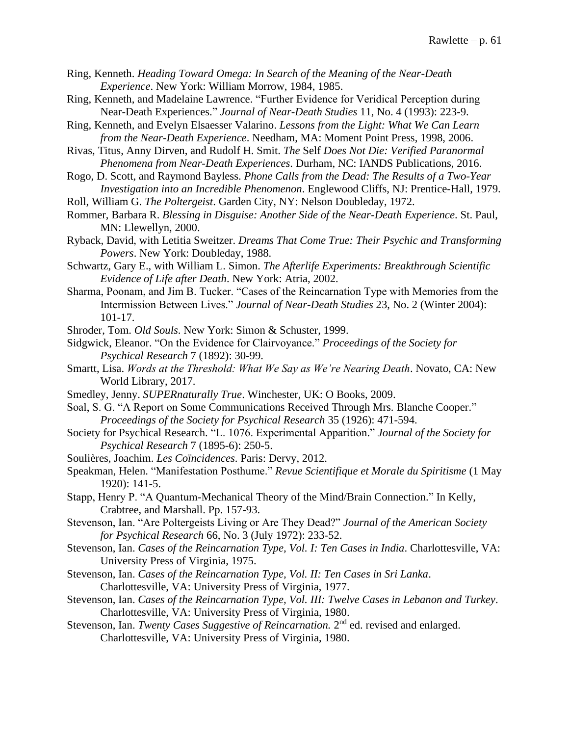Ring, Kenneth. *Heading Toward Omega: In Search of the Meaning of the Near-Death Experience*. New York: William Morrow, 1984, 1985.

Ring, Kenneth, and Madelaine Lawrence. "Further Evidence for Veridical Perception during Near-Death Experiences." *Journal of Near-Death Studies* 11, No. 4 (1993): 223-9.

Ring, Kenneth, and Evelyn Elsaesser Valarino. *Lessons from the Light: What We Can Learn from the Near-Death Experience*. Needham, MA: Moment Point Press, 1998, 2006.

Rivas, Titus, Anny Dirven, and Rudolf H. Smit. *The* Self *Does Not Die: Verified Paranormal Phenomena from Near-Death Experiences*. Durham, NC: IANDS Publications, 2016.

Rogo, D. Scott, and Raymond Bayless. *Phone Calls from the Dead: The Results of a Two-Year Investigation into an Incredible Phenomenon*. Englewood Cliffs, NJ: Prentice-Hall, 1979.

Roll, William G. *The Poltergeist*. Garden City, NY: Nelson Doubleday, 1972.

Rommer, Barbara R. *Blessing in Disguise: Another Side of the Near-Death Experience*. St. Paul, MN: Llewellyn, 2000.

Ryback, David, with Letitia Sweitzer. *Dreams That Come True: Their Psychic and Transforming Powers*. New York: Doubleday, 1988.

Schwartz, Gary E., with William L. Simon. *The Afterlife Experiments: Breakthrough Scientific Evidence of Life after Death*. New York: Atria, 2002.

Sharma, Poonam, and Jim B. Tucker. "Cases of the Reincarnation Type with Memories from the Intermission Between Lives." *Journal of Near-Death Studies* 23, No. 2 (Winter 2004): 101-17.

Shroder, Tom. *Old Souls*. New York: Simon & Schuster, 1999.

Sidgwick, Eleanor. "On the Evidence for Clairvoyance." *Proceedings of the Society for Psychical Research* 7 (1892): 30-99.

Smartt, Lisa. *Words at the Threshold: What We Say as We're Nearing Death*. Novato, CA: New World Library, 2017.

Smedley, Jenny. *SUPERnaturally True*. Winchester, UK: O Books, 2009.

Soal, S. G. "A Report on Some Communications Received Through Mrs. Blanche Cooper." *Proceedings of the Society for Psychical Research* 35 (1926): 471-594.

Society for Psychical Research. "L. 1076. Experimental Apparition." *Journal of the Society for Psychical Research* 7 (1895-6): 250-5.

Soulières, Joachim. *Les Coïncidences*. Paris: Dervy, 2012.

Speakman, Helen. "Manifestation Posthume." *Revue Scientifique et Morale du Spiritisme* (1 May 1920): 141-5.

Stapp, Henry P. "A Quantum-Mechanical Theory of the Mind/Brain Connection." In Kelly, Crabtree, and Marshall. Pp. 157-93.

Stevenson, Ian. "Are Poltergeists Living or Are They Dead?" *Journal of the American Society for Psychical Research* 66, No. 3 (July 1972): 233-52.

Stevenson, Ian. *Cases of the Reincarnation Type, Vol. I: Ten Cases in India*. Charlottesville, VA: University Press of Virginia, 1975.

Stevenson, Ian. *Cases of the Reincarnation Type, Vol. II: Ten Cases in Sri Lanka*. Charlottesville, VA: University Press of Virginia, 1977.

Stevenson, Ian. *Cases of the Reincarnation Type, Vol. III: Twelve Cases in Lebanon and Turkey*. Charlottesville, VA: University Press of Virginia, 1980.

Stevenson, Ian. *Twenty Cases Suggestive of Reincarnation.* 2nd ed. revised and enlarged. Charlottesville, VA: University Press of Virginia, 1980.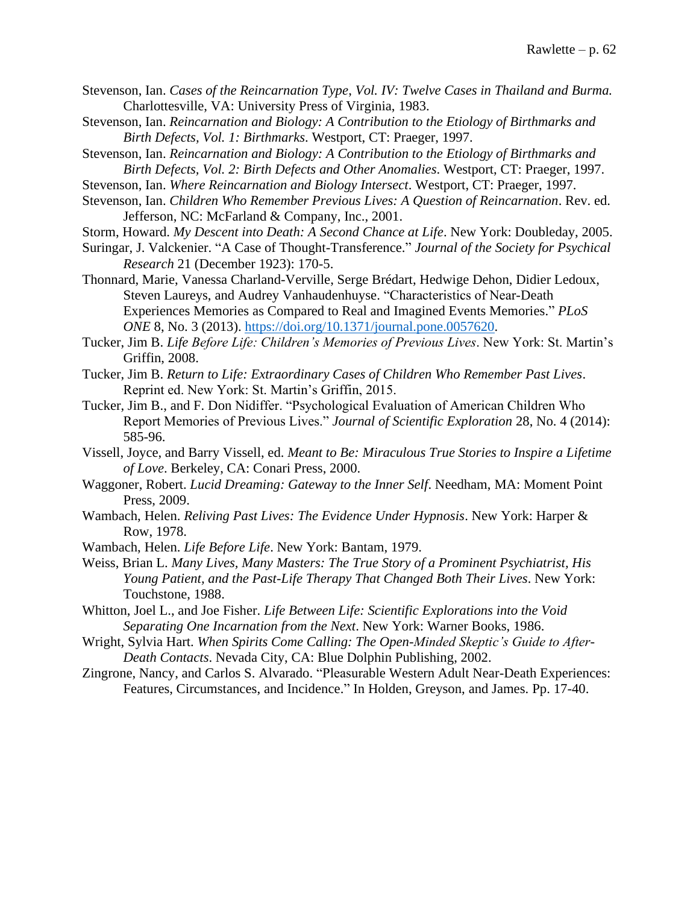Stevenson, Ian. *Cases of the Reincarnation Type, Vol. IV: Twelve Cases in Thailand and Burma.* Charlottesville, VA: University Press of Virginia, 1983.

Stevenson, Ian. *Reincarnation and Biology: A Contribution to the Etiology of Birthmarks and Birth Defects, Vol. 1: Birthmarks*. Westport, CT: Praeger, 1997.

Stevenson, Ian. *Reincarnation and Biology: A Contribution to the Etiology of Birthmarks and Birth Defects, Vol. 2: Birth Defects and Other Anomalies*. Westport, CT: Praeger, 1997.

Stevenson, Ian. *Where Reincarnation and Biology Intersect*. Westport, CT: Praeger, 1997.

Stevenson, Ian. *Children Who Remember Previous Lives: A Question of Reincarnation*. Rev. ed. Jefferson, NC: McFarland & Company, Inc., 2001.

Storm, Howard. *My Descent into Death: A Second Chance at Life*. New York: Doubleday, 2005.

Suringar, J. Valckenier. "A Case of Thought-Transference." *Journal of the Society for Psychical Research* 21 (December 1923): 170-5.

Thonnard, Marie, Vanessa Charland-Verville, Serge Brédart, Hedwige Dehon, Didier Ledoux, Steven Laureys, and Audrey Vanhaudenhuyse. "Characteristics of Near-Death Experiences Memories as Compared to Real and Imagined Events Memories." *PLoS ONE* 8, No. 3 (2013). https://doi.org/10.1371/journal.pone.0057620.

Tucker, Jim B. *Life Before Life: Children's Memories of Previous Lives*. New York: St. Martin's Griffin, 2008.

Tucker, Jim B. *Return to Life: Extraordinary Cases of Children Who Remember Past Lives*. Reprint ed. New York: St. Martin's Griffin, 2015.

Tucker, Jim B., and F. Don Nidiffer. "Psychological Evaluation of American Children Who Report Memories of Previous Lives." *Journal of Scientific Exploration* 28, No. 4 (2014): 585-96.

Vissell, Joyce, and Barry Vissell, ed. *Meant to Be: Miraculous True Stories to Inspire a Lifetime of Love*. Berkeley, CA: Conari Press, 2000.

Waggoner, Robert. *Lucid Dreaming: Gateway to the Inner Self*. Needham, MA: Moment Point Press, 2009.

Wambach, Helen. *Reliving Past Lives: The Evidence Under Hypnosis*. New York: Harper & Row, 1978.

Wambach, Helen. *Life Before Life*. New York: Bantam, 1979.

Weiss, Brian L. *Many Lives, Many Masters: The True Story of a Prominent Psychiatrist, His Young Patient, and the Past-Life Therapy That Changed Both Their Lives*. New York: Touchstone, 1988.

Whitton, Joel L., and Joe Fisher. *Life Between Life: Scientific Explorations into the Void Separating One Incarnation from the Next*. New York: Warner Books, 1986.

Wright, Sylvia Hart. *When Spirits Come Calling: The Open-Minded Skeptic's Guide to After-Death Contacts*. Nevada City, CA: Blue Dolphin Publishing, 2002.

Zingrone, Nancy, and Carlos S. Alvarado. "Pleasurable Western Adult Near-Death Experiences: Features, Circumstances, and Incidence." In Holden, Greyson, and James. Pp. 17-40.